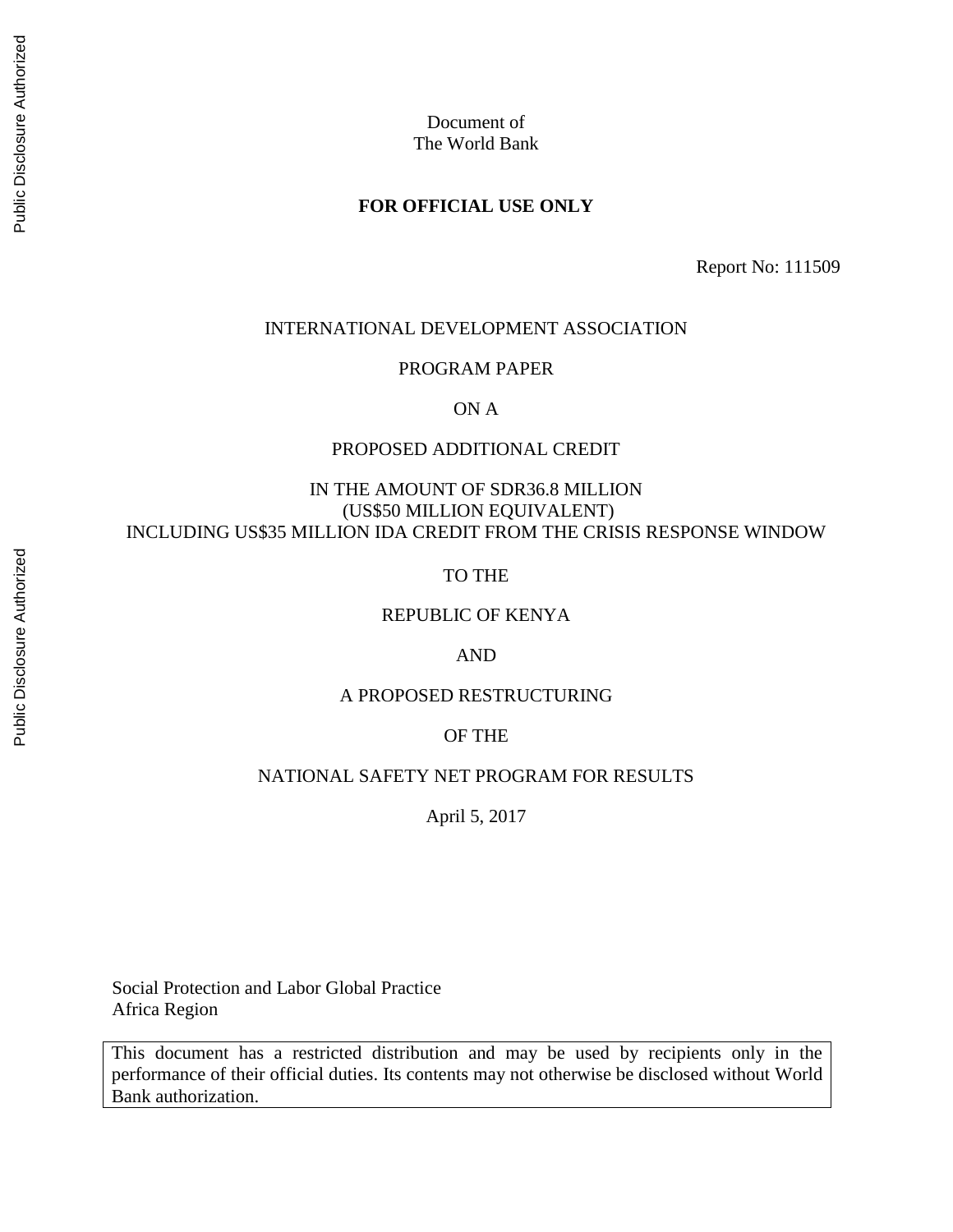Document of
The World Bank

**FOR OFFICIAL USE ONLY**

Report No: 111509

INTERNATIONAL DEVELOPMENT ASSOCIATION

PROGRAM PAPER

ON A

PROPOSED ADDITIONAL CREDIT

IN THE AMOUNT OF SDR36.8 MILLION
(US$50 MILLION EQUIVALENT)
INCLUDING US$35 MILLION IDA CREDIT FROM THE CRISIS RESPONSE WINDOW

TO THE

REPUBLIC OF KENYA

AND

A PROPOSED RESTRUCTURING

OF THE

NATIONAL SAFETY NET PROGRAM FOR RESULTS

April 5, 2017

Social Protection and Labor Global Practice
Africa Region

This document has a restricted distribution and may be used by recipients only in the performance of their official duties. Its contents may not otherwise be disclosed without World Bank authorization.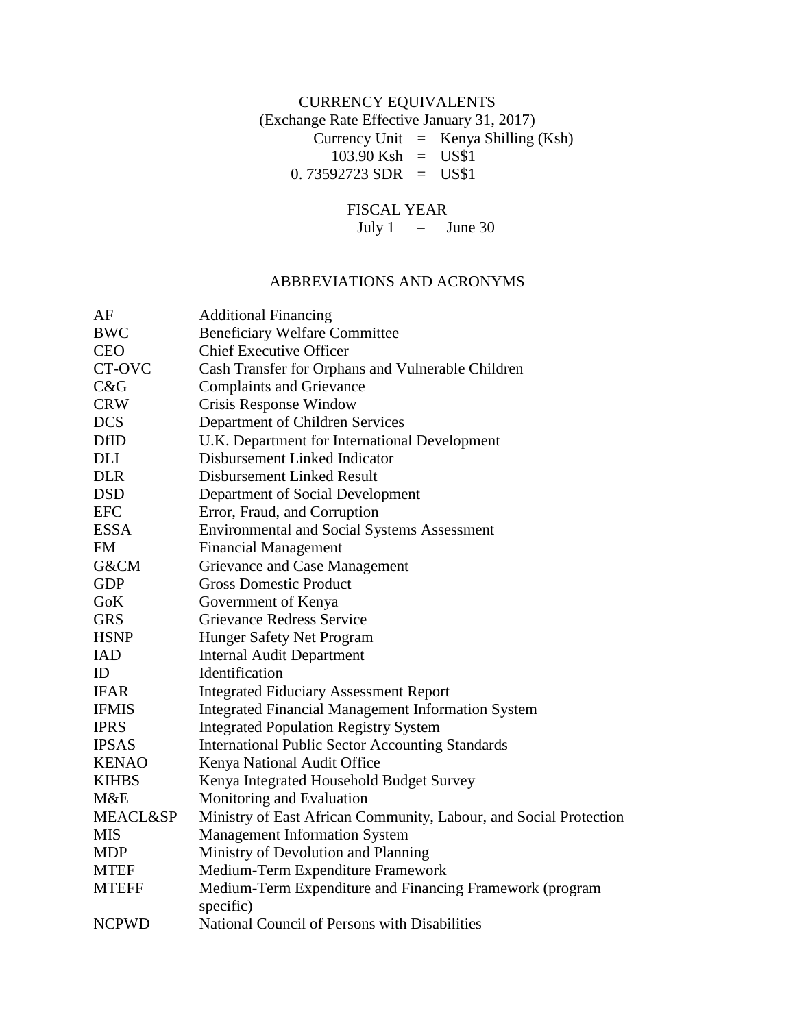CURRENCY EQUIVALENTS

(Exchange Rate Effective January 31, 2017)

Currency Unit = Kenya Shilling (Ksh)

103.90 Ksh = US$1

0. 73592723 SDR = US$1

FISCAL YEAR

July 1 – June 30

ABBREVIATIONS AND ACRONYMS

| | |
|---|---|
| AF | Additional Financing |
| BWC | Beneficiary Welfare Committee |
| CEO | Chief Executive Officer |
| CT-OVC | Cash Transfer for Orphans and Vulnerable Children |
| C&G | Complaints and Grievance |
| CRW | Crisis Response Window |
| DCS | Department of Children Services |
| DfID | U.K. Department for International Development |
| DLI | Disbursement Linked Indicator |
| DLR | Disbursement Linked Result |
| DSD | Department of Social Development |
| EFC | Error, Fraud, and Corruption |
| ESSA | Environmental and Social Systems Assessment |
| FM | Financial Management |
| G&CM | Grievance and Case Management |
| GDP | Gross Domestic Product |
| GoK | Government of Kenya |
| GRS | Grievance Redress Service |
| HSNP | Hunger Safety Net Program |
| IAD | Internal Audit Department |
| ID | Identification |
| IFAR | Integrated Fiduciary Assessment Report |
| IFMIS | Integrated Financial Management Information System |
| IPRS | Integrated Population Registry System |
| IPSAS | International Public Sector Accounting Standards |
| KENAO | Kenya National Audit Office |
| KIHBS | Kenya Integrated Household Budget Survey |
| M&E | Monitoring and Evaluation |
| MEACL&SP | Ministry of East African Community, Labour, and Social Protection |
| MIS | Management Information System |
| MDP | Ministry of Devolution and Planning |
| MTEF | Medium-Term Expenditure Framework |
| MTEFF | Medium-Term Expenditure and Financing Framework (program specific) |
| NCPWD | National Council of Persons with Disabilities |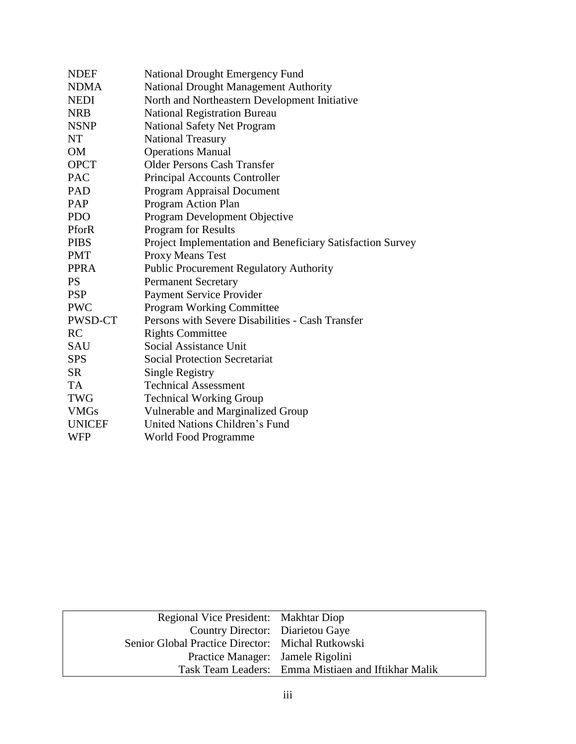| | |
|---|---|
| NDEF | National Drought Emergency Fund |
| NDMA | National Drought Management Authority |
| NEDI | North and Northeastern Development Initiative |
| NRB | National Registration Bureau |
| NSNP | National Safety Net Program |
| NT | National Treasury |
| OM | Operations Manual |
| OPCT | Older Persons Cash Transfer |
| PAC | Principal Accounts Controller |
| PAD | Program Appraisal Document |
| PAP | Program Action Plan |
| PDO | Program Development Objective |
| PforR | Program for Results |
| PIBS | Project Implementation and Beneficiary Satisfaction Survey |
| PMT | Proxy Means Test |
| PPRA | Public Procurement Regulatory Authority |
| PS | Permanent Secretary |
| PSP | Payment Service Provider |
| PWC | Program Working Committee |
| PWSD-CT | Persons with Severe Disabilities - Cash Transfer |
| RC | Rights Committee |
| SAU | Social Assistance Unit |
| SPS | Social Protection Secretariat |
| SR | Single Registry |
| TA | Technical Assessment |
| TWG | Technical Working Group |
| VMGs | Vulnerable and Marginalized Group |
| UNICEF | United Nations Children's Fund |
| WFP | World Food Programme |

| | |
|---|---|
| Regional Vice President: | Makhtar Diop |
| Country Director: | Diarietou Gaye |
| Senior Global Practice Director: | Michal Rutkowski |
| Practice Manager: | Jamele Rigolini |
| Task Team Leaders: | Emma Mistiaen and Iftikhar Malik |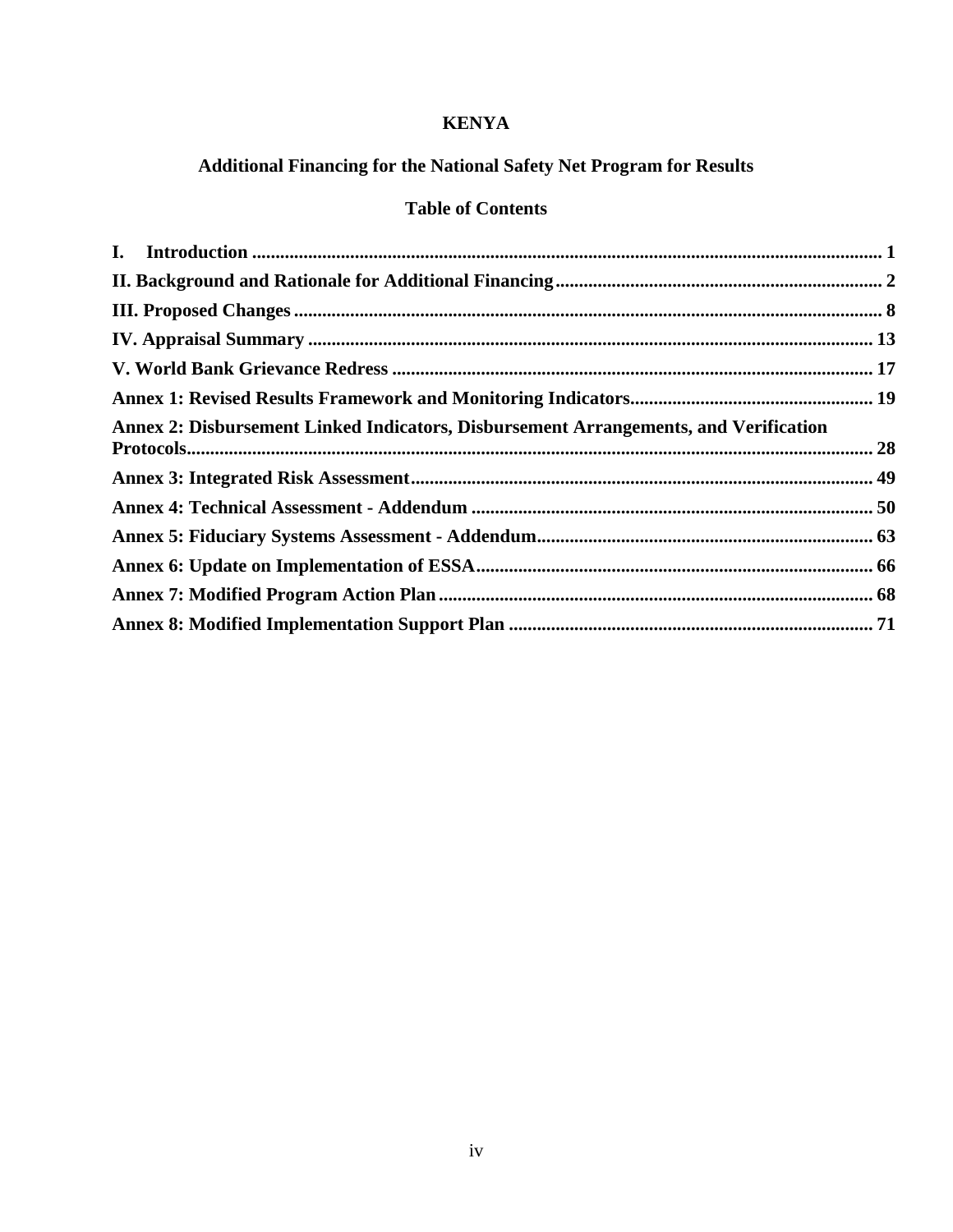**KENYA**

**Additional Financing for the National Safety Net Program for Results**

**Table of Contents**

**I. Introduction** ........ 1

**II. Background and Rationale for Additional Financing** ........ 2

**III. Proposed Changes** ........ 8

**IV. Appraisal Summary** ........ 13

**V. World Bank Grievance Redress** ........ 17

**Annex 1: Revised Results Framework and Monitoring Indicators** ........ 19

**Annex 2: Disbursement Linked Indicators, Disbursement Arrangements, and Verification Protocols** ........ 28

**Annex 3: Integrated Risk Assessment** ........ 49

**Annex 4: Technical Assessment - Addendum** ........ 50

**Annex 5: Fiduciary Systems Assessment - Addendum** ........ 63

**Annex 6: Update on Implementation of ESSA** ........ 66

**Annex 7: Modified Program Action Plan** ........ 68

**Annex 8: Modified Implementation Support Plan** ........ 71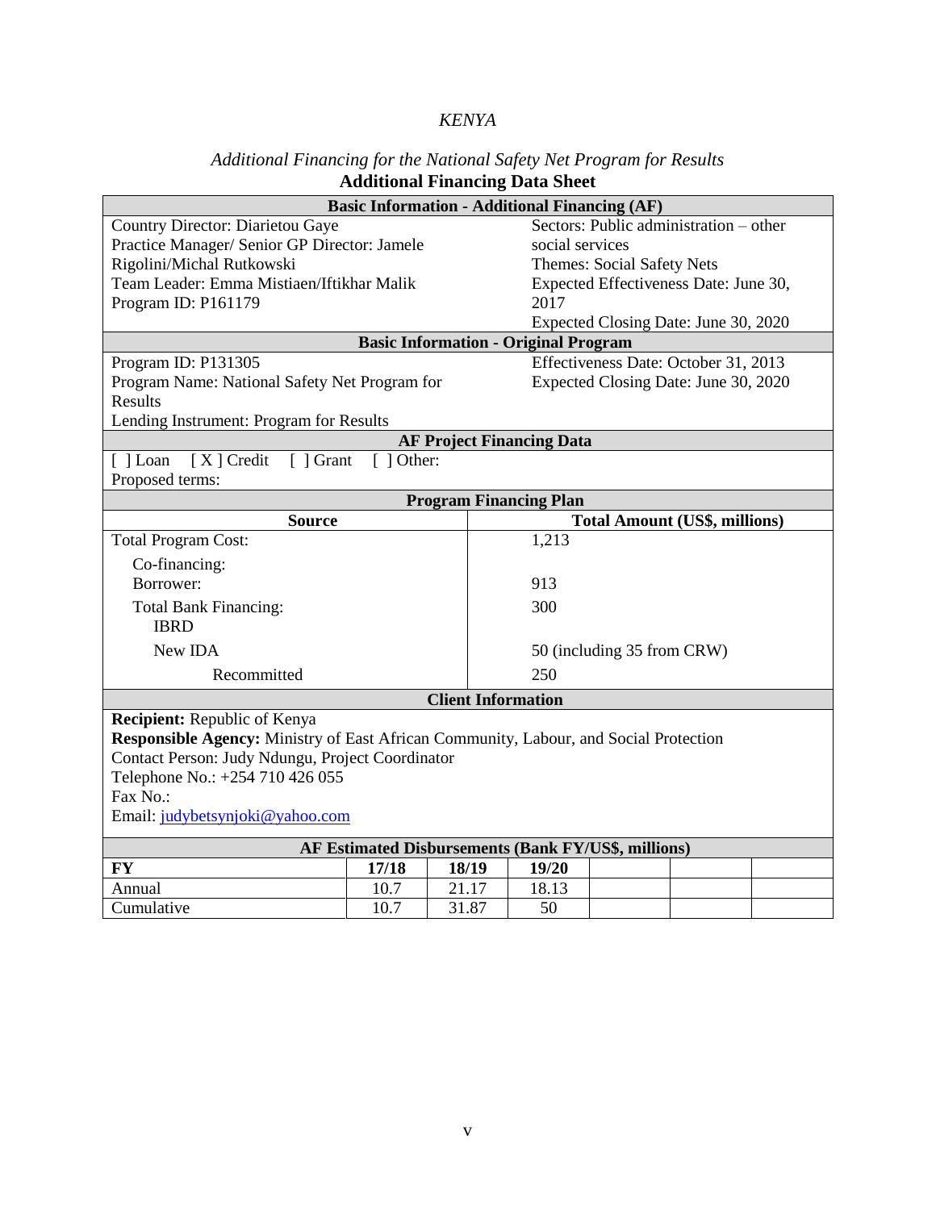*KENYA*

*Additional Financing for the National Safety Net Program for Results*

**Additional Financing Data Sheet**

| **Basic Information - Additional Financing (AF)** | |
|---|---|
| Country Director: Diarietou Gaye<br>Practice Manager/ Senior GP Director: Jamele Rigolini/Michal Rutkowski<br>Team Leader: Emma Mistiaen/Iftikhar Malik<br>Program ID: P161179 | Sectors: Public administration – other social services<br>Themes: Social Safety Nets<br>Expected Effectiveness Date: June 30, 2017<br>Expected Closing Date: June 30, 2020 |
| **Basic Information - Original Program** | |
| Program ID: P131305<br>Program Name: National Safety Net Program for Results<br>Lending Instrument: Program for Results | Effectiveness Date: October 31, 2013<br>Expected Closing Date: June 30, 2020 |
| **AF Project Financing Data** | |
| [ ] Loan [ X ] Credit [ ] Grant [ ] Other:<br>Proposed terms: | |

| **Program Financing Plan** | |
|---|---|
| **Source** | **Total Amount (US$, millions)** |
| Total Program Cost: | 1,213 |
| Co-financing: | |
| Borrower: | 913 |
| Total Bank Financing: | 300 |
| IBRD | |
| New IDA | 50 (including 35 from CRW) |
| Recommitted | 250 |

**Client Information**

**Recipient:** Republic of Kenya
**Responsible Agency:** Ministry of East African Community, Labour, and Social Protection
Contact Person: Judy Ndungu, Project Coordinator
Telephone No.: +254 710 426 055
Fax No.:
Email: judybetsynjoki@yahoo.com

**AF Estimated Disbursements (Bank FY/US$, millions)**

| **FY** | **17/18** | **18/19** | **19/20** | | | |
|---|---|---|---|---|---|---|
| Annual | 10.7 | 21.17 | 18.13 | | | |
| Cumulative | 10.7 | 31.87 | 50 | | | |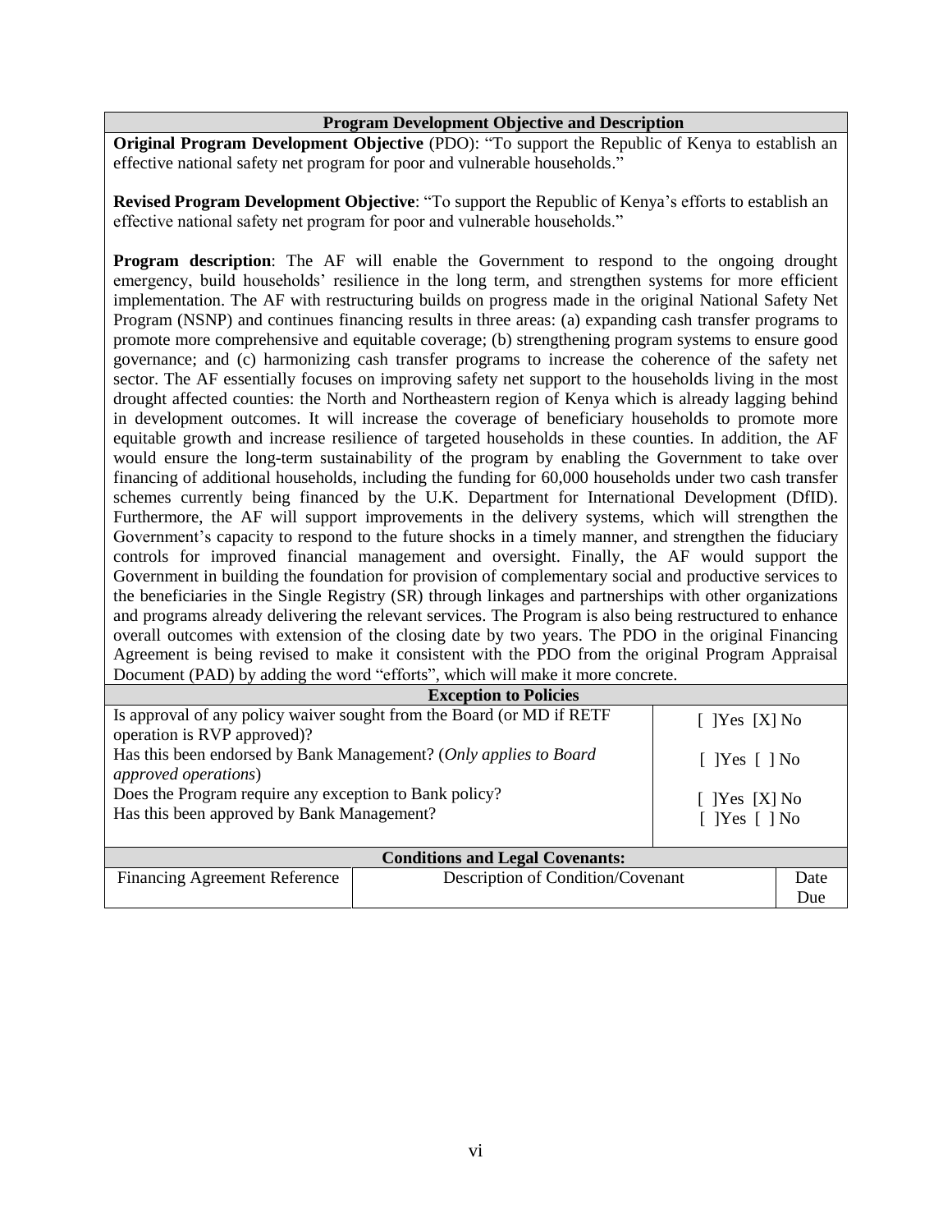## Program Development Objective and Description

**Original Program Development Objective** (PDO): "To support the Republic of Kenya to establish an effective national safety net program for poor and vulnerable households."

**Revised Program Development Objective**: "To support the Republic of Kenya's efforts to establish an effective national safety net program for poor and vulnerable households."

**Program description**: The AF will enable the Government to respond to the ongoing drought emergency, build households' resilience in the long term, and strengthen systems for more efficient implementation. The AF with restructuring builds on progress made in the original National Safety Net Program (NSNP) and continues financing results in three areas: (a) expanding cash transfer programs to promote more comprehensive and equitable coverage; (b) strengthening program systems to ensure good governance; and (c) harmonizing cash transfer programs to increase the coherence of the safety net sector. The AF essentially focuses on improving safety net support to the households living in the most drought affected counties: the North and Northeastern region of Kenya which is already lagging behind in development outcomes. It will increase the coverage of beneficiary households to promote more equitable growth and increase resilience of targeted households in these counties. In addition, the AF would ensure the long-term sustainability of the program by enabling the Government to take over financing of additional households, including the funding for 60,000 households under two cash transfer schemes currently being financed by the U.K. Department for International Development (DfID). Furthermore, the AF will support improvements in the delivery systems, which will strengthen the Government's capacity to respond to the future shocks in a timely manner, and strengthen the fiduciary controls for improved financial management and oversight. Finally, the AF would support the Government in building the foundation for provision of complementary social and productive services to the beneficiaries in the Single Registry (SR) through linkages and partnerships with other organizations and programs already delivering the relevant services. The Program is also being restructured to enhance overall outcomes with extension of the closing date by two years. The PDO in the original Financing Agreement is being revised to make it consistent with the PDO from the original Program Appraisal Document (PAD) by adding the word "efforts", which will make it more concrete.

## Exception to Policies

| | |
|---|---|
| Is approval of any policy waiver sought from the Board (or MD if RETF operation is RVP approved)? | [ ]Yes [X] No |
| Has this been endorsed by Bank Management? (*Only applies to Board approved operations*) | [ ]Yes [ ] No |
| Does the Program require any exception to Bank policy? | [ ]Yes [X] No |
| Has this been approved by Bank Management? | [ ]Yes [ ] No |

## Conditions and Legal Covenants:

| Financing Agreement Reference | Description of Condition/Covenant | Date Due |
|---|---|---|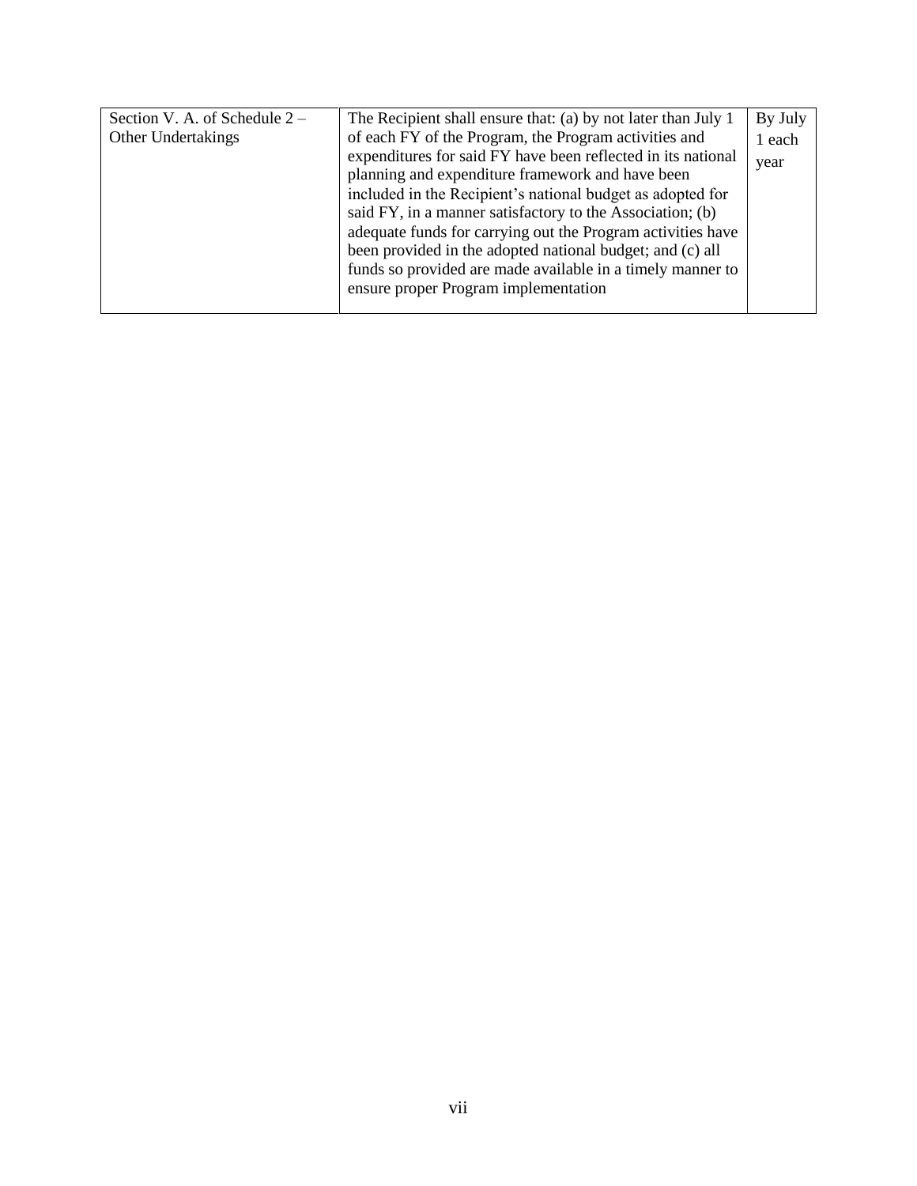| | | |
|---|---|---|
| Section V. A. of Schedule 2 – Other Undertakings | The Recipient shall ensure that: (a) by not later than July 1 of each FY of the Program, the Program activities and expenditures for said FY have been reflected in its national planning and expenditure framework and have been included in the Recipient's national budget as adopted for said FY, in a manner satisfactory to the Association; (b) adequate funds for carrying out the Program activities have been provided in the adopted national budget; and (c) all funds so provided are made available in a timely manner to ensure proper Program implementation | By July 1 each year |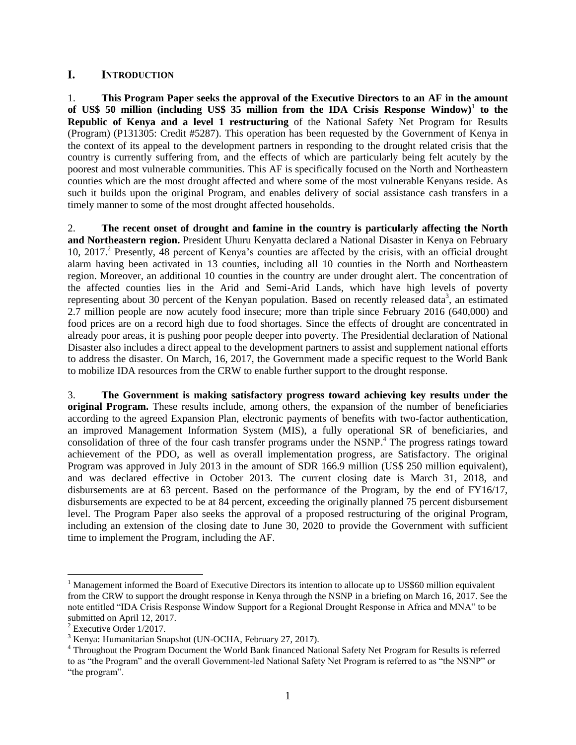## I. INTRODUCTION

1. **This Program Paper seeks the approval of the Executive Directors to an AF in the amount of US$ 50 million (including US$ 35 million from the IDA Crisis Response Window)**[1] **to the Republic of Kenya and a level 1 restructuring** of the National Safety Net Program for Results (Program) (P131305: Credit #5287). This operation has been requested by the Government of Kenya in the context of its appeal to the development partners in responding to the drought related crisis that the country is currently suffering from, and the effects of which are particularly being felt acutely by the poorest and most vulnerable communities. This AF is specifically focused on the North and Northeastern counties which are the most drought affected and where some of the most vulnerable Kenyans reside. As such it builds upon the original Program, and enables delivery of social assistance cash transfers in a timely manner to some of the most drought affected households.

2. **The recent onset of drought and famine in the country is particularly affecting the North and Northeastern region.** President Uhuru Kenyatta declared a National Disaster in Kenya on February 10, 2017.[2] Presently, 48 percent of Kenya's counties are affected by the crisis, with an official drought alarm having been activated in 13 counties, including all 10 counties in the North and Northeastern region. Moreover, an additional 10 counties in the country are under drought alert. The concentration of the affected counties lies in the Arid and Semi-Arid Lands, which have high levels of poverty representing about 30 percent of the Kenyan population. Based on recently released data[3], an estimated 2.7 million people are now acutely food insecure; more than triple since February 2016 (640,000) and food prices are on a record high due to food shortages. Since the effects of drought are concentrated in already poor areas, it is pushing poor people deeper into poverty. The Presidential declaration of National Disaster also includes a direct appeal to the development partners to assist and supplement national efforts to address the disaster. On March, 16, 2017, the Government made a specific request to the World Bank to mobilize IDA resources from the CRW to enable further support to the drought response.

3. **The Government is making satisfactory progress toward achieving key results under the original Program.** These results include, among others, the expansion of the number of beneficiaries according to the agreed Expansion Plan, electronic payments of benefits with two-factor authentication, an improved Management Information System (MIS), a fully operational SR of beneficiaries, and consolidation of three of the four cash transfer programs under the NSNP.[4] The progress ratings toward achievement of the PDO, as well as overall implementation progress, are Satisfactory. The original Program was approved in July 2013 in the amount of SDR 166.9 million (US$ 250 million equivalent), and was declared effective in October 2013. The current closing date is March 31, 2018, and disbursements are at 63 percent. Based on the performance of the Program, by the end of FY16/17, disbursements are expected to be at 84 percent, exceeding the originally planned 75 percent disbursement level. The Program Paper also seeks the approval of a proposed restructuring of the original Program, including an extension of the closing date to June 30, 2020 to provide the Government with sufficient time to implement the Program, including the AF.

---

[1] Management informed the Board of Executive Directors its intention to allocate up to US$60 million equivalent from the CRW to support the drought response in Kenya through the NSNP in a briefing on March 16, 2017. See the note entitled "IDA Crisis Response Window Support for a Regional Drought Response in Africa and MNA" to be submitted on April 12, 2017.

[2] Executive Order 1/2017.

[3] Kenya: Humanitarian Snapshot (UN-OCHA, February 27, 2017).

[4] Throughout the Program Document the World Bank financed National Safety Net Program for Results is referred to as "the Program" and the overall Government-led National Safety Net Program is referred to as "the NSNP" or "the program".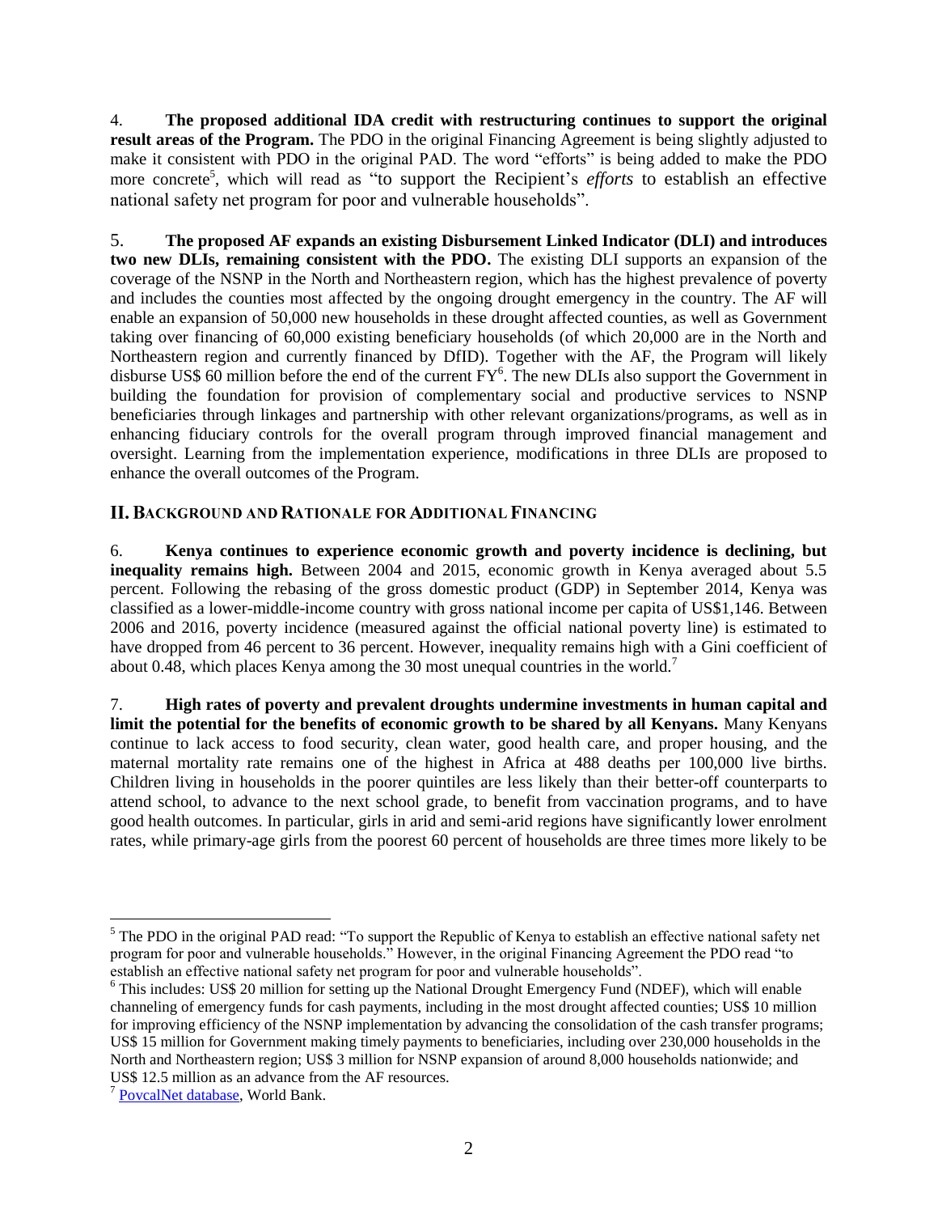4. **The proposed additional IDA credit with restructuring continues to support the original result areas of the Program.** The PDO in the original Financing Agreement is being slightly adjusted to make it consistent with PDO in the original PAD. The word "efforts" is being added to make the PDO more concrete[5], which will read as "to support the Recipient's *efforts* to establish an effective national safety net program for poor and vulnerable households".

5. **The proposed AF expands an existing Disbursement Linked Indicator (DLI) and introduces two new DLIs, remaining consistent with the PDO.** The existing DLI supports an expansion of the coverage of the NSNP in the North and Northeastern region, which has the highest prevalence of poverty and includes the counties most affected by the ongoing drought emergency in the country. The AF will enable an expansion of 50,000 new households in these drought affected counties, as well as Government taking over financing of 60,000 existing beneficiary households (of which 20,000 are in the North and Northeastern region and currently financed by DfID). Together with the AF, the Program will likely disburse US$ 60 million before the end of the current FY[6]. The new DLIs also support the Government in building the foundation for provision of complementary social and productive services to NSNP beneficiaries through linkages and partnership with other relevant organizations/programs, as well as in enhancing fiduciary controls for the overall program through improved financial management and oversight. Learning from the implementation experience, modifications in three DLIs are proposed to enhance the overall outcomes of the Program.

## II. BACKGROUND AND RATIONALE FOR ADDITIONAL FINANCING

6. **Kenya continues to experience economic growth and poverty incidence is declining, but inequality remains high.** Between 2004 and 2015, economic growth in Kenya averaged about 5.5 percent. Following the rebasing of the gross domestic product (GDP) in September 2014, Kenya was classified as a lower-middle-income country with gross national income per capita of US$1,146. Between 2006 and 2016, poverty incidence (measured against the official national poverty line) is estimated to have dropped from 46 percent to 36 percent. However, inequality remains high with a Gini coefficient of about 0.48, which places Kenya among the 30 most unequal countries in the world.[7]

7. **High rates of poverty and prevalent droughts undermine investments in human capital and limit the potential for the benefits of economic growth to be shared by all Kenyans.** Many Kenyans continue to lack access to food security, clean water, good health care, and proper housing, and the maternal mortality rate remains one of the highest in Africa at 488 deaths per 100,000 live births. Children living in households in the poorer quintiles are less likely than their better-off counterparts to attend school, to advance to the next school grade, to benefit from vaccination programs, and to have good health outcomes. In particular, girls in arid and semi-arid regions have significantly lower enrolment rates, while primary-age girls from the poorest 60 percent of households are three times more likely to be

---

[5] The PDO in the original PAD read: "To support the Republic of Kenya to establish an effective national safety net program for poor and vulnerable households." However, in the original Financing Agreement the PDO read "to establish an effective national safety net program for poor and vulnerable households".

[6] This includes: US$ 20 million for setting up the National Drought Emergency Fund (NDEF), which will enable channeling of emergency funds for cash payments, including in the most drought affected counties; US$ 10 million for improving efficiency of the NSNP implementation by advancing the consolidation of the cash transfer programs; US$ 15 million for Government making timely payments to beneficiaries, including over 230,000 households in the North and Northeastern region; US$ 3 million for NSNP expansion of around 8,000 households nationwide; and US$ 12.5 million as an advance from the AF resources.

[7] PovcalNet database, World Bank.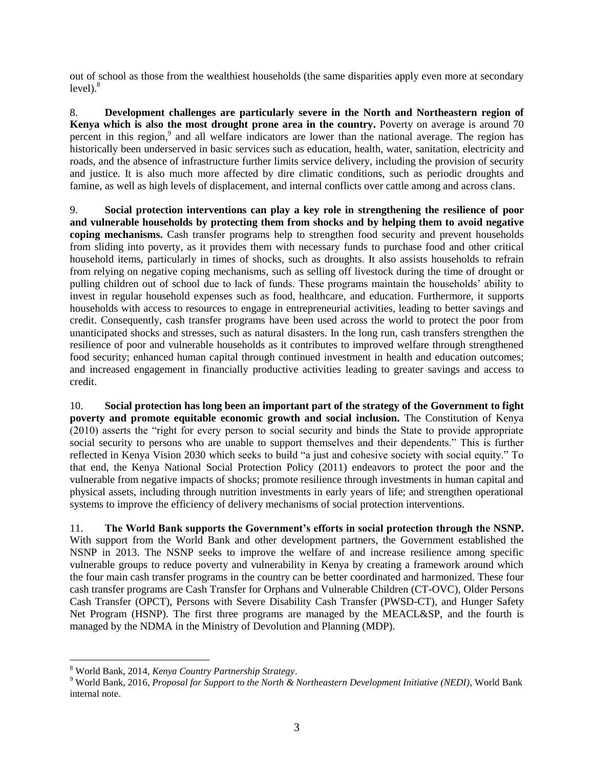out of school as those from the wealthiest households (the same disparities apply even more at secondary level).[8]

8. **Development challenges are particularly severe in the North and Northeastern region of Kenya which is also the most drought prone area in the country.** Poverty on average is around 70 percent in this region,[9] and all welfare indicators are lower than the national average. The region has historically been underserved in basic services such as education, health, water, sanitation, electricity and roads, and the absence of infrastructure further limits service delivery, including the provision of security and justice. It is also much more affected by dire climatic conditions, such as periodic droughts and famine, as well as high levels of displacement, and internal conflicts over cattle among and across clans.

9. **Social protection interventions can play a key role in strengthening the resilience of poor and vulnerable households by protecting them from shocks and by helping them to avoid negative coping mechanisms.** Cash transfer programs help to strengthen food security and prevent households from sliding into poverty, as it provides them with necessary funds to purchase food and other critical household items, particularly in times of shocks, such as droughts. It also assists households to refrain from relying on negative coping mechanisms, such as selling off livestock during the time of drought or pulling children out of school due to lack of funds. These programs maintain the households' ability to invest in regular household expenses such as food, healthcare, and education. Furthermore, it supports households with access to resources to engage in entrepreneurial activities, leading to better savings and credit. Consequently, cash transfer programs have been used across the world to protect the poor from unanticipated shocks and stresses, such as natural disasters. In the long run, cash transfers strengthen the resilience of poor and vulnerable households as it contributes to improved welfare through strengthened food security; enhanced human capital through continued investment in health and education outcomes; and increased engagement in financially productive activities leading to greater savings and access to credit.

10. **Social protection has long been an important part of the strategy of the Government to fight poverty and promote equitable economic growth and social inclusion.** The Constitution of Kenya (2010) asserts the "right for every person to social security and binds the State to provide appropriate social security to persons who are unable to support themselves and their dependents." This is further reflected in Kenya Vision 2030 which seeks to build "a just and cohesive society with social equity." To that end, the Kenya National Social Protection Policy (2011) endeavors to protect the poor and the vulnerable from negative impacts of shocks; promote resilience through investments in human capital and physical assets, including through nutrition investments in early years of life; and strengthen operational systems to improve the efficiency of delivery mechanisms of social protection interventions.

11. **The World Bank supports the Government's efforts in social protection through the NSNP.** With support from the World Bank and other development partners, the Government established the NSNP in 2013. The NSNP seeks to improve the welfare of and increase resilience among specific vulnerable groups to reduce poverty and vulnerability in Kenya by creating a framework around which the four main cash transfer programs in the country can be better coordinated and harmonized. These four cash transfer programs are Cash Transfer for Orphans and Vulnerable Children (CT-OVC), Older Persons Cash Transfer (OPCT), Persons with Severe Disability Cash Transfer (PWSD-CT), and Hunger Safety Net Program (HSNP). The first three programs are managed by the MEACL&SP, and the fourth is managed by the NDMA in the Ministry of Devolution and Planning (MDP).

[8] World Bank, 2014, *Kenya Country Partnership Strategy*.

[9] World Bank, 2016, *Proposal for Support to the North & Northeastern Development Initiative (NEDI)*, World Bank internal note.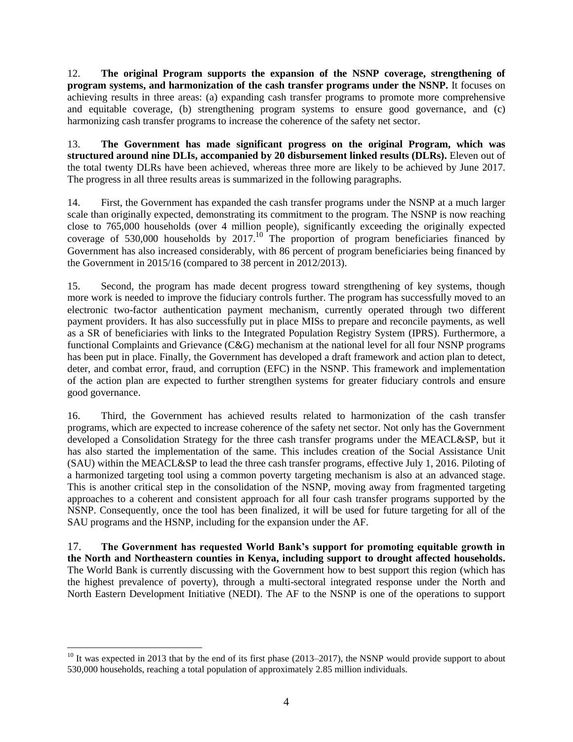12. **The original Program supports the expansion of the NSNP coverage, strengthening of program systems, and harmonization of the cash transfer programs under the NSNP.** It focuses on achieving results in three areas: (a) expanding cash transfer programs to promote more comprehensive and equitable coverage, (b) strengthening program systems to ensure good governance, and (c) harmonizing cash transfer programs to increase the coherence of the safety net sector.

13. **The Government has made significant progress on the original Program, which was structured around nine DLIs, accompanied by 20 disbursement linked results (DLRs).** Eleven out of the total twenty DLRs have been achieved, whereas three more are likely to be achieved by June 2017. The progress in all three results areas is summarized in the following paragraphs.

14. First, the Government has expanded the cash transfer programs under the NSNP at a much larger scale than originally expected, demonstrating its commitment to the program. The NSNP is now reaching close to 765,000 households (over 4 million people), significantly exceeding the originally expected coverage of 530,000 households by 2017.[10] The proportion of program beneficiaries financed by Government has also increased considerably, with 86 percent of program beneficiaries being financed by the Government in 2015/16 (compared to 38 percent in 2012/2013).

15. Second, the program has made decent progress toward strengthening of key systems, though more work is needed to improve the fiduciary controls further. The program has successfully moved to an electronic two-factor authentication payment mechanism, currently operated through two different payment providers. It has also successfully put in place MISs to prepare and reconcile payments, as well as a SR of beneficiaries with links to the Integrated Population Registry System (IPRS). Furthermore, a functional Complaints and Grievance (C&G) mechanism at the national level for all four NSNP programs has been put in place. Finally, the Government has developed a draft framework and action plan to detect, deter, and combat error, fraud, and corruption (EFC) in the NSNP. This framework and implementation of the action plan are expected to further strengthen systems for greater fiduciary controls and ensure good governance.

16. Third, the Government has achieved results related to harmonization of the cash transfer programs, which are expected to increase coherence of the safety net sector. Not only has the Government developed a Consolidation Strategy for the three cash transfer programs under the MEACL&SP, but it has also started the implementation of the same. This includes creation of the Social Assistance Unit (SAU) within the MEACL&SP to lead the three cash transfer programs, effective July 1, 2016. Piloting of a harmonized targeting tool using a common poverty targeting mechanism is also at an advanced stage. This is another critical step in the consolidation of the NSNP, moving away from fragmented targeting approaches to a coherent and consistent approach for all four cash transfer programs supported by the NSNP. Consequently, once the tool has been finalized, it will be used for future targeting for all of the SAU programs and the HSNP, including for the expansion under the AF.

17. **The Government has requested World Bank's support for promoting equitable growth in the North and Northeastern counties in Kenya, including support to drought affected households.** The World Bank is currently discussing with the Government how to best support this region (which has the highest prevalence of poverty), through a multi-sectoral integrated response under the North and North Eastern Development Initiative (NEDI). The AF to the NSNP is one of the operations to support

---

[10] It was expected in 2013 that by the end of its first phase (2013–2017), the NSNP would provide support to about 530,000 households, reaching a total population of approximately 2.85 million individuals.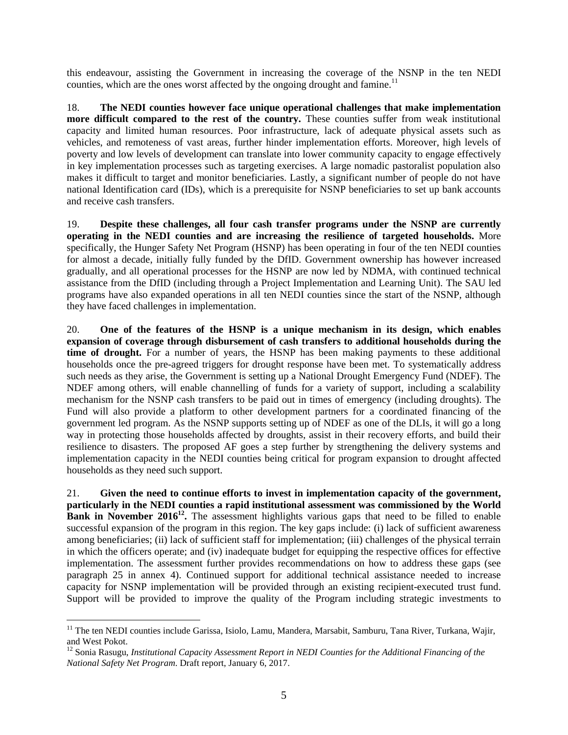this endeavour, assisting the Government in increasing the coverage of the NSNP in the ten NEDI counties, which are the ones worst affected by the ongoing drought and famine.[11]

18. **The NEDI counties however face unique operational challenges that make implementation more difficult compared to the rest of the country.** These counties suffer from weak institutional capacity and limited human resources. Poor infrastructure, lack of adequate physical assets such as vehicles, and remoteness of vast areas, further hinder implementation efforts. Moreover, high levels of poverty and low levels of development can translate into lower community capacity to engage effectively in key implementation processes such as targeting exercises. A large nomadic pastoralist population also makes it difficult to target and monitor beneficiaries. Lastly, a significant number of people do not have national Identification card (IDs), which is a prerequisite for NSNP beneficiaries to set up bank accounts and receive cash transfers.

19. **Despite these challenges, all four cash transfer programs under the NSNP are currently operating in the NEDI counties and are increasing the resilience of targeted households.** More specifically, the Hunger Safety Net Program (HSNP) has been operating in four of the ten NEDI counties for almost a decade, initially fully funded by the DfID. Government ownership has however increased gradually, and all operational processes for the HSNP are now led by NDMA, with continued technical assistance from the DfID (including through a Project Implementation and Learning Unit). The SAU led programs have also expanded operations in all ten NEDI counties since the start of the NSNP, although they have faced challenges in implementation.

20. **One of the features of the HSNP is a unique mechanism in its design, which enables expansion of coverage through disbursement of cash transfers to additional households during the time of drought.** For a number of years, the HSNP has been making payments to these additional households once the pre-agreed triggers for drought response have been met. To systematically address such needs as they arise, the Government is setting up a National Drought Emergency Fund (NDEF). The NDEF among others, will enable channelling of funds for a variety of support, including a scalability mechanism for the NSNP cash transfers to be paid out in times of emergency (including droughts). The Fund will also provide a platform to other development partners for a coordinated financing of the government led program. As the NSNP supports setting up of NDEF as one of the DLIs, it will go a long way in protecting those households affected by droughts, assist in their recovery efforts, and build their resilience to disasters. The proposed AF goes a step further by strengthening the delivery systems and implementation capacity in the NEDI counties being critical for program expansion to drought affected households as they need such support.

21. **Given the need to continue efforts to invest in implementation capacity of the government, particularly in the NEDI counties a rapid institutional assessment was commissioned by the World Bank in November 2016[12].** The assessment highlights various gaps that need to be filled to enable successful expansion of the program in this region. The key gaps include: (i) lack of sufficient awareness among beneficiaries; (ii) lack of sufficient staff for implementation; (iii) challenges of the physical terrain in which the officers operate; and (iv) inadequate budget for equipping the respective offices for effective implementation. The assessment further provides recommendations on how to address these gaps (see paragraph 25 in annex 4). Continued support for additional technical assistance needed to increase capacity for NSNP implementation will be provided through an existing recipient-executed trust fund. Support will be provided to improve the quality of the Program including strategic investments to

---

[11] The ten NEDI counties include Garissa, Isiolo, Lamu, Mandera, Marsabit, Samburu, Tana River, Turkana, Wajir, and West Pokot.

[12] Sonia Rasugu, *Institutional Capacity Assessment Report in NEDI Counties for the Additional Financing of the National Safety Net Program*. Draft report, January 6, 2017.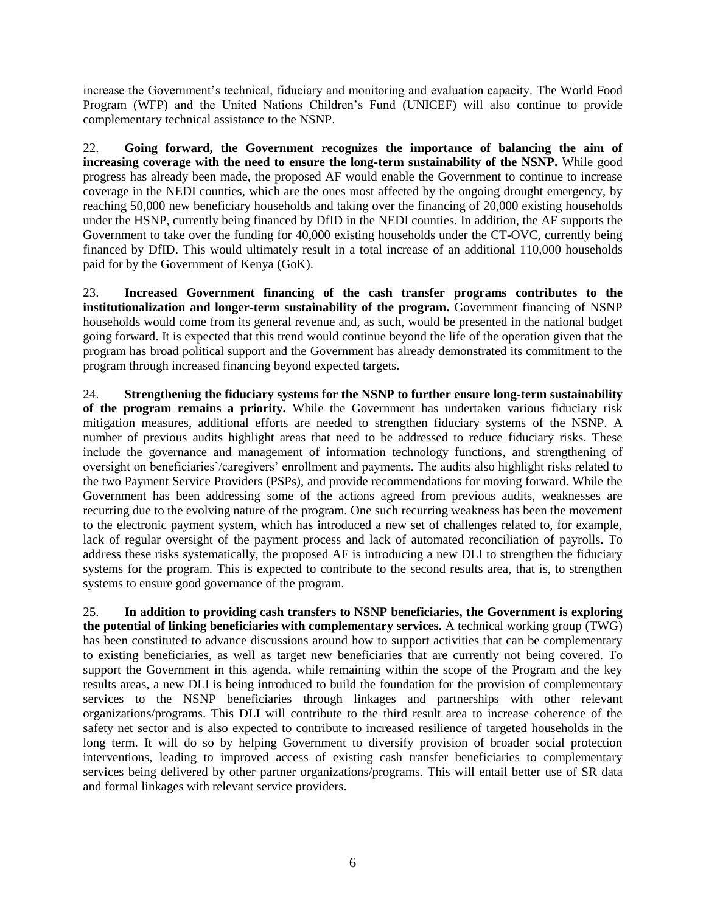increase the Government's technical, fiduciary and monitoring and evaluation capacity. The World Food Program (WFP) and the United Nations Children's Fund (UNICEF) will also continue to provide complementary technical assistance to the NSNP.

22. **Going forward, the Government recognizes the importance of balancing the aim of increasing coverage with the need to ensure the long-term sustainability of the NSNP.** While good progress has already been made, the proposed AF would enable the Government to continue to increase coverage in the NEDI counties, which are the ones most affected by the ongoing drought emergency, by reaching 50,000 new beneficiary households and taking over the financing of 20,000 existing households under the HSNP, currently being financed by DfID in the NEDI counties. In addition, the AF supports the Government to take over the funding for 40,000 existing households under the CT-OVC, currently being financed by DfID. This would ultimately result in a total increase of an additional 110,000 households paid for by the Government of Kenya (GoK).

23. **Increased Government financing of the cash transfer programs contributes to the institutionalization and longer-term sustainability of the program.** Government financing of NSNP households would come from its general revenue and, as such, would be presented in the national budget going forward. It is expected that this trend would continue beyond the life of the operation given that the program has broad political support and the Government has already demonstrated its commitment to the program through increased financing beyond expected targets.

24. **Strengthening the fiduciary systems for the NSNP to further ensure long-term sustainability of the program remains a priority.** While the Government has undertaken various fiduciary risk mitigation measures, additional efforts are needed to strengthen fiduciary systems of the NSNP. A number of previous audits highlight areas that need to be addressed to reduce fiduciary risks. These include the governance and management of information technology functions, and strengthening of oversight on beneficiaries'/caregivers' enrollment and payments. The audits also highlight risks related to the two Payment Service Providers (PSPs), and provide recommendations for moving forward. While the Government has been addressing some of the actions agreed from previous audits, weaknesses are recurring due to the evolving nature of the program. One such recurring weakness has been the movement to the electronic payment system, which has introduced a new set of challenges related to, for example, lack of regular oversight of the payment process and lack of automated reconciliation of payrolls. To address these risks systematically, the proposed AF is introducing a new DLI to strengthen the fiduciary systems for the program. This is expected to contribute to the second results area, that is, to strengthen systems to ensure good governance of the program.

25. **In addition to providing cash transfers to NSNP beneficiaries, the Government is exploring the potential of linking beneficiaries with complementary services.** A technical working group (TWG) has been constituted to advance discussions around how to support activities that can be complementary to existing beneficiaries, as well as target new beneficiaries that are currently not being covered. To support the Government in this agenda, while remaining within the scope of the Program and the key results areas, a new DLI is being introduced to build the foundation for the provision of complementary services to the NSNP beneficiaries through linkages and partnerships with other relevant organizations/programs. This DLI will contribute to the third result area to increase coherence of the safety net sector and is also expected to contribute to increased resilience of targeted households in the long term. It will do so by helping Government to diversify provision of broader social protection interventions, leading to improved access of existing cash transfer beneficiaries to complementary services being delivered by other partner organizations/programs. This will entail better use of SR data and formal linkages with relevant service providers.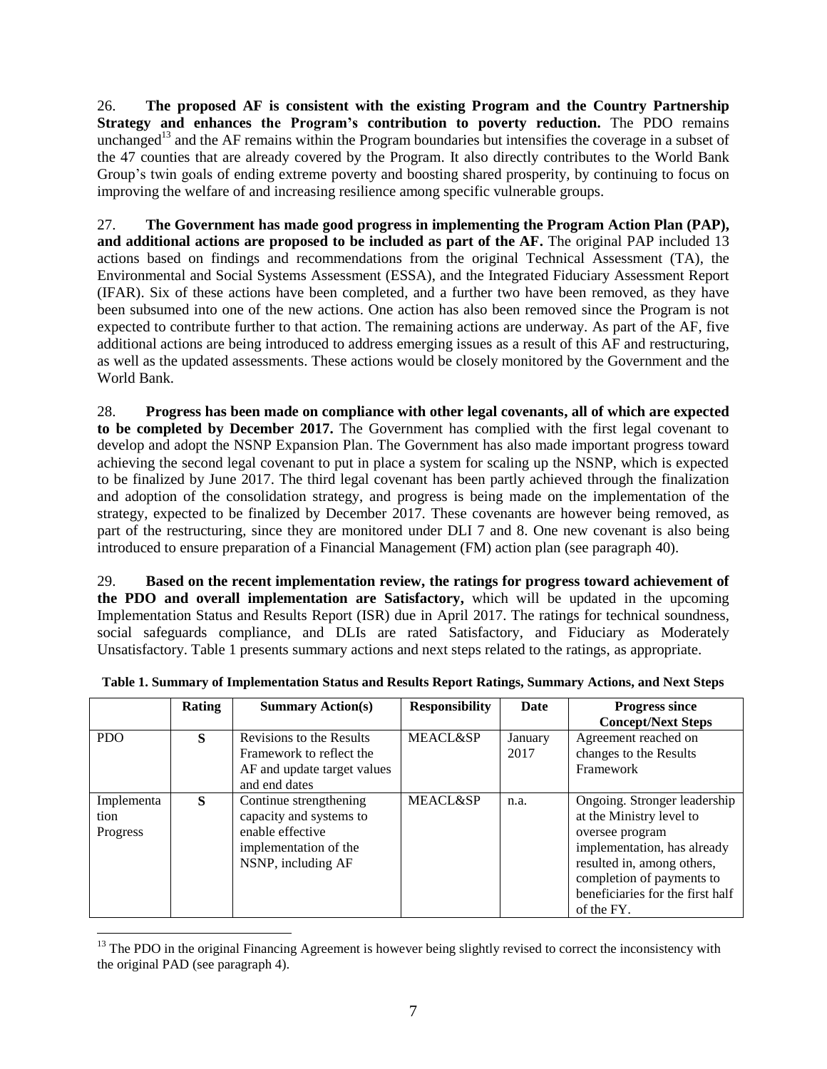26. **The proposed AF is consistent with the existing Program and the Country Partnership Strategy and enhances the Program's contribution to poverty reduction.** The PDO remains unchanged[13] and the AF remains within the Program boundaries but intensifies the coverage in a subset of the 47 counties that are already covered by the Program. It also directly contributes to the World Bank Group's twin goals of ending extreme poverty and boosting shared prosperity, by continuing to focus on improving the welfare of and increasing resilience among specific vulnerable groups.

27. **The Government has made good progress in implementing the Program Action Plan (PAP), and additional actions are proposed to be included as part of the AF.** The original PAP included 13 actions based on findings and recommendations from the original Technical Assessment (TA), the Environmental and Social Systems Assessment (ESSA), and the Integrated Fiduciary Assessment Report (IFAR). Six of these actions have been completed, and a further two have been removed, as they have been subsumed into one of the new actions. One action has also been removed since the Program is not expected to contribute further to that action. The remaining actions are underway. As part of the AF, five additional actions are being introduced to address emerging issues as a result of this AF and restructuring, as well as the updated assessments. These actions would be closely monitored by the Government and the World Bank.

28. **Progress has been made on compliance with other legal covenants, all of which are expected to be completed by December 2017.** The Government has complied with the first legal covenant to develop and adopt the NSNP Expansion Plan. The Government has also made important progress toward achieving the second legal covenant to put in place a system for scaling up the NSNP, which is expected to be finalized by June 2017. The third legal covenant has been partly achieved through the finalization and adoption of the consolidation strategy, and progress is being made on the implementation of the strategy, expected to be finalized by December 2017. These covenants are however being removed, as part of the restructuring, since they are monitored under DLI 7 and 8. One new covenant is also being introduced to ensure preparation of a Financial Management (FM) action plan (see paragraph 40).

29. **Based on the recent implementation review, the ratings for progress toward achievement of the PDO and overall implementation are Satisfactory,** which will be updated in the upcoming Implementation Status and Results Report (ISR) due in April 2017. The ratings for technical soundness, social safeguards compliance, and DLIs are rated Satisfactory, and Fiduciary as Moderately Unsatisfactory. Table 1 presents summary actions and next steps related to the ratings, as appropriate.

**Table 1. Summary of Implementation Status and Results Report Ratings, Summary Actions, and Next Steps**

| | Rating | Summary Action(s) | Responsibility | Date | Progress since Concept/Next Steps |
|---|---|---|---|---|---|
| PDO | S | Revisions to the Results Framework to reflect the AF and update target values and end dates | MEACL&SP | January 2017 | Agreement reached on changes to the Results Framework |
| Implementation Progress | S | Continue strengthening capacity and systems to enable effective implementation of the NSNP, including AF | MEACL&SP | n.a. | Ongoing. Stronger leadership at the Ministry level to oversee program implementation, has already resulted in, among others, completion of payments to beneficiaries for the first half of the FY. |

[13] The PDO in the original Financing Agreement is however being slightly revised to correct the inconsistency with the original PAD (see paragraph 4).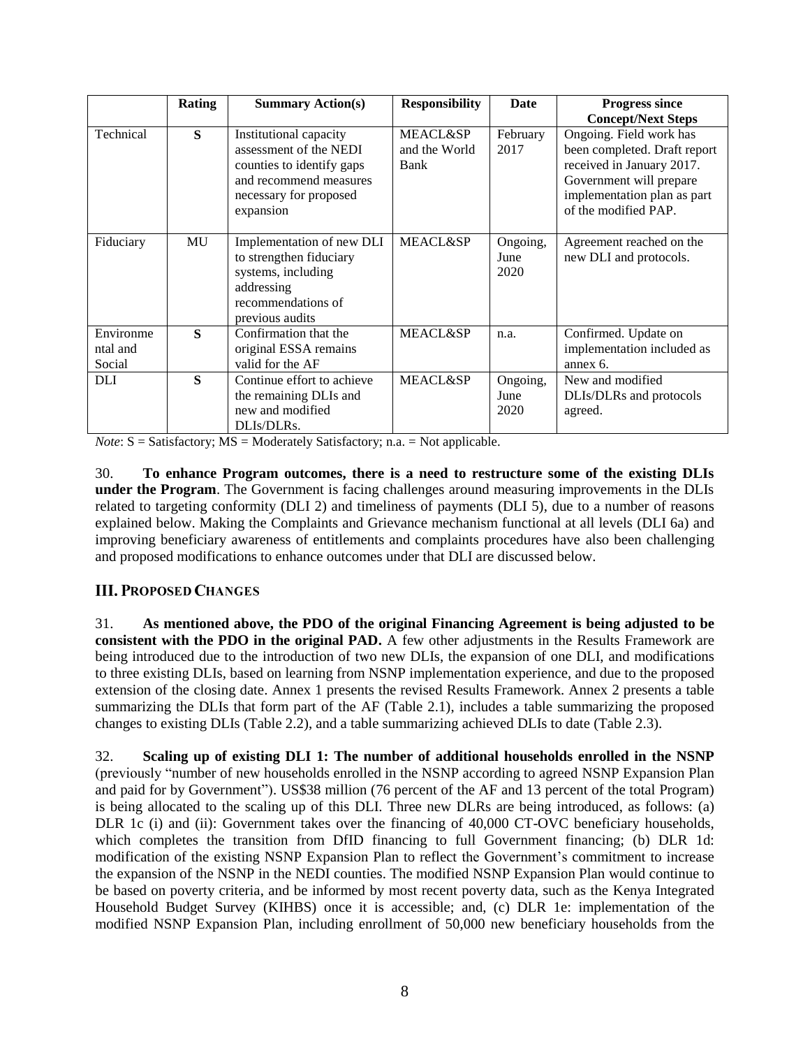| | Rating | Summary Action(s) | Responsibility | Date | Progress since Concept/Next Steps |
|---|---|---|---|---|---|
| Technical | **S** | Institutional capacity assessment of the NEDI counties to identify gaps and recommend measures necessary for proposed expansion | MEACL&SP and the World Bank | February 2017 | Ongoing. Field work has been completed. Draft report received in January 2017. Government will prepare implementation plan as part of the modified PAP. |
| Fiduciary | MU | Implementation of new DLI to strengthen fiduciary systems, including addressing recommendations of previous audits | MEACL&SP | Ongoing, June 2020 | Agreement reached on the new DLI and protocols. |
| Environmental and Social | **S** | Confirmation that the original ESSA remains valid for the AF | MEACL&SP | n.a. | Confirmed. Update on implementation included as annex 6. |
| DLI | **S** | Continue effort to achieve the remaining DLIs and new and modified DLIs/DLRs. | MEACL&SP | Ongoing, June 2020 | New and modified DLIs/DLRs and protocols agreed. |

*Note*: S = Satisfactory; MS = Moderately Satisfactory; n.a. = Not applicable.

30. **To enhance Program outcomes, there is a need to restructure some of the existing DLIs under the Program**. The Government is facing challenges around measuring improvements in the DLIs related to targeting conformity (DLI 2) and timeliness of payments (DLI 5), due to a number of reasons explained below. Making the Complaints and Grievance mechanism functional at all levels (DLI 6a) and improving beneficiary awareness of entitlements and complaints procedures have also been challenging and proposed modifications to enhance outcomes under that DLI are discussed below.

## III. PROPOSED CHANGES

31. **As mentioned above, the PDO of the original Financing Agreement is being adjusted to be consistent with the PDO in the original PAD.** A few other adjustments in the Results Framework are being introduced due to the introduction of two new DLIs, the expansion of one DLI, and modifications to three existing DLIs, based on learning from NSNP implementation experience, and due to the proposed extension of the closing date. Annex 1 presents the revised Results Framework. Annex 2 presents a table summarizing the DLIs that form part of the AF (Table 2.1), includes a table summarizing the proposed changes to existing DLIs (Table 2.2), and a table summarizing achieved DLIs to date (Table 2.3).

32. **Scaling up of existing DLI 1: The number of additional households enrolled in the NSNP** (previously "number of new households enrolled in the NSNP according to agreed NSNP Expansion Plan and paid for by Government"). US$38 million (76 percent of the AF and 13 percent of the total Program) is being allocated to the scaling up of this DLI. Three new DLRs are being introduced, as follows: (a) DLR 1c (i) and (ii): Government takes over the financing of 40,000 CT-OVC beneficiary households, which completes the transition from DfID financing to full Government financing; (b) DLR 1d: modification of the existing NSNP Expansion Plan to reflect the Government's commitment to increase the expansion of the NSNP in the NEDI counties. The modified NSNP Expansion Plan would continue to be based on poverty criteria, and be informed by most recent poverty data, such as the Kenya Integrated Household Budget Survey (KIHBS) once it is accessible; and, (c) DLR 1e: implementation of the modified NSNP Expansion Plan, including enrollment of 50,000 new beneficiary households from the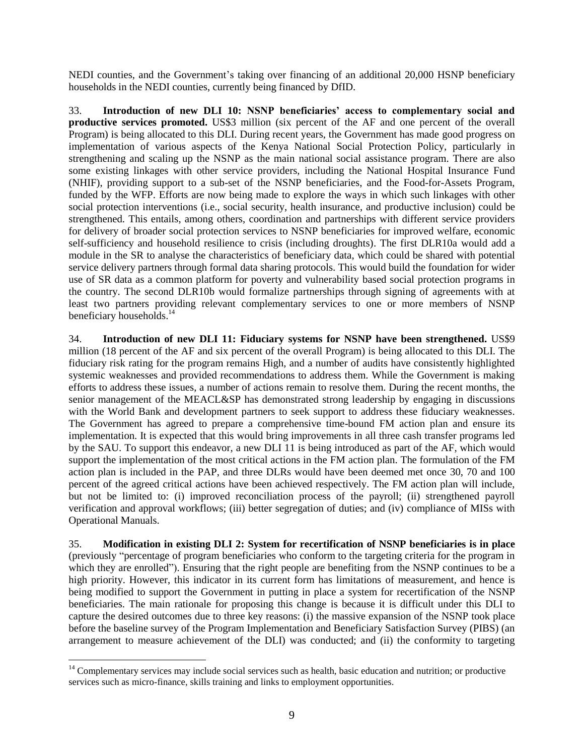NEDI counties, and the Government's taking over financing of an additional 20,000 HSNP beneficiary households in the NEDI counties, currently being financed by DfID.

33. **Introduction of new DLI 10: NSNP beneficiaries' access to complementary social and productive services promoted.** US$3 million (six percent of the AF and one percent of the overall Program) is being allocated to this DLI. During recent years, the Government has made good progress on implementation of various aspects of the Kenya National Social Protection Policy, particularly in strengthening and scaling up the NSNP as the main national social assistance program. There are also some existing linkages with other service providers, including the National Hospital Insurance Fund (NHIF), providing support to a sub-set of the NSNP beneficiaries, and the Food-for-Assets Program, funded by the WFP. Efforts are now being made to explore the ways in which such linkages with other social protection interventions (i.e., social security, health insurance, and productive inclusion) could be strengthened. This entails, among others, coordination and partnerships with different service providers for delivery of broader social protection services to NSNP beneficiaries for improved welfare, economic self-sufficiency and household resilience to crisis (including droughts). The first DLR10a would add a module in the SR to analyse the characteristics of beneficiary data, which could be shared with potential service delivery partners through formal data sharing protocols. This would build the foundation for wider use of SR data as a common platform for poverty and vulnerability based social protection programs in the country. The second DLR10b would formalize partnerships through signing of agreements with at least two partners providing relevant complementary services to one or more members of NSNP beneficiary households.[14]

34. **Introduction of new DLI 11: Fiduciary systems for NSNP have been strengthened.** US$9 million (18 percent of the AF and six percent of the overall Program) is being allocated to this DLI. The fiduciary risk rating for the program remains High, and a number of audits have consistently highlighted systemic weaknesses and provided recommendations to address them. While the Government is making efforts to address these issues, a number of actions remain to resolve them. During the recent months, the senior management of the MEACL&SP has demonstrated strong leadership by engaging in discussions with the World Bank and development partners to seek support to address these fiduciary weaknesses. The Government has agreed to prepare a comprehensive time-bound FM action plan and ensure its implementation. It is expected that this would bring improvements in all three cash transfer programs led by the SAU. To support this endeavor, a new DLI 11 is being introduced as part of the AF, which would support the implementation of the most critical actions in the FM action plan. The formulation of the FM action plan is included in the PAP, and three DLRs would have been deemed met once 30, 70 and 100 percent of the agreed critical actions have been achieved respectively. The FM action plan will include, but not be limited to: (i) improved reconciliation process of the payroll; (ii) strengthened payroll verification and approval workflows; (iii) better segregation of duties; and (iv) compliance of MISs with Operational Manuals.

35. **Modification in existing DLI 2: System for recertification of NSNP beneficiaries is in place** (previously "percentage of program beneficiaries who conform to the targeting criteria for the program in which they are enrolled"). Ensuring that the right people are benefiting from the NSNP continues to be a high priority. However, this indicator in its current form has limitations of measurement, and hence is being modified to support the Government in putting in place a system for recertification of the NSNP beneficiaries. The main rationale for proposing this change is because it is difficult under this DLI to capture the desired outcomes due to three key reasons: (i) the massive expansion of the NSNP took place before the baseline survey of the Program Implementation and Beneficiary Satisfaction Survey (PIBS) (an arrangement to measure achievement of the DLI) was conducted; and (ii) the conformity to targeting

[14] Complementary services may include social services such as health, basic education and nutrition; or productive services such as micro-finance, skills training and links to employment opportunities.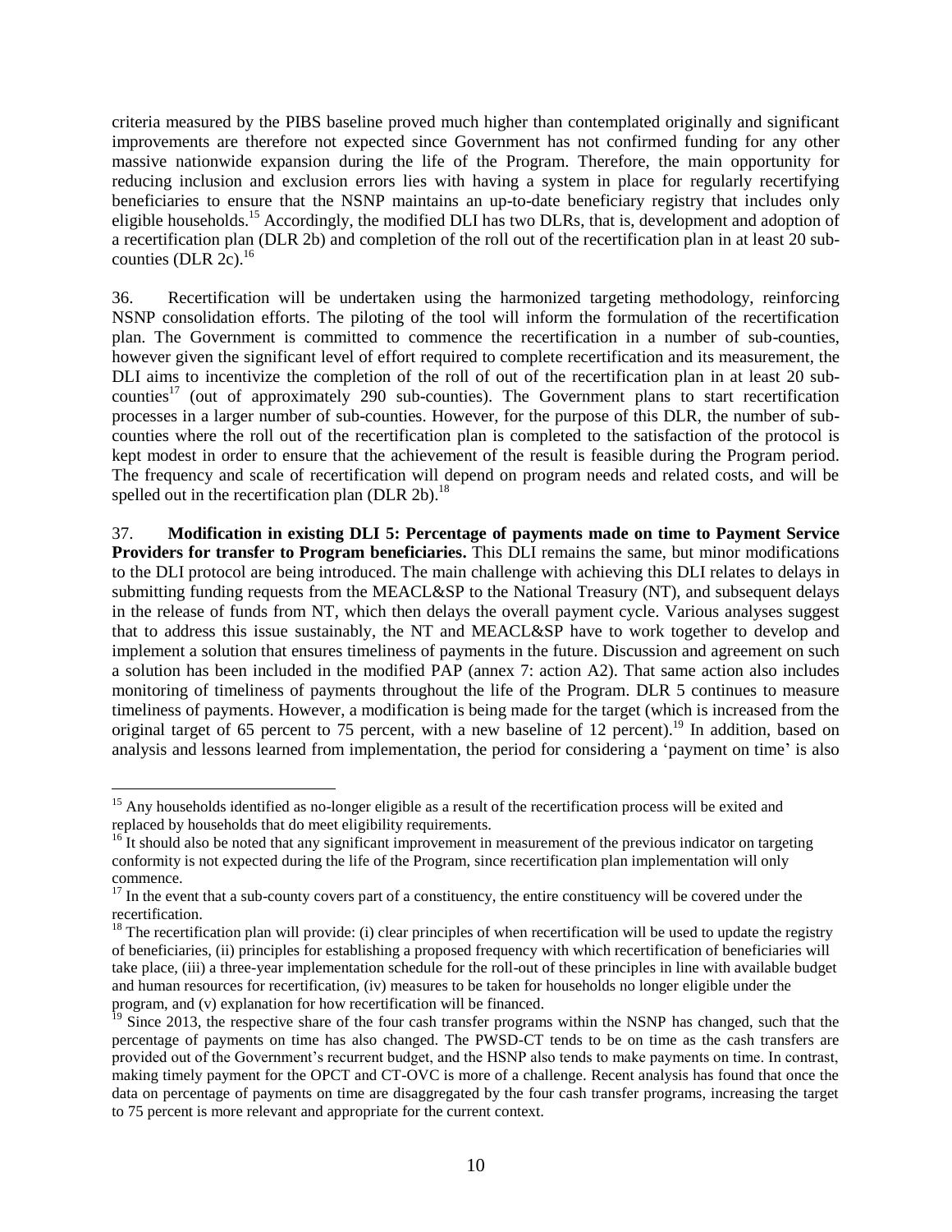criteria measured by the PIBS baseline proved much higher than contemplated originally and significant improvements are therefore not expected since Government has not confirmed funding for any other massive nationwide expansion during the life of the Program. Therefore, the main opportunity for reducing inclusion and exclusion errors lies with having a system in place for regularly recertifying beneficiaries to ensure that the NSNP maintains an up-to-date beneficiary registry that includes only eligible households.[15] Accordingly, the modified DLI has two DLRs, that is, development and adoption of a recertification plan (DLR 2b) and completion of the roll out of the recertification plan in at least 20 sub-counties (DLR 2c).[16]

36. Recertification will be undertaken using the harmonized targeting methodology, reinforcing NSNP consolidation efforts. The piloting of the tool will inform the formulation of the recertification plan. The Government is committed to commence the recertification in a number of sub-counties, however given the significant level of effort required to complete recertification and its measurement, the DLI aims to incentivize the completion of the roll of out of the recertification plan in at least 20 sub-counties[17] (out of approximately 290 sub-counties). The Government plans to start recertification processes in a larger number of sub-counties. However, for the purpose of this DLR, the number of sub-counties where the roll out of the recertification plan is completed to the satisfaction of the protocol is kept modest in order to ensure that the achievement of the result is feasible during the Program period. The frequency and scale of recertification will depend on program needs and related costs, and will be spelled out in the recertification plan (DLR 2b).[18]

37. **Modification in existing DLI 5: Percentage of payments made on time to Payment Service Providers for transfer to Program beneficiaries.** This DLI remains the same, but minor modifications to the DLI protocol are being introduced. The main challenge with achieving this DLI relates to delays in submitting funding requests from the MEACL&SP to the National Treasury (NT), and subsequent delays in the release of funds from NT, which then delays the overall payment cycle. Various analyses suggest that to address this issue sustainably, the NT and MEACL&SP have to work together to develop and implement a solution that ensures timeliness of payments in the future. Discussion and agreement on such a solution has been included in the modified PAP (annex 7: action A2). That same action also includes monitoring of timeliness of payments throughout the life of the Program. DLR 5 continues to measure timeliness of payments. However, a modification is being made for the target (which is increased from the original target of 65 percent to 75 percent, with a new baseline of 12 percent).[19] In addition, based on analysis and lessons learned from implementation, the period for considering a 'payment on time' is also

---

[15] Any households identified as no-longer eligible as a result of the recertification process will be exited and replaced by households that do meet eligibility requirements.

[16] It should also be noted that any significant improvement in measurement of the previous indicator on targeting conformity is not expected during the life of the Program, since recertification plan implementation will only commence.

[17] In the event that a sub-county covers part of a constituency, the entire constituency will be covered under the recertification.

[18] The recertification plan will provide: (i) clear principles of when recertification will be used to update the registry of beneficiaries, (ii) principles for establishing a proposed frequency with which recertification of beneficiaries will take place, (iii) a three-year implementation schedule for the roll-out of these principles in line with available budget and human resources for recertification, (iv) measures to be taken for households no longer eligible under the program, and (v) explanation for how recertification will be financed.

[19] Since 2013, the respective share of the four cash transfer programs within the NSNP has changed, such that the percentage of payments on time has also changed. The PWSD-CT tends to be on time as the cash transfers are provided out of the Government's recurrent budget, and the HSNP also tends to make payments on time. In contrast, making timely payment for the OPCT and CT-OVC is more of a challenge. Recent analysis has found that once the data on percentage of payments on time are disaggregated by the four cash transfer programs, increasing the target to 75 percent is more relevant and appropriate for the current context.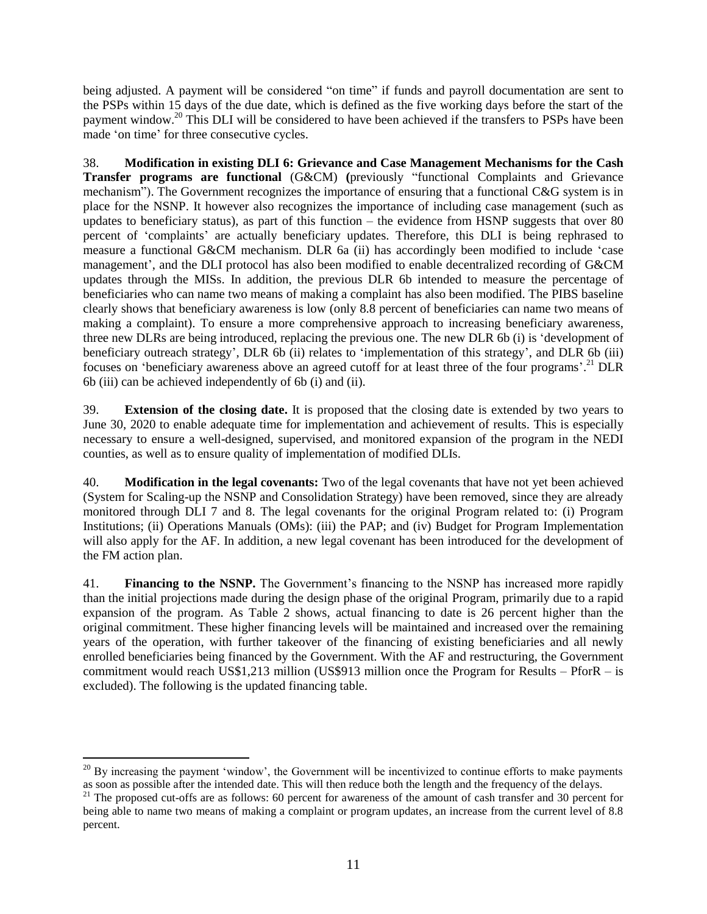being adjusted. A payment will be considered "on time" if funds and payroll documentation are sent to the PSPs within 15 days of the due date, which is defined as the five working days before the start of the payment window.[20] This DLI will be considered to have been achieved if the transfers to PSPs have been made 'on time' for three consecutive cycles.

38. **Modification in existing DLI 6: Grievance and Case Management Mechanisms for the Cash Transfer programs are functional** (G&CM) **(**previously "functional Complaints and Grievance mechanism"). The Government recognizes the importance of ensuring that a functional C&G system is in place for the NSNP. It however also recognizes the importance of including case management (such as updates to beneficiary status), as part of this function – the evidence from HSNP suggests that over 80 percent of 'complaints' are actually beneficiary updates. Therefore, this DLI is being rephrased to measure a functional G&CM mechanism. DLR 6a (ii) has accordingly been modified to include 'case management', and the DLI protocol has also been modified to enable decentralized recording of G&CM updates through the MISs. In addition, the previous DLR 6b intended to measure the percentage of beneficiaries who can name two means of making a complaint has also been modified. The PIBS baseline clearly shows that beneficiary awareness is low (only 8.8 percent of beneficiaries can name two means of making a complaint). To ensure a more comprehensive approach to increasing beneficiary awareness, three new DLRs are being introduced, replacing the previous one. The new DLR 6b (i) is 'development of beneficiary outreach strategy', DLR 6b (ii) relates to 'implementation of this strategy', and DLR 6b (iii) focuses on 'beneficiary awareness above an agreed cutoff for at least three of the four programs'.[21] DLR 6b (iii) can be achieved independently of 6b (i) and (ii).

39. **Extension of the closing date.** It is proposed that the closing date is extended by two years to June 30, 2020 to enable adequate time for implementation and achievement of results. This is especially necessary to ensure a well-designed, supervised, and monitored expansion of the program in the NEDI counties, as well as to ensure quality of implementation of modified DLIs.

40. **Modification in the legal covenants:** Two of the legal covenants that have not yet been achieved (System for Scaling-up the NSNP and Consolidation Strategy) have been removed, since they are already monitored through DLI 7 and 8. The legal covenants for the original Program related to: (i) Program Institutions; (ii) Operations Manuals (OMs): (iii) the PAP; and (iv) Budget for Program Implementation will also apply for the AF. In addition, a new legal covenant has been introduced for the development of the FM action plan.

41. **Financing to the NSNP.** The Government's financing to the NSNP has increased more rapidly than the initial projections made during the design phase of the original Program, primarily due to a rapid expansion of the program. As Table 2 shows, actual financing to date is 26 percent higher than the original commitment. These higher financing levels will be maintained and increased over the remaining years of the operation, with further takeover of the financing of existing beneficiaries and all newly enrolled beneficiaries being financed by the Government. With the AF and restructuring, the Government commitment would reach US$1,213 million (US$913 million once the Program for Results – PforR – is excluded). The following is the updated financing table.

---

[20] By increasing the payment 'window', the Government will be incentivized to continue efforts to make payments as soon as possible after the intended date. This will then reduce both the length and the frequency of the delays.

[21] The proposed cut-offs are as follows: 60 percent for awareness of the amount of cash transfer and 30 percent for being able to name two means of making a complaint or program updates, an increase from the current level of 8.8 percent.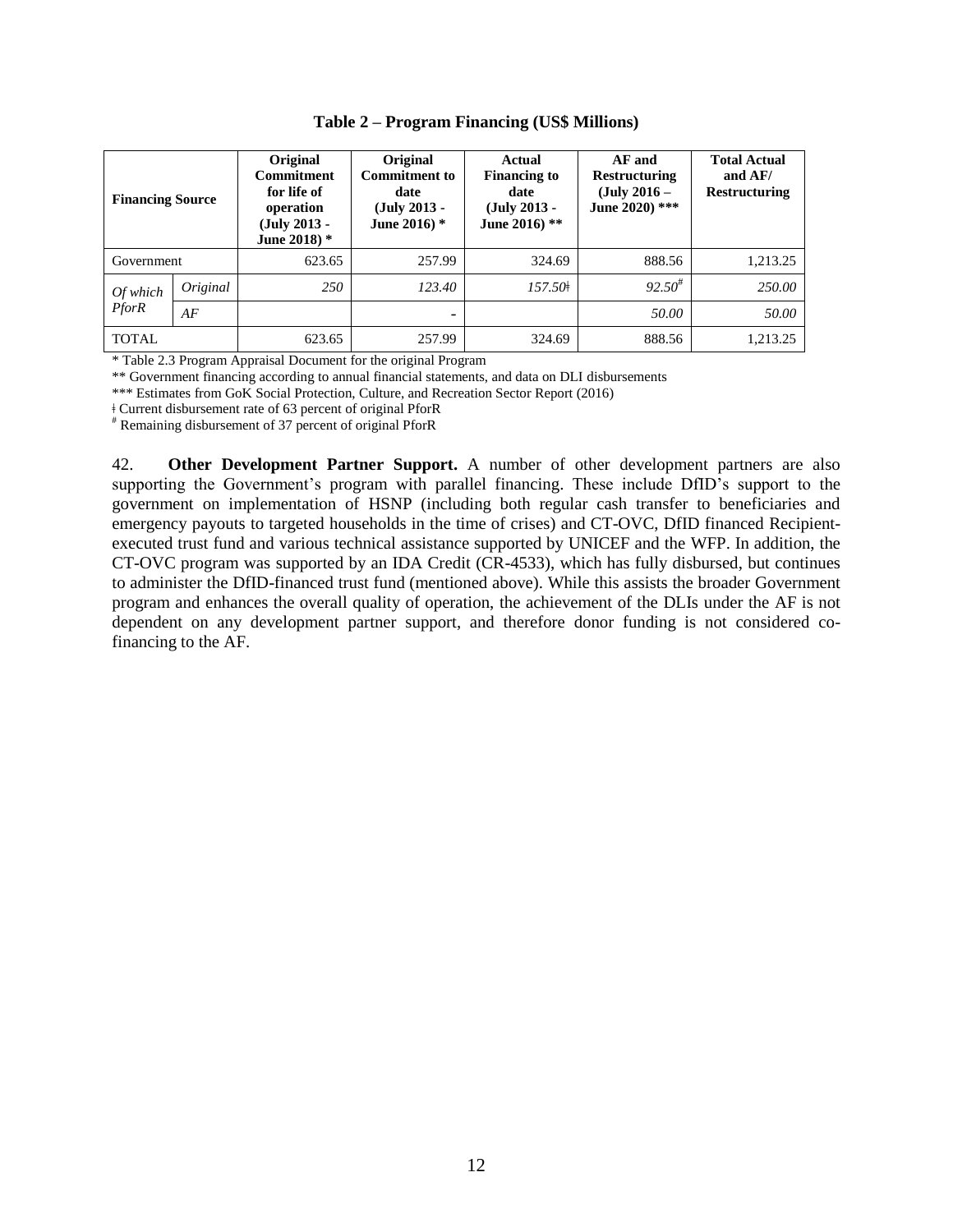**Table 2 – Program Financing (US$ Millions)**

| Financing Source | | Original Commitment for life of operation (July 2013 - June 2018) * | Original Commitment to date (July 2013 - June 2016) * | Actual Financing to date (July 2013 - June 2016) ** | AF and Restructuring (July 2016 – June 2020) *** | Total Actual and AF/ Restructuring |
|---|---|---|---|---|---|---|
| Government | | 623.65 | 257.99 | 324.69 | 888.56 | 1,213.25 |
| *Of which PforR* | *Original* | *250* | *123.40* | *157.50*ǂ | *92.50*[#] | *250.00* |
| | *AF* | | - | | *50.00* | *50.00* |
| TOTAL | | 623.65 | 257.99 | 324.69 | 888.56 | 1,213.25 |

\* Table 2.3 Program Appraisal Document for the original Program

\** Government financing according to annual financial statements, and data on DLI disbursements

\*** Estimates from GoK Social Protection, Culture, and Recreation Sector Report (2016)

ǂ Current disbursement rate of 63 percent of original PforR

[#] Remaining disbursement of 37 percent of original PforR

42. **Other Development Partner Support.** A number of other development partners are also supporting the Government's program with parallel financing. These include DfID's support to the government on implementation of HSNP (including both regular cash transfer to beneficiaries and emergency payouts to targeted households in the time of crises) and CT-OVC, DfID financed Recipient-executed trust fund and various technical assistance supported by UNICEF and the WFP. In addition, the CT-OVC program was supported by an IDA Credit (CR-4533), which has fully disbursed, but continues to administer the DfID-financed trust fund (mentioned above). While this assists the broader Government program and enhances the overall quality of operation, the achievement of the DLIs under the AF is not dependent on any development partner support, and therefore donor funding is not considered co-financing to the AF.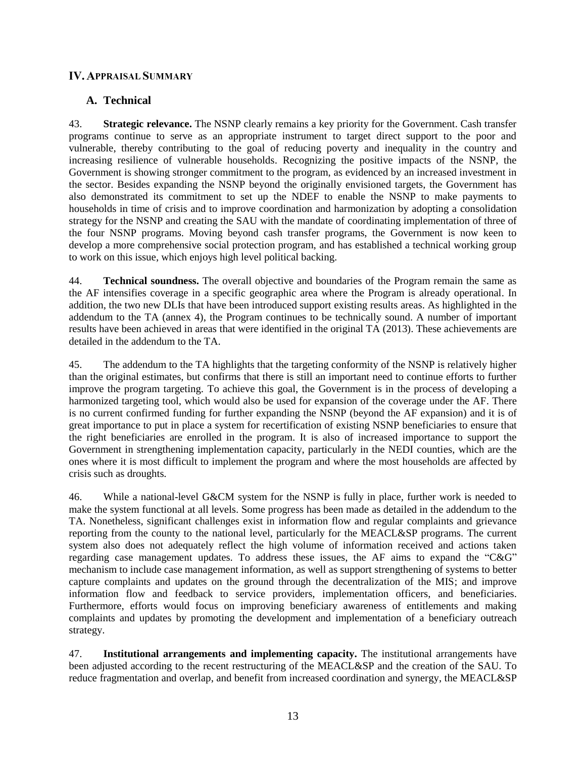## IV. Appraisal Summary

### A. Technical

43. **Strategic relevance.** The NSNP clearly remains a key priority for the Government. Cash transfer programs continue to serve as an appropriate instrument to target direct support to the poor and vulnerable, thereby contributing to the goal of reducing poverty and inequality in the country and increasing resilience of vulnerable households. Recognizing the positive impacts of the NSNP, the Government is showing stronger commitment to the program, as evidenced by an increased investment in the sector. Besides expanding the NSNP beyond the originally envisioned targets, the Government has also demonstrated its commitment to set up the NDEF to enable the NSNP to make payments to households in time of crisis and to improve coordination and harmonization by adopting a consolidation strategy for the NSNP and creating the SAU with the mandate of coordinating implementation of three of the four NSNP programs. Moving beyond cash transfer programs, the Government is now keen to develop a more comprehensive social protection program, and has established a technical working group to work on this issue, which enjoys high level political backing.

44. **Technical soundness.** The overall objective and boundaries of the Program remain the same as the AF intensifies coverage in a specific geographic area where the Program is already operational. In addition, the two new DLIs that have been introduced support existing results areas. As highlighted in the addendum to the TA (annex 4), the Program continues to be technically sound. A number of important results have been achieved in areas that were identified in the original TA (2013). These achievements are detailed in the addendum to the TA.

45. The addendum to the TA highlights that the targeting conformity of the NSNP is relatively higher than the original estimates, but confirms that there is still an important need to continue efforts to further improve the program targeting. To achieve this goal, the Government is in the process of developing a harmonized targeting tool, which would also be used for expansion of the coverage under the AF. There is no current confirmed funding for further expanding the NSNP (beyond the AF expansion) and it is of great importance to put in place a system for recertification of existing NSNP beneficiaries to ensure that the right beneficiaries are enrolled in the program. It is also of increased importance to support the Government in strengthening implementation capacity, particularly in the NEDI counties, which are the ones where it is most difficult to implement the program and where the most households are affected by crisis such as droughts.

46. While a national-level G&CM system for the NSNP is fully in place, further work is needed to make the system functional at all levels. Some progress has been made as detailed in the addendum to the TA. Nonetheless, significant challenges exist in information flow and regular complaints and grievance reporting from the county to the national level, particularly for the MEACL&SP programs. The current system also does not adequately reflect the high volume of information received and actions taken regarding case management updates. To address these issues, the AF aims to expand the "C&G" mechanism to include case management information, as well as support strengthening of systems to better capture complaints and updates on the ground through the decentralization of the MIS; and improve information flow and feedback to service providers, implementation officers, and beneficiaries. Furthermore, efforts would focus on improving beneficiary awareness of entitlements and making complaints and updates by promoting the development and implementation of a beneficiary outreach strategy.

47. **Institutional arrangements and implementing capacity.** The institutional arrangements have been adjusted according to the recent restructuring of the MEACL&SP and the creation of the SAU. To reduce fragmentation and overlap, and benefit from increased coordination and synergy, the MEACL&SP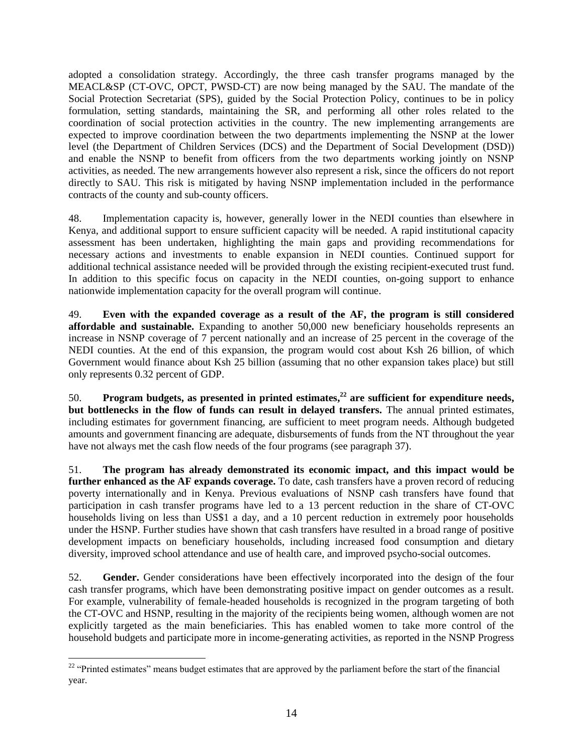adopted a consolidation strategy. Accordingly, the three cash transfer programs managed by the MEACL&SP (CT-OVC, OPCT, PWSD-CT) are now being managed by the SAU. The mandate of the Social Protection Secretariat (SPS), guided by the Social Protection Policy, continues to be in policy formulation, setting standards, maintaining the SR, and performing all other roles related to the coordination of social protection activities in the country. The new implementing arrangements are expected to improve coordination between the two departments implementing the NSNP at the lower level (the Department of Children Services (DCS) and the Department of Social Development (DSD)) and enable the NSNP to benefit from officers from the two departments working jointly on NSNP activities, as needed. The new arrangements however also represent a risk, since the officers do not report directly to SAU. This risk is mitigated by having NSNP implementation included in the performance contracts of the county and sub-county officers.

48. Implementation capacity is, however, generally lower in the NEDI counties than elsewhere in Kenya, and additional support to ensure sufficient capacity will be needed. A rapid institutional capacity assessment has been undertaken, highlighting the main gaps and providing recommendations for necessary actions and investments to enable expansion in NEDI counties. Continued support for additional technical assistance needed will be provided through the existing recipient-executed trust fund. In addition to this specific focus on capacity in the NEDI counties, on-going support to enhance nationwide implementation capacity for the overall program will continue.

49. **Even with the expanded coverage as a result of the AF, the program is still considered affordable and sustainable.** Expanding to another 50,000 new beneficiary households represents an increase in NSNP coverage of 7 percent nationally and an increase of 25 percent in the coverage of the NEDI counties. At the end of this expansion, the program would cost about Ksh 26 billion, of which Government would finance about Ksh 25 billion (assuming that no other expansion takes place) but still only represents 0.32 percent of GDP.

50. **Program budgets, as presented in printed estimates,[22] are sufficient for expenditure needs, but bottlenecks in the flow of funds can result in delayed transfers.** The annual printed estimates, including estimates for government financing, are sufficient to meet program needs. Although budgeted amounts and government financing are adequate, disbursements of funds from the NT throughout the year have not always met the cash flow needs of the four programs (see paragraph 37).

51. **The program has already demonstrated its economic impact, and this impact would be further enhanced as the AF expands coverage.** To date, cash transfers have a proven record of reducing poverty internationally and in Kenya. Previous evaluations of NSNP cash transfers have found that participation in cash transfer programs have led to a 13 percent reduction in the share of CT-OVC households living on less than US$1 a day, and a 10 percent reduction in extremely poor households under the HSNP. Further studies have shown that cash transfers have resulted in a broad range of positive development impacts on beneficiary households, including increased food consumption and dietary diversity, improved school attendance and use of health care, and improved psycho-social outcomes.

52. **Gender.** Gender considerations have been effectively incorporated into the design of the four cash transfer programs, which have been demonstrating positive impact on gender outcomes as a result. For example, vulnerability of female-headed households is recognized in the program targeting of both the CT-OVC and HSNP, resulting in the majority of the recipients being women, although women are not explicitly targeted as the main beneficiaries. This has enabled women to take more control of the household budgets and participate more in income-generating activities, as reported in the NSNP Progress

[22] "Printed estimates" means budget estimates that are approved by the parliament before the start of the financial year.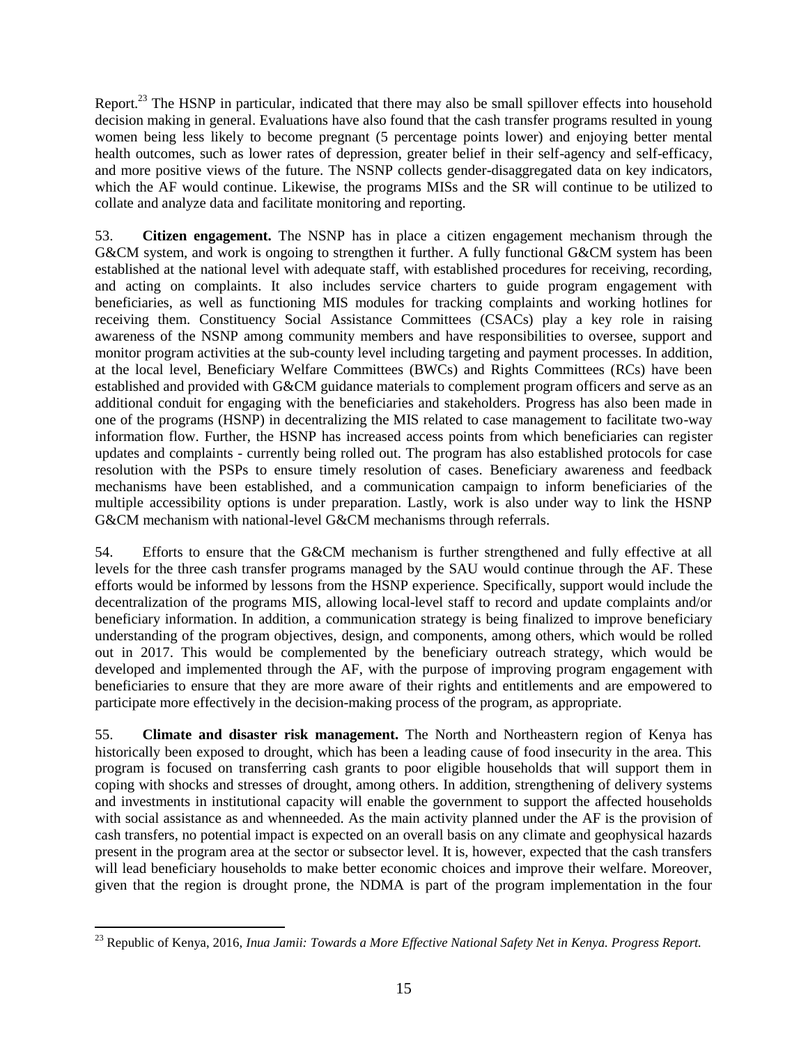Report.[23] The HSNP in particular, indicated that there may also be small spillover effects into household decision making in general. Evaluations have also found that the cash transfer programs resulted in young women being less likely to become pregnant (5 percentage points lower) and enjoying better mental health outcomes, such as lower rates of depression, greater belief in their self-agency and self-efficacy, and more positive views of the future. The NSNP collects gender-disaggregated data on key indicators, which the AF would continue. Likewise, the programs MISs and the SR will continue to be utilized to collate and analyze data and facilitate monitoring and reporting.

53. **Citizen engagement.** The NSNP has in place a citizen engagement mechanism through the G&CM system, and work is ongoing to strengthen it further. A fully functional G&CM system has been established at the national level with adequate staff, with established procedures for receiving, recording, and acting on complaints. It also includes service charters to guide program engagement with beneficiaries, as well as functioning MIS modules for tracking complaints and working hotlines for receiving them. Constituency Social Assistance Committees (CSACs) play a key role in raising awareness of the NSNP among community members and have responsibilities to oversee, support and monitor program activities at the sub-county level including targeting and payment processes. In addition, at the local level, Beneficiary Welfare Committees (BWCs) and Rights Committees (RCs) have been established and provided with G&CM guidance materials to complement program officers and serve as an additional conduit for engaging with the beneficiaries and stakeholders. Progress has also been made in one of the programs (HSNP) in decentralizing the MIS related to case management to facilitate two-way information flow. Further, the HSNP has increased access points from which beneficiaries can register updates and complaints - currently being rolled out. The program has also established protocols for case resolution with the PSPs to ensure timely resolution of cases. Beneficiary awareness and feedback mechanisms have been established, and a communication campaign to inform beneficiaries of the multiple accessibility options is under preparation. Lastly, work is also under way to link the HSNP G&CM mechanism with national-level G&CM mechanisms through referrals.

54. Efforts to ensure that the G&CM mechanism is further strengthened and fully effective at all levels for the three cash transfer programs managed by the SAU would continue through the AF. These efforts would be informed by lessons from the HSNP experience. Specifically, support would include the decentralization of the programs MIS, allowing local-level staff to record and update complaints and/or beneficiary information. In addition, a communication strategy is being finalized to improve beneficiary understanding of the program objectives, design, and components, among others, which would be rolled out in 2017. This would be complemented by the beneficiary outreach strategy, which would be developed and implemented through the AF, with the purpose of improving program engagement with beneficiaries to ensure that they are more aware of their rights and entitlements and are empowered to participate more effectively in the decision-making process of the program, as appropriate.

55. **Climate and disaster risk management.** The North and Northeastern region of Kenya has historically been exposed to drought, which has been a leading cause of food insecurity in the area. This program is focused on transferring cash grants to poor eligible households that will support them in coping with shocks and stresses of drought, among others. In addition, strengthening of delivery systems and investments in institutional capacity will enable the government to support the affected households with social assistance as and whenneeded. As the main activity planned under the AF is the provision of cash transfers, no potential impact is expected on an overall basis on any climate and geophysical hazards present in the program area at the sector or subsector level. It is, however, expected that the cash transfers will lead beneficiary households to make better economic choices and improve their welfare. Moreover, given that the region is drought prone, the NDMA is part of the program implementation in the four

---

[23] Republic of Kenya, 2016, *Inua Jamii: Towards a More Effective National Safety Net in Kenya. Progress Report.*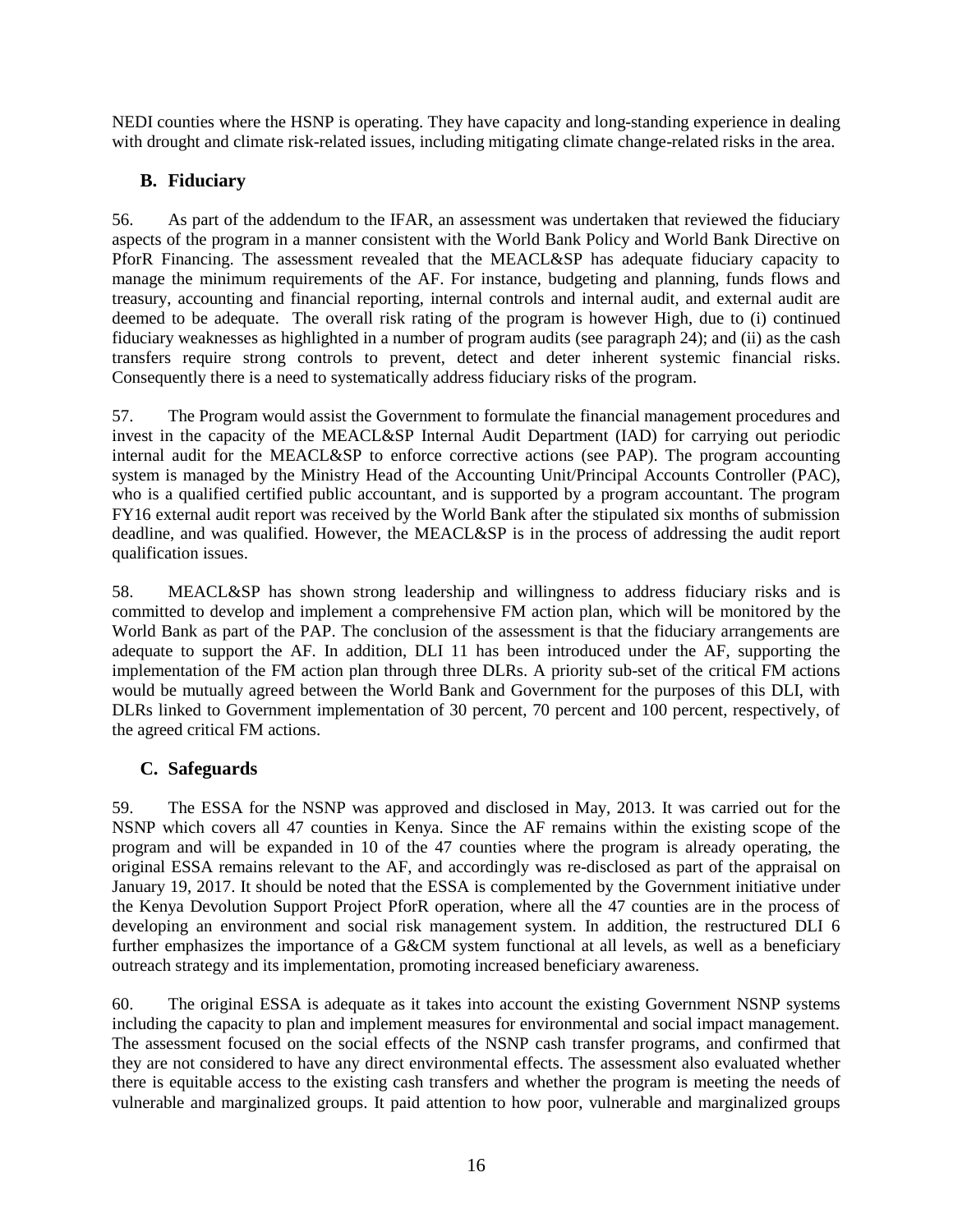NEDI counties where the HSNP is operating. They have capacity and long-standing experience in dealing with drought and climate risk-related issues, including mitigating climate change-related risks in the area.

## B. Fiduciary

56. As part of the addendum to the IFAR, an assessment was undertaken that reviewed the fiduciary aspects of the program in a manner consistent with the World Bank Policy and World Bank Directive on PforR Financing. The assessment revealed that the MEACL&SP has adequate fiduciary capacity to manage the minimum requirements of the AF. For instance, budgeting and planning, funds flows and treasury, accounting and financial reporting, internal controls and internal audit, and external audit are deemed to be adequate. The overall risk rating of the program is however High, due to (i) continued fiduciary weaknesses as highlighted in a number of program audits (see paragraph 24); and (ii) as the cash transfers require strong controls to prevent, detect and deter inherent systemic financial risks. Consequently there is a need to systematically address fiduciary risks of the program.

57. The Program would assist the Government to formulate the financial management procedures and invest in the capacity of the MEACL&SP Internal Audit Department (IAD) for carrying out periodic internal audit for the MEACL&SP to enforce corrective actions (see PAP). The program accounting system is managed by the Ministry Head of the Accounting Unit/Principal Accounts Controller (PAC), who is a qualified certified public accountant, and is supported by a program accountant. The program FY16 external audit report was received by the World Bank after the stipulated six months of submission deadline, and was qualified. However, the MEACL&SP is in the process of addressing the audit report qualification issues.

58. MEACL&SP has shown strong leadership and willingness to address fiduciary risks and is committed to develop and implement a comprehensive FM action plan, which will be monitored by the World Bank as part of the PAP. The conclusion of the assessment is that the fiduciary arrangements are adequate to support the AF. In addition, DLI 11 has been introduced under the AF, supporting the implementation of the FM action plan through three DLRs. A priority sub-set of the critical FM actions would be mutually agreed between the World Bank and Government for the purposes of this DLI, with DLRs linked to Government implementation of 30 percent, 70 percent and 100 percent, respectively, of the agreed critical FM actions.

## C. Safeguards

59. The ESSA for the NSNP was approved and disclosed in May, 2013. It was carried out for the NSNP which covers all 47 counties in Kenya. Since the AF remains within the existing scope of the program and will be expanded in 10 of the 47 counties where the program is already operating, the original ESSA remains relevant to the AF, and accordingly was re-disclosed as part of the appraisal on January 19, 2017. It should be noted that the ESSA is complemented by the Government initiative under the Kenya Devolution Support Project PforR operation, where all the 47 counties are in the process of developing an environment and social risk management system. In addition, the restructured DLI 6 further emphasizes the importance of a G&CM system functional at all levels, as well as a beneficiary outreach strategy and its implementation, promoting increased beneficiary awareness.

60. The original ESSA is adequate as it takes into account the existing Government NSNP systems including the capacity to plan and implement measures for environmental and social impact management. The assessment focused on the social effects of the NSNP cash transfer programs, and confirmed that they are not considered to have any direct environmental effects. The assessment also evaluated whether there is equitable access to the existing cash transfers and whether the program is meeting the needs of vulnerable and marginalized groups. It paid attention to how poor, vulnerable and marginalized groups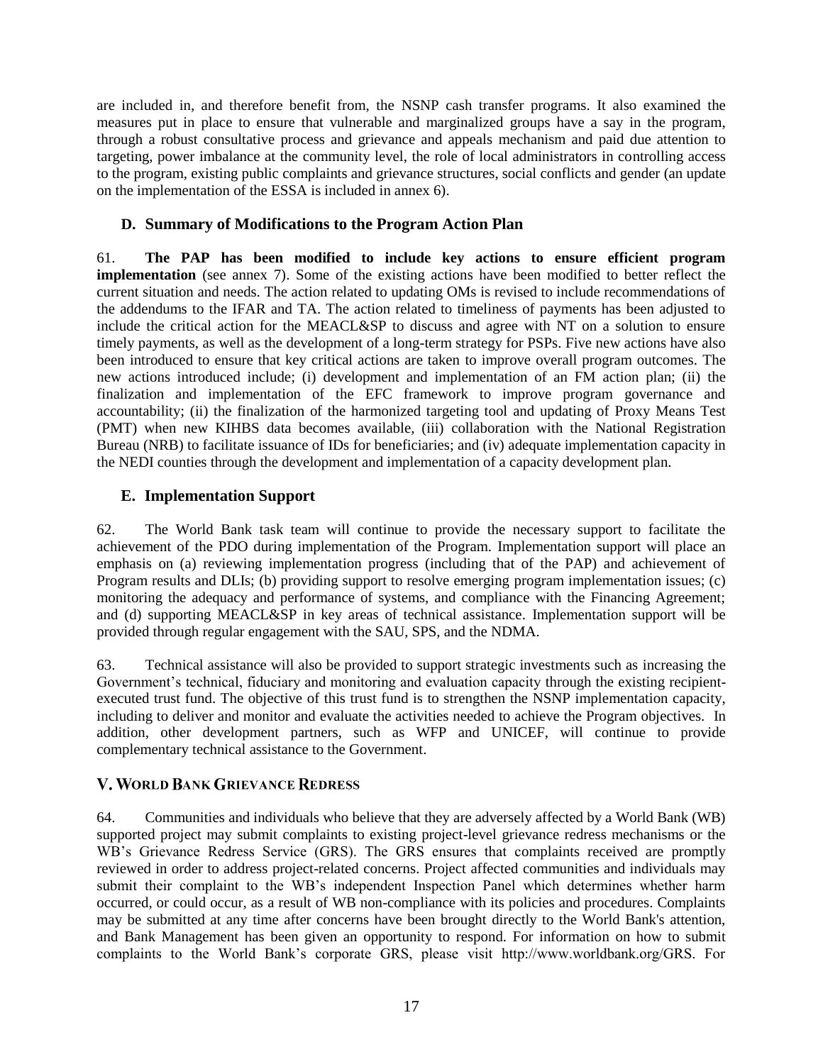are included in, and therefore benefit from, the NSNP cash transfer programs. It also examined the measures put in place to ensure that vulnerable and marginalized groups have a say in the program, through a robust consultative process and grievance and appeals mechanism and paid due attention to targeting, power imbalance at the community level, the role of local administrators in controlling access to the program, existing public complaints and grievance structures, social conflicts and gender (an update on the implementation of the ESSA is included in annex 6).

### D. Summary of Modifications to the Program Action Plan

61. **The PAP has been modified to include key actions to ensure efficient program implementation** (see annex 7). Some of the existing actions have been modified to better reflect the current situation and needs. The action related to updating OMs is revised to include recommendations of the addendums to the IFAR and TA. The action related to timeliness of payments has been adjusted to include the critical action for the MEACL&SP to discuss and agree with NT on a solution to ensure timely payments, as well as the development of a long-term strategy for PSPs. Five new actions have also been introduced to ensure that key critical actions are taken to improve overall program outcomes. The new actions introduced include; (i) development and implementation of an FM action plan; (ii) the finalization and implementation of the EFC framework to improve program governance and accountability; (ii) the finalization of the harmonized targeting tool and updating of Proxy Means Test (PMT) when new KIHBS data becomes available, (iii) collaboration with the National Registration Bureau (NRB) to facilitate issuance of IDs for beneficiaries; and (iv) adequate implementation capacity in the NEDI counties through the development and implementation of a capacity development plan.

### E. Implementation Support

62. The World Bank task team will continue to provide the necessary support to facilitate the achievement of the PDO during implementation of the Program. Implementation support will place an emphasis on (a) reviewing implementation progress (including that of the PAP) and achievement of Program results and DLIs; (b) providing support to resolve emerging program implementation issues; (c) monitoring the adequacy and performance of systems, and compliance with the Financing Agreement; and (d) supporting MEACL&SP in key areas of technical assistance. Implementation support will be provided through regular engagement with the SAU, SPS, and the NDMA.

63. Technical assistance will also be provided to support strategic investments such as increasing the Government's technical, fiduciary and monitoring and evaluation capacity through the existing recipient-executed trust fund. The objective of this trust fund is to strengthen the NSNP implementation capacity, including to deliver and monitor and evaluate the activities needed to achieve the Program objectives. In addition, other development partners, such as WFP and UNICEF, will continue to provide complementary technical assistance to the Government.

## V. World Bank Grievance Redress

64. Communities and individuals who believe that they are adversely affected by a World Bank (WB) supported project may submit complaints to existing project-level grievance redress mechanisms or the WB's Grievance Redress Service (GRS). The GRS ensures that complaints received are promptly reviewed in order to address project-related concerns. Project affected communities and individuals may submit their complaint to the WB's independent Inspection Panel which determines whether harm occurred, or could occur, as a result of WB non-compliance with its policies and procedures. Complaints may be submitted at any time after concerns have been brought directly to the World Bank's attention, and Bank Management has been given an opportunity to respond. For information on how to submit complaints to the World Bank's corporate GRS, please visit http://www.worldbank.org/GRS. For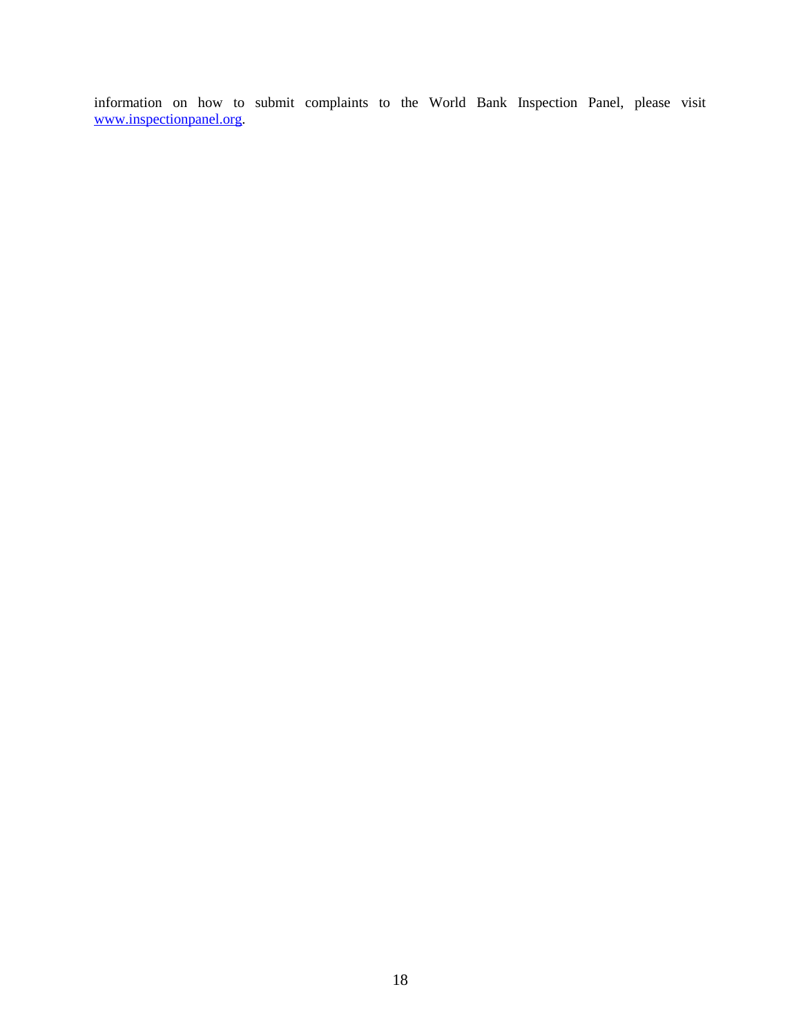information on how to submit complaints to the World Bank Inspection Panel, please visit [www.inspectionpanel.org](http://www.inspectionpanel.org).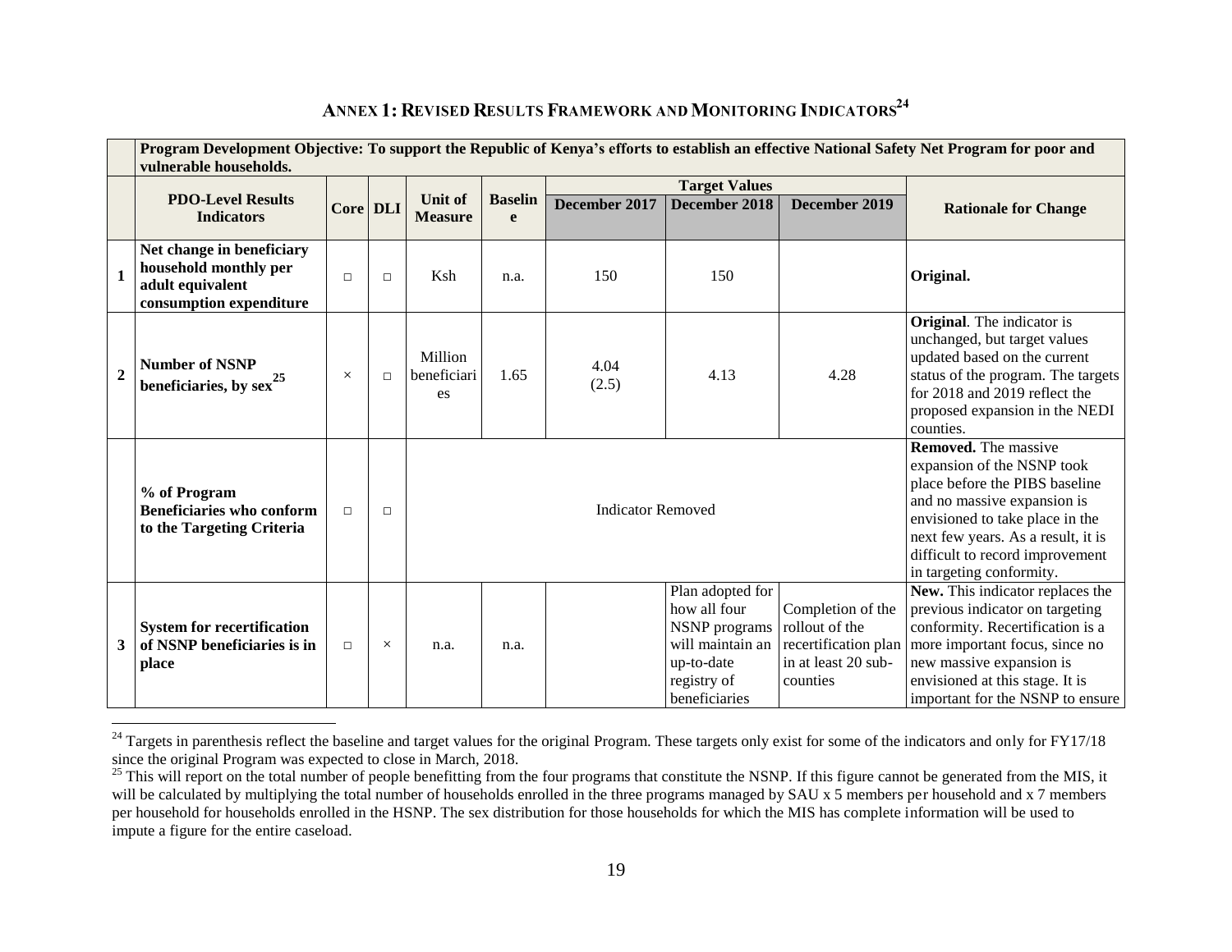# ANNEX 1: REVISED RESULTS FRAMEWORK AND MONITORING INDICATORS[24]

| | **Program Development Objective: To support the Republic of Kenya's efforts to establish an effective National Safety Net Program for poor and vulnerable households.** | | | | | | | | |
|---|---|---|---|---|---|---|---|---|---|
| | **PDO-Level Results Indicators** | **Core** | **DLI** | **Unit of Measure** | **Baseline** | **Target Values** | | | **Rationale for Change** |
| | | | | | | **December 2017** | **December 2018** | **December 2019** | |
| **1** | **Net change in beneficiary household monthly per adult equivalent consumption expenditure** | □ | □ | Ksh | n.a. | 150 | 150 | | **Original.** |
| **2** | **Number of NSNP beneficiaries, by sex[25]** | × | □ | Million beneficiaries | 1.65 | 4.04 (2.5) | 4.13 | 4.28 | **Original**. The indicator is unchanged, but target values updated based on the current status of the program. The targets for 2018 and 2019 reflect the proposed expansion in the NEDI counties. |
| | **% of Program Beneficiaries who conform to the Targeting Criteria** | □ | □ | Indicator Removed | | | | | **Removed.** The massive expansion of the NSNP took place before the PIBS baseline and no massive expansion is envisioned to take place in the next few years. As a result, it is difficult to record improvement in targeting conformity. |
| **3** | **System for recertification of NSNP beneficiaries is in place** | □ | × | n.a. | n.a. | | Plan adopted for how all four NSNP programs will maintain an up-to-date registry of beneficiaries | Completion of the rollout of the recertification plan in at least 20 sub-counties | **New.** This indicator replaces the previous indicator on targeting conformity. Recertification is a more important focus, since no new massive expansion is envisioned at this stage. It is important for the NSNP to ensure |

[24] Targets in parenthesis reflect the baseline and target values for the original Program. These targets only exist for some of the indicators and only for FY17/18 since the original Program was expected to close in March, 2018.

[25] This will report on the total number of people benefitting from the four programs that constitute the NSNP. If this figure cannot be generated from the MIS, it will be calculated by multiplying the total number of households enrolled in the three programs managed by SAU x 5 members per household and x 7 members per household for households enrolled in the HSNP. The sex distribution for those households for which the MIS has complete information will be used to impute a figure for the entire caseload.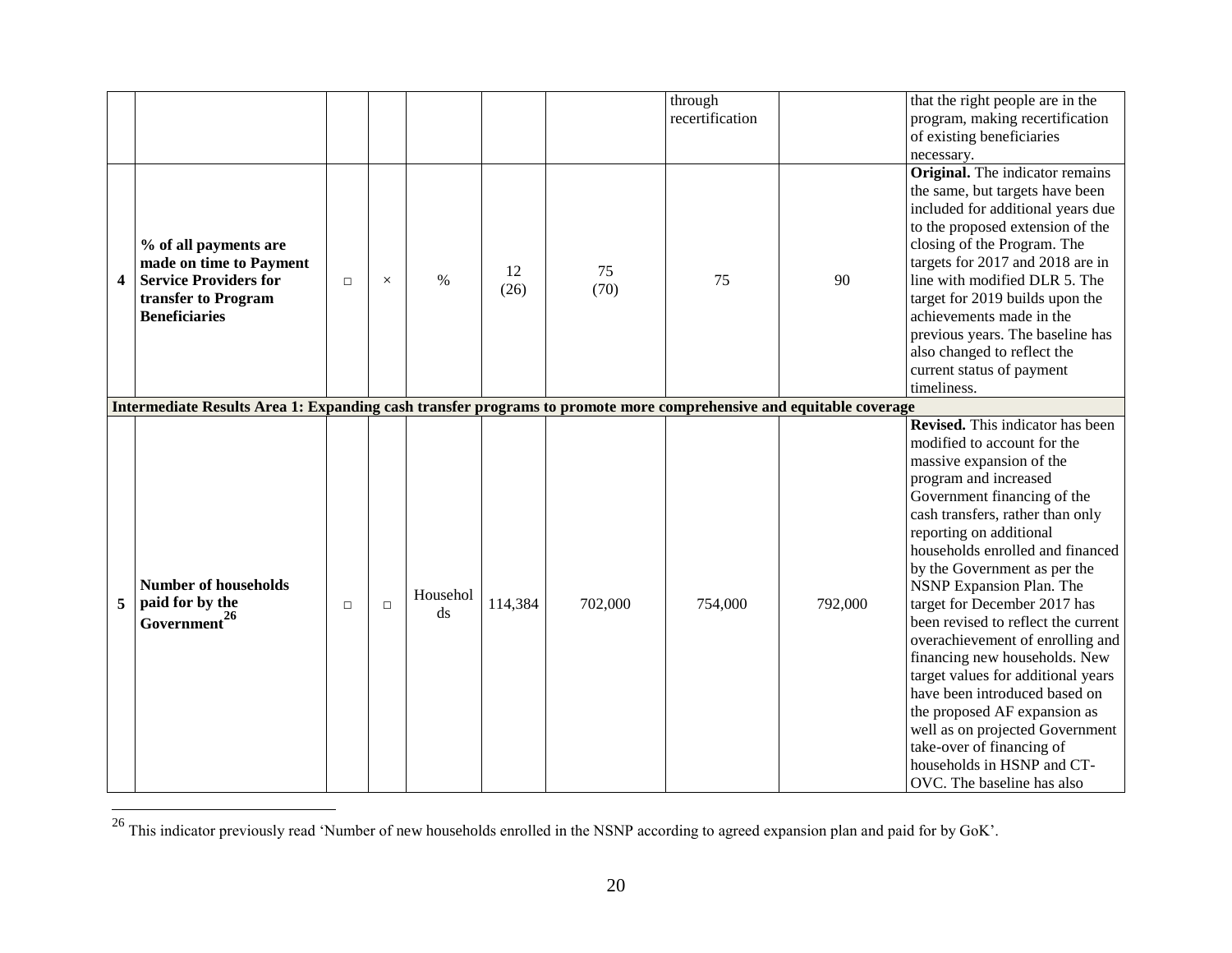| | | | | | | | | | |
|---|---|---|---|---|---|---|---|---|---|
| | | | | | | | through recertification | | that the right people are in the program, making recertification of existing beneficiaries necessary. |
| **4** | **% of all payments are made on time to Payment Service Providers for transfer to Program Beneficiaries** | □ | × | % | 12 (26) | 75 (70) | 75 | 90 | **Original.** The indicator remains the same, but targets have been included for additional years due to the proposed extension of the closing of the Program. The targets for 2017 and 2018 are in line with modified DLR 5. The target for 2019 builds upon the achievements made in the previous years. The baseline has also changed to reflect the current status of payment timeliness. |
| **Intermediate Results Area 1: Expanding cash transfer programs to promote more comprehensive and equitable coverage** | | | | | | | | | |
| **5** | **Number of households paid for by the Government[26]** | □ | □ | Households | 114,384 | 702,000 | 754,000 | 792,000 | **Revised.** This indicator has been modified to account for the massive expansion of the program and increased Government financing of the cash transfers, rather than only reporting on additional households enrolled and financed by the Government as per the NSNP Expansion Plan. The target for December 2017 has been revised to reflect the current overachievement of enrolling and financing new households. New target values for additional years have been introduced based on the proposed AF expansion as well as on projected Government take-over of financing of households in HSNP and CT-OVC. The baseline has also |

[26] This indicator previously read 'Number of new households enrolled in the NSNP according to agreed expansion plan and paid for by GoK'.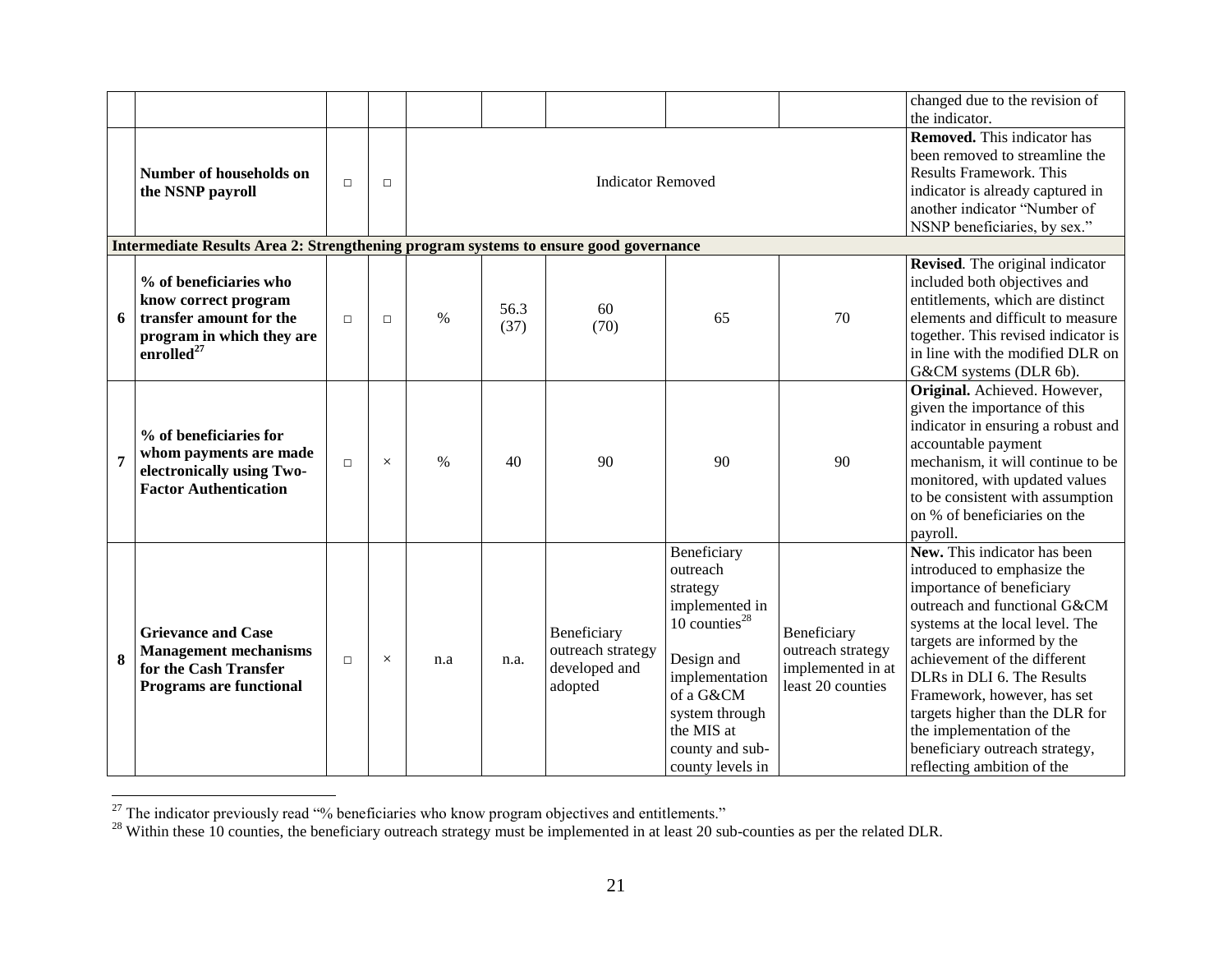| | | | | | | | | | changed due to the revision of the indicator. |
|---|---|---|---|---|---|---|---|---|---|
| | **Number of households on the NSNP payroll** | □ | □ | Indicator Removed | | | | | **Removed.** This indicator has been removed to streamline the Results Framework. This indicator is already captured in another indicator "Number of NSNP beneficiaries, by sex." |
| **Intermediate Results Area 2: Strengthening program systems to ensure good governance** | | | | | | | | | |
| 6 | **% of beneficiaries who know correct program transfer amount for the program in which they are enrolled**[27] | □ | □ | % | 56.3 (37) | 60 (70) | 65 | 70 | ***Revised***. The original indicator included both objectives and entitlements, which are distinct elements and difficult to measure together. This revised indicator is in line with the modified DLR on G&CM systems (DLR 6b). |
| 7 | **% of beneficiaries for whom payments are made electronically using Two-Factor Authentication** | □ | × | % | 40 | 90 | 90 | 90 | **Original.** Achieved. However, given the importance of this indicator in ensuring a robust and accountable payment mechanism, it will continue to be monitored, with updated values to be consistent with assumption on % of beneficiaries on the payroll. |
| 8 | **Grievance and Case Management mechanisms for the Cash Transfer Programs are functional** | □ | × | n.a | n.a. | Beneficiary outreach strategy developed and adopted | Beneficiary outreach strategy implemented in 10 counties[28] Design and implementation of a G&CM system through the MIS at county and sub-county levels in | Beneficiary outreach strategy implemented in at least 20 counties | **New.** This indicator has been introduced to emphasize the importance of beneficiary outreach and functional G&CM systems at the local level. The targets are informed by the achievement of the different DLRs in DLI 6. The Results Framework, however, has set targets higher than the DLR for the implementation of the beneficiary outreach strategy, reflecting ambition of the |

[27] The indicator previously read "% beneficiaries who know program objectives and entitlements."

[28] Within these 10 counties, the beneficiary outreach strategy must be implemented in at least 20 sub-counties as per the related DLR.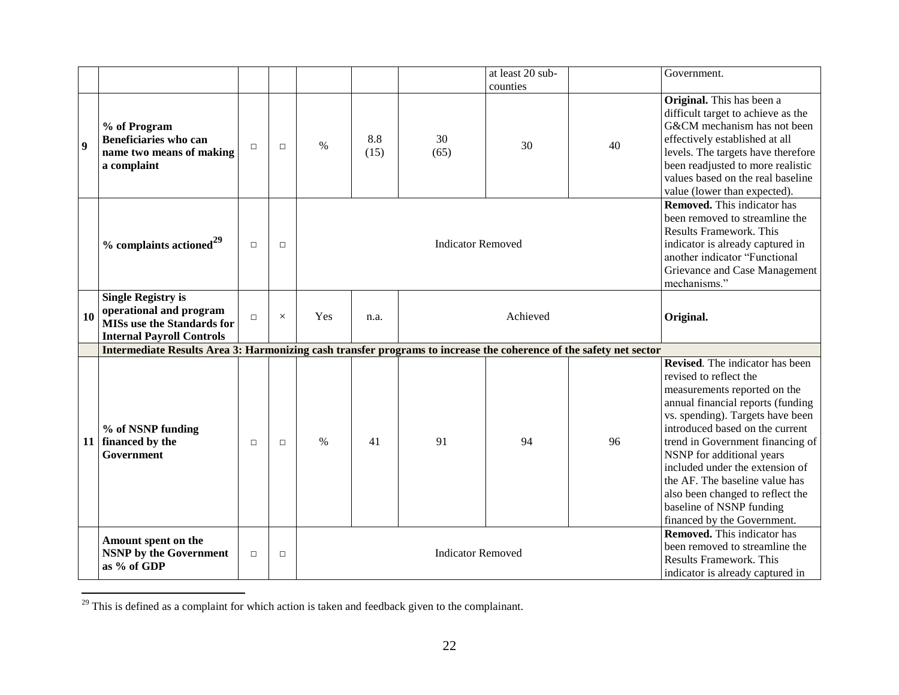| | | | | | | | | | |
|---|---|---|---|---|---|---|---|---|---|
| | | | | | | | at least 20 sub-counties | | Government. |
| 9 | **% of Program Beneficiaries who can name two means of making a complaint** | □ | □ | % | 8.8 (15) | 30 (65) | 30 | 40 | **Original.** This has been a difficult target to achieve as the G&CM mechanism has not been effectively established at all levels. The targets have therefore been readjusted to more realistic values based on the real baseline value (lower than expected). |
| | **% complaints actioned**[29] | □ | □ | Indicator Removed | | | | | **Removed.** This indicator has been removed to streamline the Results Framework. This indicator is already captured in another indicator "Functional Grievance and Case Management mechanisms." |
| 10 | **Single Registry is operational and program MISs use the Standards for Internal Payroll Controls** | □ | × | Yes | n.a. | Achieved | | | **Original.** |
| | **Intermediate Results Area 3: Harmonizing cash transfer programs to increase the coherence of the safety net sector** | | | | | | | | |
| 11 | **% of NSNP funding financed by the Government** | □ | □ | % | 41 | 91 | 94 | 96 | **Revised**. The indicator has been revised to reflect the measurements reported on the annual financial reports (funding vs. spending). Targets have been introduced based on the current trend in Government financing of NSNP for additional years included under the extension of the AF. The baseline value has also been changed to reflect the baseline of NSNP funding financed by the Government. |
| | **Amount spent on the NSNP by the Government as % of GDP** | □ | □ | Indicator Removed | | | | | **Removed.** This indicator has been removed to streamline the Results Framework. This indicator is already captured in |

[29] This is defined as a complaint for which action is taken and feedback given to the complainant.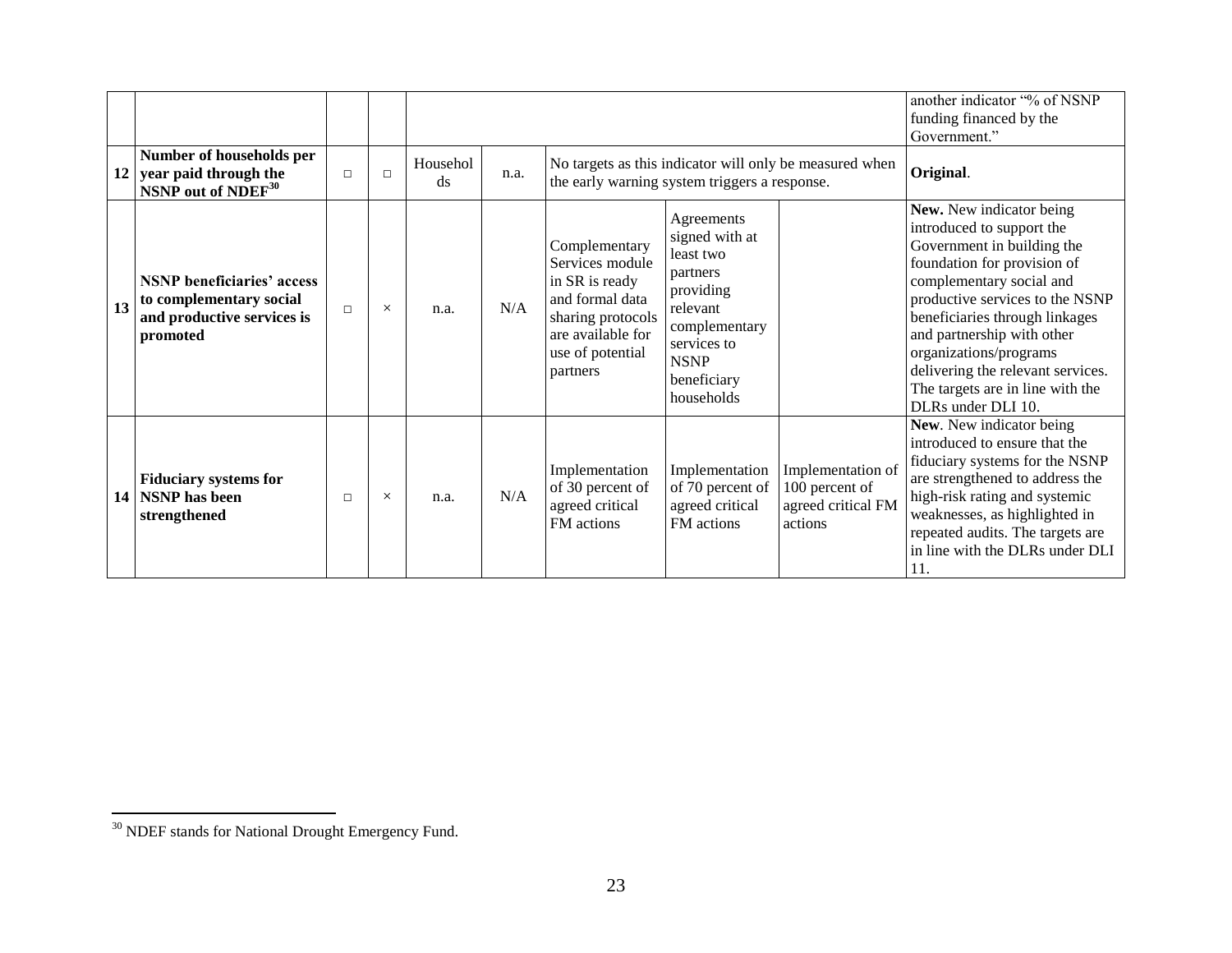| | | | | | | | | | |
|---|---|---|---|---|---|---|---|---|---|
| | | | | | | | | | another indicator "% of NSNP funding financed by the Government." |
| 12 | **Number of households per year paid through the NSNP out of NDEF[30]** | □ | □ | Households | n.a. | No targets as this indicator will only be measured when the early warning system triggers a response. | | | **Original**. |
| 13 | **NSNP beneficiaries' access to complementary social and productive services is promoted** | □ | × | n.a. | N/A | Complementary Services module in SR is ready and formal data sharing protocols are available for use of potential partners | Agreements signed with at least two partners providing relevant complementary services to NSNP beneficiary households | | **New.** New indicator being introduced to support the Government in building the foundation for provision of complementary social and productive services to the NSNP beneficiaries through linkages and partnership with other organizations/programs delivering the relevant services. The targets are in line with the DLRs under DLI 10. |
| 14 | **Fiduciary systems for NSNP has been strengthened** | □ | × | n.a. | N/A | Implementation of 30 percent of agreed critical FM actions | Implementation of 70 percent of agreed critical FM actions | Implementation of 100 percent of agreed critical FM actions | **New**. New indicator being introduced to ensure that the fiduciary systems for the NSNP are strengthened to address the high-risk rating and systemic weaknesses, as highlighted in repeated audits. The targets are in line with the DLRs under DLI 11. |

[30] NDEF stands for National Drought Emergency Fund.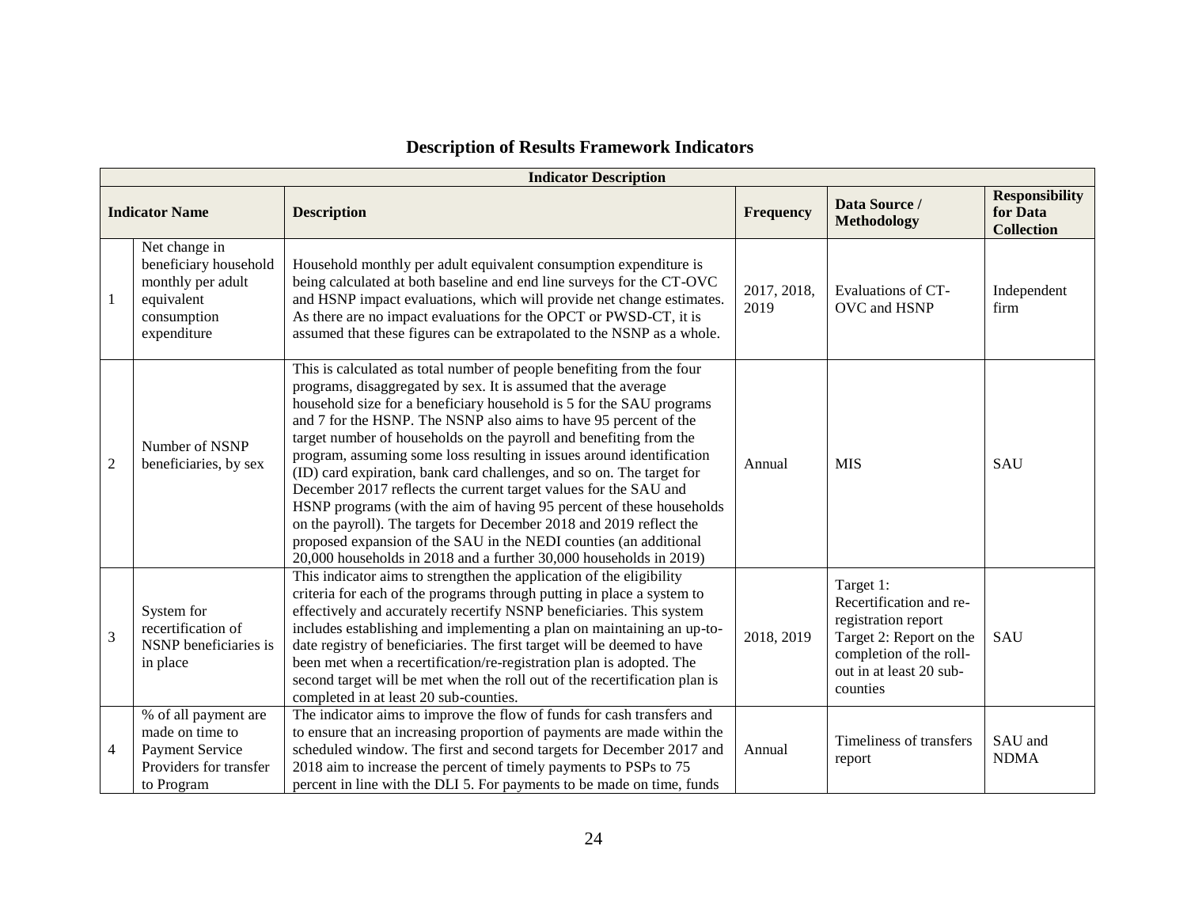## Description of Results Framework Indicators

| Indicator Description | | | | | |
|---|---|---|---|---|---|
| **Indicator Name** | | **Description** | **Frequency** | **Data Source / Methodology** | **Responsibility for Data Collection** |
| 1 | Net change in beneficiary household monthly per adult equivalent consumption expenditure | Household monthly per adult equivalent consumption expenditure is being calculated at both baseline and end line surveys for the CT-OVC and HSNP impact evaluations, which will provide net change estimates. As there are no impact evaluations for the OPCT or PWSD-CT, it is assumed that these figures can be extrapolated to the NSNP as a whole. | 2017, 2018, 2019 | Evaluations of CT-OVC and HSNP | Independent firm |
| 2 | Number of NSNP beneficiaries, by sex | This is calculated as total number of people benefiting from the four programs, disaggregated by sex. It is assumed that the average household size for a beneficiary household is 5 for the SAU programs and 7 for the HSNP. The NSNP also aims to have 95 percent of the target number of households on the payroll and benefiting from the program, assuming some loss resulting in issues around identification (ID) card expiration, bank card challenges, and so on. The target for December 2017 reflects the current target values for the SAU and HSNP programs (with the aim of having 95 percent of these households on the payroll). The targets for December 2018 and 2019 reflect the proposed expansion of the SAU in the NEDI counties (an additional 20,000 households in 2018 and a further 30,000 households in 2019) | Annual | MIS | SAU |
| 3 | System for recertification of NSNP beneficiaries is in place | This indicator aims to strengthen the application of the eligibility criteria for each of the programs through putting in place a system to effectively and accurately recertify NSNP beneficiaries. This system includes establishing and implementing a plan on maintaining an up-to-date registry of beneficiaries. The first target will be deemed to have been met when a recertification/re-registration plan is adopted. The second target will be met when the roll out of the recertification plan is completed in at least 20 sub-counties. | 2018, 2019 | Target 1: Recertification and re-registration report Target 2: Report on the completion of the roll-out in at least 20 sub-counties | SAU |
| 4 | % of all payment are made on time to Payment Service Providers for transfer to Program | The indicator aims to improve the flow of funds for cash transfers and to ensure that an increasing proportion of payments are made within the scheduled window. The first and second targets for December 2017 and 2018 aim to increase the percent of timely payments to PSPs to 75 percent in line with the DLI 5. For payments to be made on time, funds | Annual | Timeliness of transfers report | SAU and NDMA |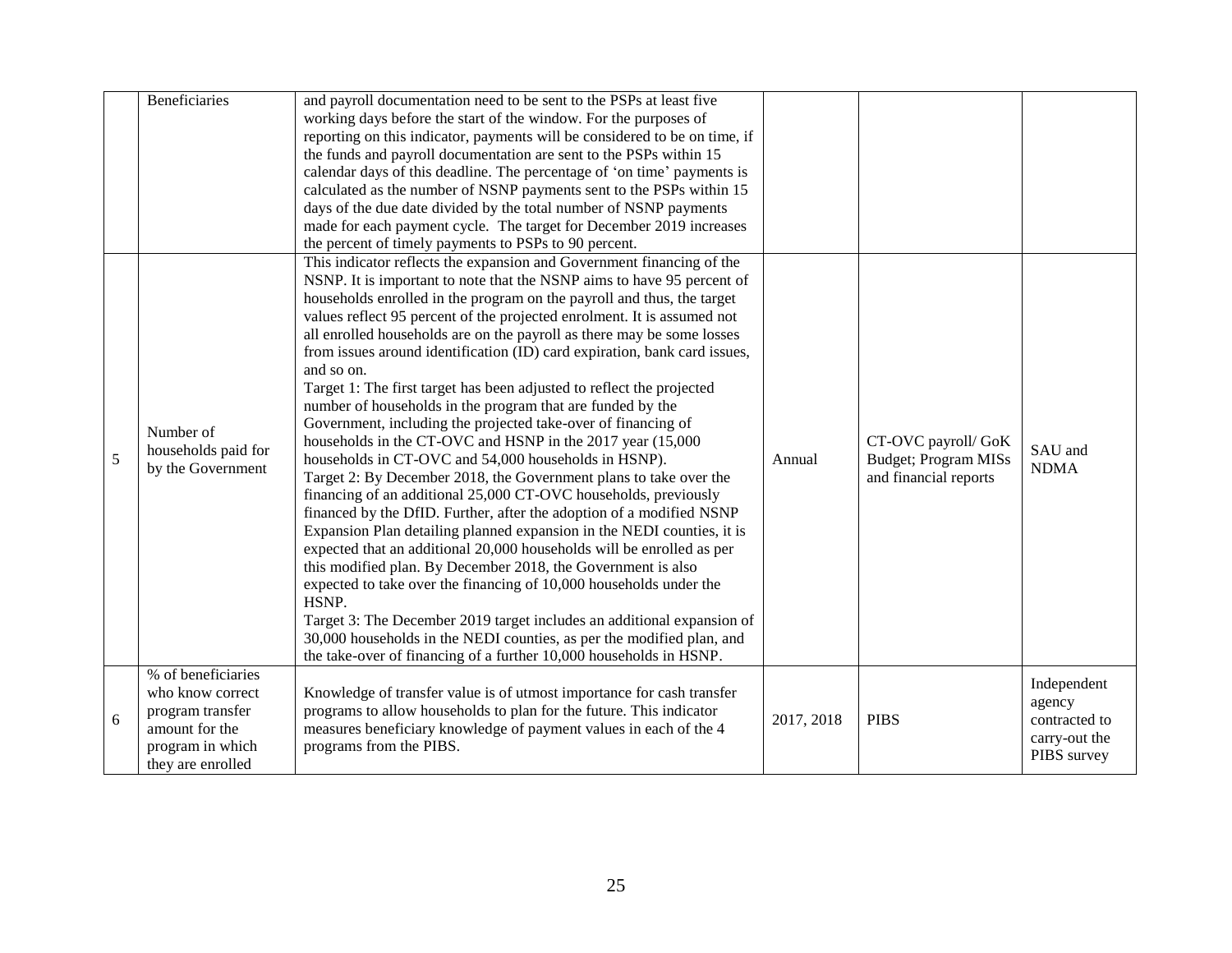| | | | | | |
|---|---|---|---|---|---|
| | Beneficiaries | and payroll documentation need to be sent to the PSPs at least five working days before the start of the window. For the purposes of reporting on this indicator, payments will be considered to be on time, if the funds and payroll documentation are sent to the PSPs within 15 calendar days of this deadline. The percentage of 'on time' payments is calculated as the number of NSNP payments sent to the PSPs within 15 days of the due date divided by the total number of NSNP payments made for each payment cycle. The target for December 2019 increases the percent of timely payments to PSPs to 90 percent. | | | |
| 5 | Number of households paid for by the Government | This indicator reflects the expansion and Government financing of the NSNP. It is important to note that the NSNP aims to have 95 percent of households enrolled in the program on the payroll and thus, the target values reflect 95 percent of the projected enrolment. It is assumed not all enrolled households are on the payroll as there may be some losses from issues around identification (ID) card expiration, bank card issues, and so on.<br>Target 1: The first target has been adjusted to reflect the projected number of households in the program that are funded by the Government, including the projected take-over of financing of households in the CT-OVC and HSNP in the 2017 year (15,000 households in CT-OVC and 54,000 households in HSNP).<br>Target 2: By December 2018, the Government plans to take over the financing of an additional 25,000 CT-OVC households, previously financed by the DfID. Further, after the adoption of a modified NSNP Expansion Plan detailing planned expansion in the NEDI counties, it is expected that an additional 20,000 households will be enrolled as per this modified plan. By December 2018, the Government is also expected to take over the financing of 10,000 households under the HSNP.<br>Target 3: The December 2019 target includes an additional expansion of 30,000 households in the NEDI counties, as per the modified plan, and the take-over of financing of a further 10,000 households in HSNP. | Annual | CT-OVC payroll/ GoK Budget; Program MISs and financial reports | SAU and NDMA |
| 6 | % of beneficiaries who know correct program transfer amount for the program in which they are enrolled | Knowledge of transfer value is of utmost importance for cash transfer programs to allow households to plan for the future. This indicator measures beneficiary knowledge of payment values in each of the 4 programs from the PIBS. | 2017, 2018 | PIBS | Independent agency contracted to carry-out the PIBS survey |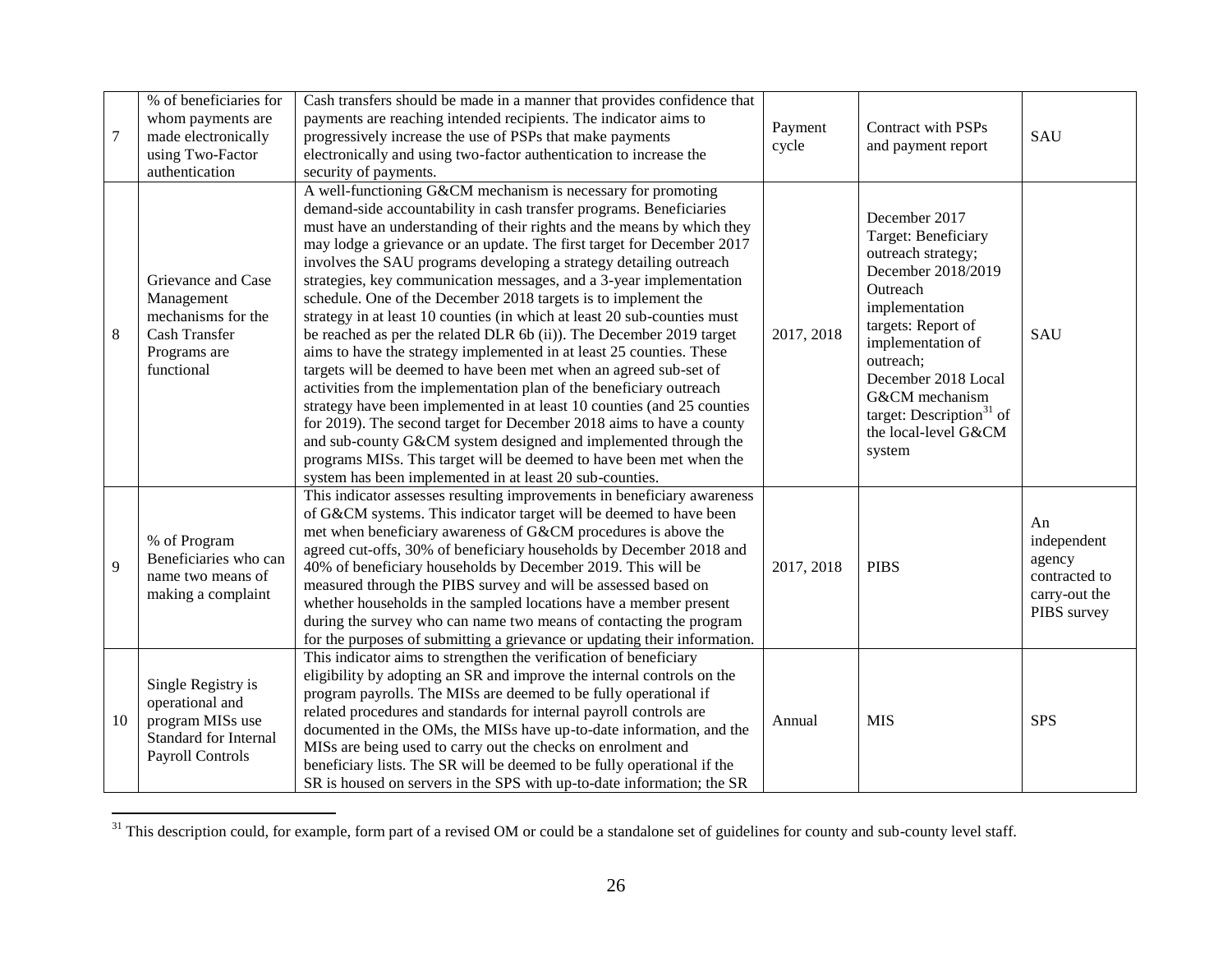| 7 | % of beneficiaries for whom payments are made electronically using Two-Factor authentication | Cash transfers should be made in a manner that provides confidence that payments are reaching intended recipients. The indicator aims to progressively increase the use of PSPs that make payments electronically and using two-factor authentication to increase the security of payments. | Payment cycle | Contract with PSPs and payment report | SAU |
|---|---|---|---|---|---|
| 8 | Grievance and Case Management mechanisms for the Cash Transfer Programs are functional | A well-functioning G&CM mechanism is necessary for promoting demand-side accountability in cash transfer programs. Beneficiaries must have an understanding of their rights and the means by which they may lodge a grievance or an update. The first target for December 2017 involves the SAU programs developing a strategy detailing outreach strategies, key communication messages, and a 3-year implementation schedule. One of the December 2018 targets is to implement the strategy in at least 10 counties (in which at least 20 sub-counties must be reached as per the related DLR 6b (ii)). The December 2019 target aims to have the strategy implemented in at least 25 counties. These targets will be deemed to have been met when an agreed sub-set of activities from the implementation plan of the beneficiary outreach strategy have been implemented in at least 10 counties (and 25 counties for 2019). The second target for December 2018 aims to have a county and sub-county G&CM system designed and implemented through the programs MISs. This target will be deemed to have been met when the system has been implemented in at least 20 sub-counties. | 2017, 2018 | December 2017 Target: Beneficiary outreach strategy; December 2018/2019 Outreach implementation targets: Report of implementation of outreach; December 2018 Local G&CM mechanism target: Description[31] of the local-level G&CM system | SAU |
| 9 | % of Program Beneficiaries who can name two means of making a complaint | This indicator assesses resulting improvements in beneficiary awareness of G&CM systems. This indicator target will be deemed to have been met when beneficiary awareness of G&CM procedures is above the agreed cut-offs, 30% of beneficiary households by December 2018 and 40% of beneficiary households by December 2019. This will be measured through the PIBS survey and will be assessed based on whether households in the sampled locations have a member present during the survey who can name two means of contacting the program for the purposes of submitting a grievance or updating their information. | 2017, 2018 | PIBS | An independent agency contracted to carry-out the PIBS survey |
| 10 | Single Registry is operational and program MISs use Standard for Internal Payroll Controls | This indicator aims to strengthen the verification of beneficiary eligibility by adopting an SR and improve the internal controls on the program payrolls. The MISs are deemed to be fully operational if related procedures and standards for internal payroll controls are documented in the OMs, the MISs have up-to-date information, and the MISs are being used to carry out the checks on enrolment and beneficiary lists. The SR will be deemed to be fully operational if the SR is housed on servers in the SPS with up-to-date information; the SR | Annual | MIS | SPS |

[31] This description could, for example, form part of a revised OM or could be a standalone set of guidelines for county and sub-county level staff.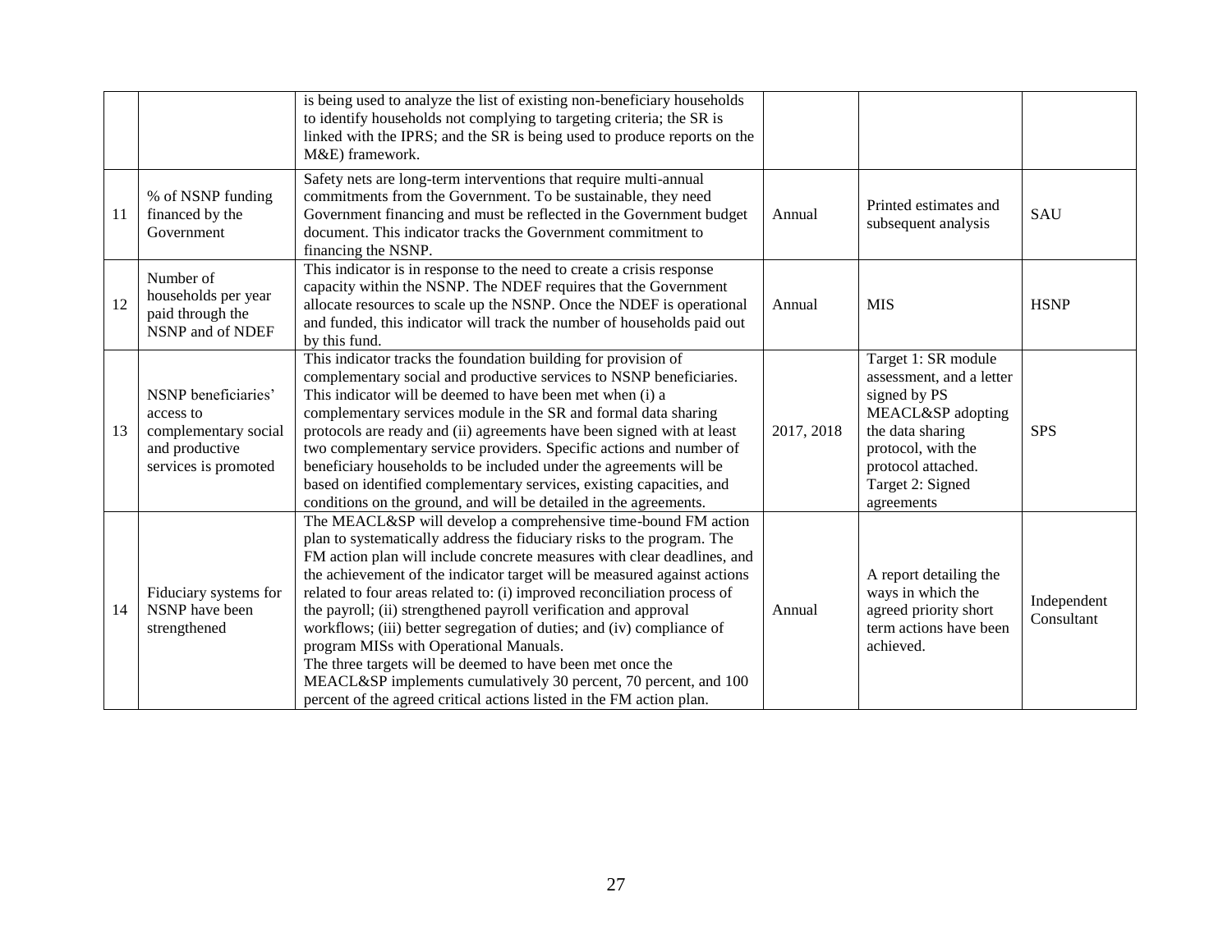| | | | | | |
|---|---|---|---|---|---|
| | | is being used to analyze the list of existing non-beneficiary households to identify households not complying to targeting criteria; the SR is linked with the IPRS; and the SR is being used to produce reports on the M&E) framework. | | | |
| 11 | % of NSNP funding financed by the Government | Safety nets are long-term interventions that require multi-annual commitments from the Government. To be sustainable, they need Government financing and must be reflected in the Government budget document. This indicator tracks the Government commitment to financing the NSNP. | Annual | Printed estimates and subsequent analysis | SAU |
| 12 | Number of households per year paid through the NSNP and of NDEF | This indicator is in response to the need to create a crisis response capacity within the NSNP. The NDEF requires that the Government allocate resources to scale up the NSNP. Once the NDEF is operational and funded, this indicator will track the number of households paid out by this fund. | Annual | MIS | HSNP |
| 13 | NSNP beneficiaries' access to complementary social and productive services is promoted | This indicator tracks the foundation building for provision of complementary social and productive services to NSNP beneficiaries. This indicator will be deemed to have been met when (i) a complementary services module in the SR and formal data sharing protocols are ready and (ii) agreements have been signed with at least two complementary service providers. Specific actions and number of beneficiary households to be included under the agreements will be based on identified complementary services, existing capacities, and conditions on the ground, and will be detailed in the agreements. | 2017, 2018 | Target 1: SR module assessment, and a letter signed by PS MEACL&SP adopting the data sharing protocol, with the protocol attached.<br>Target 2: Signed agreements | SPS |
| 14 | Fiduciary systems for NSNP have been strengthened | The MEACL&SP will develop a comprehensive time-bound FM action plan to systematically address the fiduciary risks to the program. The FM action plan will include concrete measures with clear deadlines, and the achievement of the indicator target will be measured against actions related to four areas related to: (i) improved reconciliation process of the payroll; (ii) strengthened payroll verification and approval workflows; (iii) better segregation of duties; and (iv) compliance of program MISs with Operational Manuals.<br>The three targets will be deemed to have been met once the MEACL&SP implements cumulatively 30 percent, 70 percent, and 100 percent of the agreed critical actions listed in the FM action plan. | Annual | A report detailing the ways in which the agreed priority short term actions have been achieved. | Independent Consultant |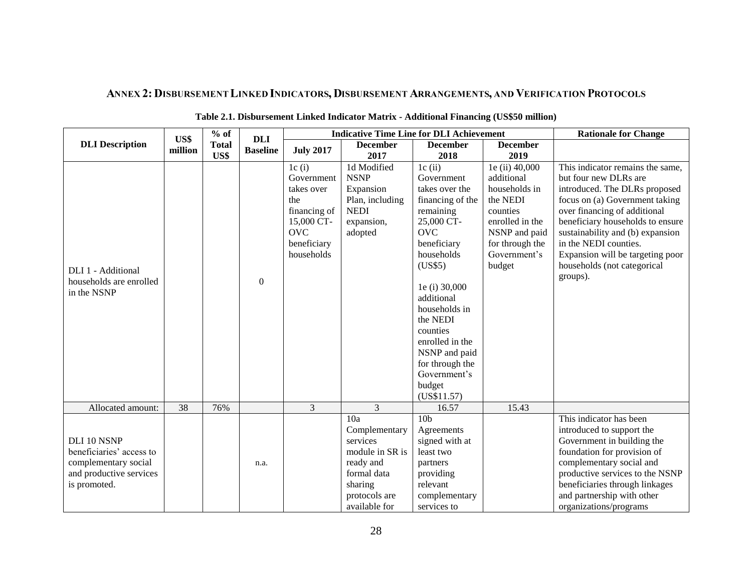## ANNEX 2: DISBURSEMENT LINKED INDICATORS, DISBURSEMENT ARRANGEMENTS, AND VERIFICATION PROTOCOLS

**Table 2.1. Disbursement Linked Indicator Matrix - Additional Financing (US$50 million)**

| DLI Description | US$ million | % of Total US$ | DLI Baseline | Indicative Time Line for DLI Achievement | | | | Rationale for Change |
|---|---|---|---|---|---|---|---|---|
| | | | | July 2017 | December 2017 | December 2018 | December 2019 | |
| DLI 1 - Additional households are enrolled in the NSNP | | | 0 | 1c (i) Government takes over the financing of 15,000 CT-OVC beneficiary households | 1d Modified NSNP Expansion Plan, including NEDI expansion, adopted | 1c (ii) Government takes over the financing of the remaining 25,000 CT-OVC beneficiary households (US$5)<br><br>1e (i) 30,000 additional households in the NEDI counties enrolled in the NSNP and paid for through the Government's budget (US$11.57) | 1e (ii) 40,000 additional households in the NEDI counties enrolled in the NSNP and paid for through the Government's budget | This indicator remains the same, but four new DLRs are introduced. The DLRs proposed focus on (a) Government taking over financing of additional beneficiary households to ensure sustainability and (b) expansion in the NEDI counties. Expansion will be targeting poor households (not categorical groups). |
| Allocated amount: | 38 | 76% | | 3 | 3 | 16.57 | 15.43 | |
| DLI 10 NSNP beneficiaries' access to complementary social and productive services is promoted. | | | n.a. | | 10a Complementary services module in SR is ready and formal data sharing protocols are available for | 10b Agreements signed with at least two partners providing relevant complementary services to | | This indicator has been introduced to support the Government in building the foundation for provision of complementary social and productive services to the NSNP beneficiaries through linkages and partnership with other organizations/programs |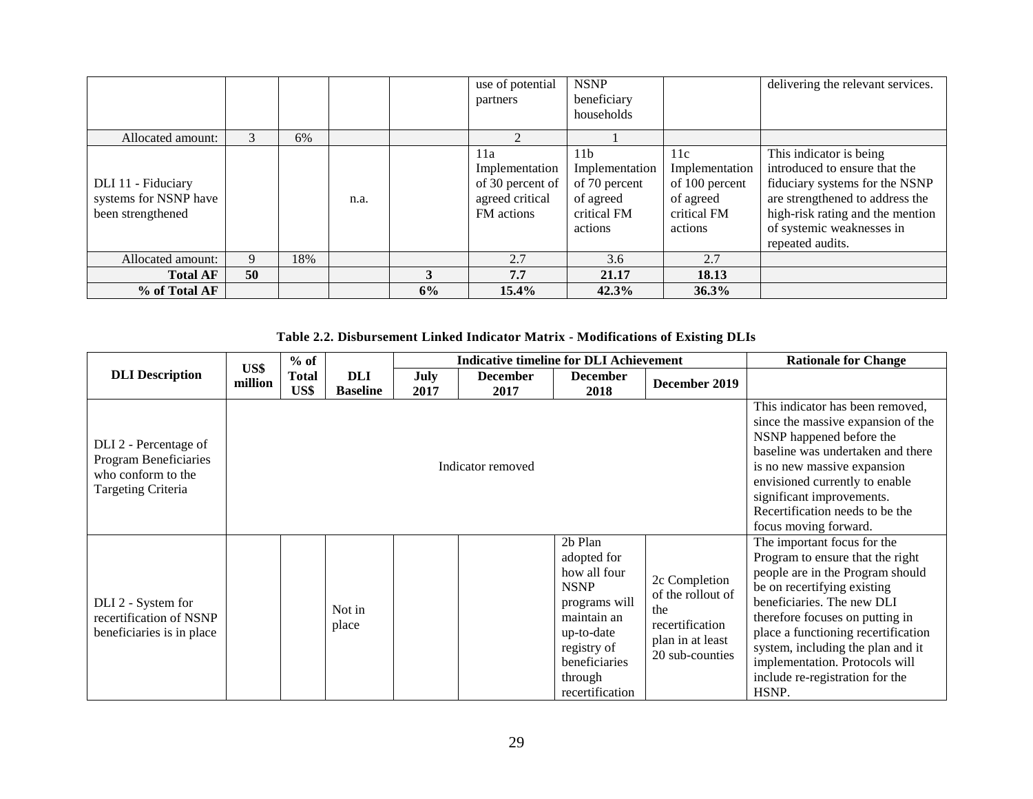| | | | | | use of potential partners | NSNP beneficiary households | | delivering the relevant services. |
|---|---|---|---|---|---|---|---|---|
| Allocated amount: | 3 | 6% | | | 2 | 1 | | |
| DLI 11 - Fiduciary systems for NSNP have been strengthened | | | n.a. | | 11a Implementation of 30 percent of agreed critical FM actions | 11b Implementation of 70 percent of agreed critical FM actions | 11c Implementation of 100 percent of agreed critical FM actions | This indicator is being introduced to ensure that the fiduciary systems for the NSNP are strengthened to address the high-risk rating and the mention of systemic weaknesses in repeated audits. |
| Allocated amount: | 9 | 18% | | | 2.7 | 3.6 | 2.7 | |
| **Total AF** | **50** | | | **3** | **7.7** | **21.17** | **18.13** | |
| **% of Total AF** | | | | **6%** | **15.4%** | **42.3%** | **36.3%** | |

**Table 2.2. Disbursement Linked Indicator Matrix - Modifications of Existing DLIs**

| DLI Description | US$ million | % of Total US$ | DLI Baseline | Indicative timeline for DLI Achievement | | | | Rationale for Change |
|---|---|---|---|---|---|---|---|---|
| | | | | July 2017 | December 2017 | December 2018 | December 2019 | |
| DLI 2 - Percentage of Program Beneficiaries who conform to the Targeting Criteria | Indicator removed | | | | | | | This indicator has been removed, since the massive expansion of the NSNP happened before the baseline was undertaken and there is no new massive expansion envisioned currently to enable significant improvements. Recertification needs to be the focus moving forward. |
| DLI 2 - System for recertification of NSNP beneficiaries is in place | | | Not in place | | | 2b Plan adopted for how all four NSNP programs will maintain an up-to-date registry of beneficiaries through recertification | 2c Completion of the rollout of the recertification plan in at least 20 sub-counties | The important focus for the Program to ensure that the right people are in the Program should be on recertifying existing beneficiaries. The new DLI therefore focuses on putting in place a functioning recertification system, including the plan and it implementation. Protocols will include re-registration for the HSNP. |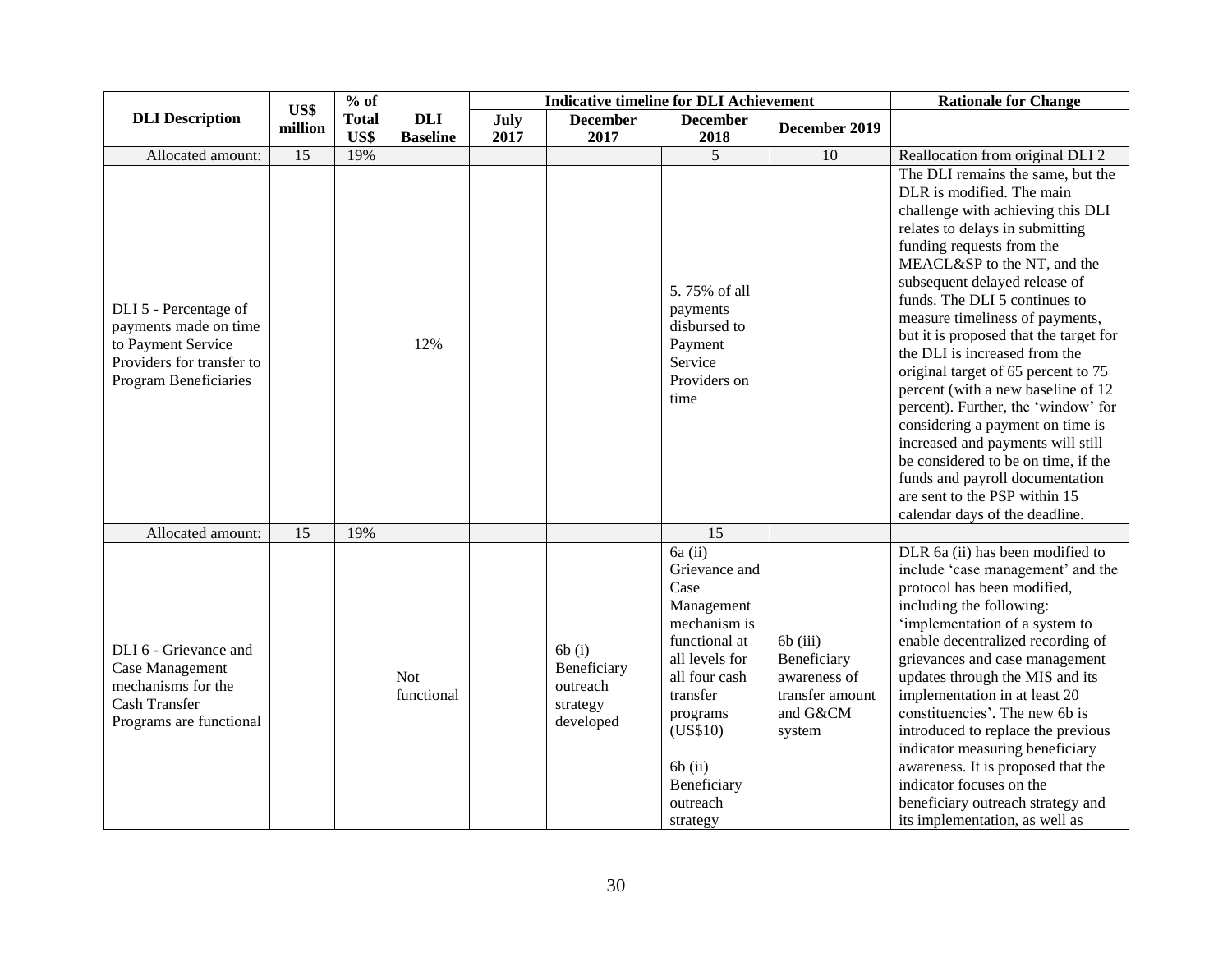| DLI Description | US$ million | % of Total US$ | DLI Baseline | Indicative timeline for DLI Achievement | | | | Rationale for Change |
|---|---|---|---|---|---|---|---|---|
| | | | | July 2017 | December 2017 | December 2018 | December 2019 | |
| Allocated amount: | 15 | 19% | | | | 5 | 10 | Reallocation from original DLI 2 |
| DLI 5 - Percentage of payments made on time to Payment Service Providers for transfer to Program Beneficiaries | | | 12% | | | 5. 75% of all payments disbursed to Payment Service Providers on time | | The DLI remains the same, but the DLR is modified. The main challenge with achieving this DLI relates to delays in submitting funding requests from the MEACL&SP to the NT, and the subsequent delayed release of funds. The DLI 5 continues to measure timeliness of payments, but it is proposed that the target for the DLI is increased from the original target of 65 percent to 75 percent (with a new baseline of 12 percent). Further, the 'window' for considering a payment on time is increased and payments will still be considered to be on time, if the funds and payroll documentation are sent to the PSP within 15 calendar days of the deadline. |
| Allocated amount: | 15 | 19% | | | | 15 | | |
| DLI 6 - Grievance and Case Management mechanisms for the Cash Transfer Programs are functional | | | Not functional | | 6b (i) Beneficiary outreach strategy developed | 6a (ii) Grievance and Case Management mechanism is functional at all levels for all four cash transfer programs (US$10)<br><br>6b (ii) Beneficiary outreach strategy | 6b (iii) Beneficiary awareness of transfer amount and G&CM system | DLR 6a (ii) has been modified to include 'case management' and the protocol has been modified, including the following: 'implementation of a system to enable decentralized recording of grievances and case management updates through the MIS and its implementation in at least 20 constituencies'. The new 6b is introduced to replace the previous indicator measuring beneficiary awareness. It is proposed that the indicator focuses on the beneficiary outreach strategy and its implementation, as well as |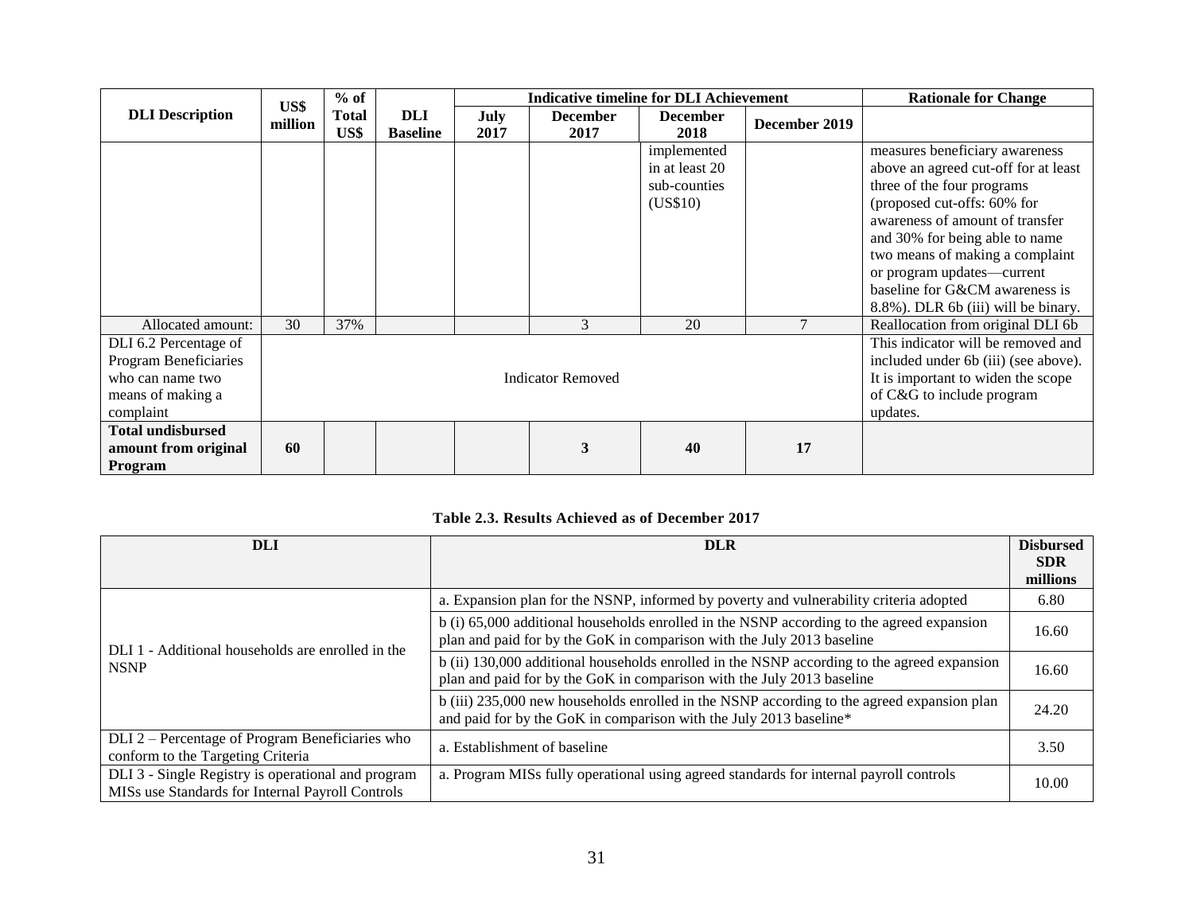| DLI Description | US$ million | % of Total US$ | DLI Baseline | Indicative timeline for DLI Achievement | | | | Rationale for Change |
|---|---|---|---|---|---|---|---|---|
| | | | | July 2017 | December 2017 | December 2018 | December 2019 | |
| | | | | | | implemented in at least 20 sub-counties (US$10) | | measures beneficiary awareness above an agreed cut-off for at least three of the four programs (proposed cut-offs: 60% for awareness of amount of transfer and 30% for being able to name two means of making a complaint or program updates—current baseline for G&CM awareness is 8.8%). DLR 6b (iii) will be binary. |
| Allocated amount: | 30 | 37% | | | 3 | 20 | 7 | Reallocation from original DLI 6b |
| DLI 6.2 Percentage of Program Beneficiaries who can name two means of making a complaint | Indicator Removed | | | | | | | This indicator will be removed and included under 6b (iii) (see above). It is important to widen the scope of C&G to include program updates. |
| **Total undisbursed amount from original Program** | **60** | | | | **3** | **40** | **17** | |

**Table 2.3. Results Achieved as of December 2017**

| DLI | DLR | Disbursed SDR millions |
|---|---|---|
| DLI 1 - Additional households are enrolled in the NSNP | a. Expansion plan for the NSNP, informed by poverty and vulnerability criteria adopted | 6.80 |
| | b (i) 65,000 additional households enrolled in the NSNP according to the agreed expansion plan and paid for by the GoK in comparison with the July 2013 baseline | 16.60 |
| | b (ii) 130,000 additional households enrolled in the NSNP according to the agreed expansion plan and paid for by the GoK in comparison with the July 2013 baseline | 16.60 |
| | b (iii) 235,000 new households enrolled in the NSNP according to the agreed expansion plan and paid for by the GoK in comparison with the July 2013 baseline* | 24.20 |
| DLI 2 – Percentage of Program Beneficiaries who conform to the Targeting Criteria | a. Establishment of baseline | 3.50 |
| DLI 3 - Single Registry is operational and program MISs use Standards for Internal Payroll Controls | a. Program MISs fully operational using agreed standards for internal payroll controls | 10.00 |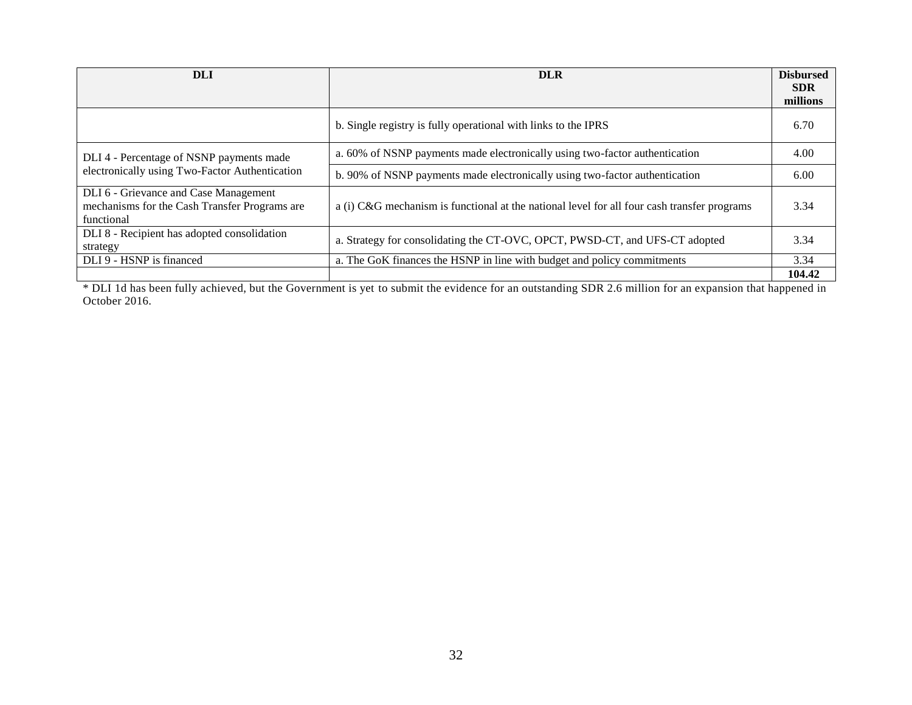| DLI | DLR | Disbursed SDR millions |
|---|---|---|
| | b. Single registry is fully operational with links to the IPRS | 6.70 |
| DLI 4 - Percentage of NSNP payments made electronically using Two-Factor Authentication | a. 60% of NSNP payments made electronically using two-factor authentication | 4.00 |
| | b. 90% of NSNP payments made electronically using two-factor authentication | 6.00 |
| DLI 6 - Grievance and Case Management mechanisms for the Cash Transfer Programs are functional | a (i) C&G mechanism is functional at the national level for all four cash transfer programs | 3.34 |
| DLI 8 - Recipient has adopted consolidation strategy | a. Strategy for consolidating the CT-OVC, OPCT, PWSD-CT, and UFS-CT adopted | 3.34 |
| DLI 9 - HSNP is financed | a. The GoK finances the HSNP in line with budget and policy commitments | 3.34 |
| | | **104.42** |

* DLI 1d has been fully achieved, but the Government is yet to submit the evidence for an outstanding SDR 2.6 million for an expansion that happened in October 2016.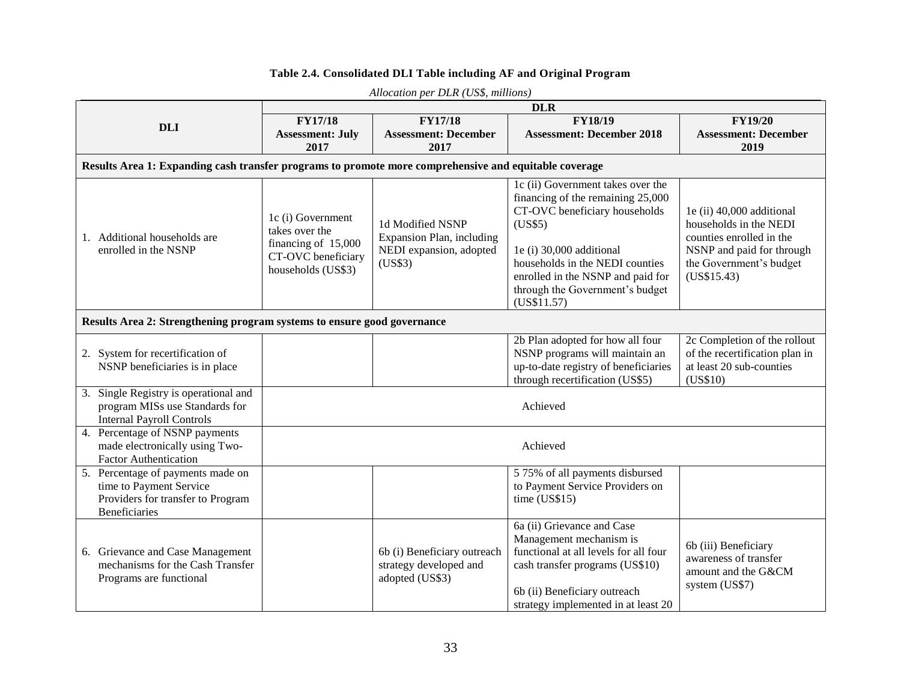**Table 2.4. Consolidated DLI Table including AF and Original Program**

*Allocation per DLR (US$, millions)*

| DLI | DLR | | | |
|---|---|---|---|---|
| | **FY17/18 Assessment: July 2017** | **FY17/18 Assessment: December 2017** | **FY18/19 Assessment: December 2018** | **FY19/20 Assessment: December 2019** |
| **Results Area 1: Expanding cash transfer programs to promote more comprehensive and equitable coverage** | | | | |
| 1. Additional households are enrolled in the NSNP | 1c (i) Government takes over the financing of 15,000 CT-OVC beneficiary households (US$3) | 1d Modified NSNP Expansion Plan, including NEDI expansion, adopted (US$3) | 1c (ii) Government takes over the financing of the remaining 25,000 CT-OVC beneficiary households (US$5)<br><br>1e (i) 30,000 additional households in the NEDI counties enrolled in the NSNP and paid for through the Government's budget (US$11.57) | 1e (ii) 40,000 additional households in the NEDI counties enrolled in the NSNP and paid for through the Government's budget (US$15.43) |
| **Results Area 2: Strengthening program systems to ensure good governance** | | | | |
| 2. System for recertification of NSNP beneficiaries is in place | | | 2b Plan adopted for how all four NSNP programs will maintain an up-to-date registry of beneficiaries through recertification (US$5) | 2c Completion of the rollout of the recertification plan in at least 20 sub-counties (US$10) |
| 3. Single Registry is operational and program MISs use Standards for Internal Payroll Controls | Achieved | | | |
| 4. Percentage of NSNP payments made electronically using Two-Factor Authentication | Achieved | | | |
| 5. Percentage of payments made on time to Payment Service Providers for transfer to Program Beneficiaries | | | 5 75% of all payments disbursed to Payment Service Providers on time (US$15) | |
| 6. Grievance and Case Management mechanisms for the Cash Transfer Programs are functional | | 6b (i) Beneficiary outreach strategy developed and adopted (US$3) | 6a (ii) Grievance and Case Management mechanism is functional at all levels for all four cash transfer programs (US$10)<br><br>6b (ii) Beneficiary outreach strategy implemented in at least 20 | 6b (iii) Beneficiary awareness of transfer amount and the G&CM system (US$7) |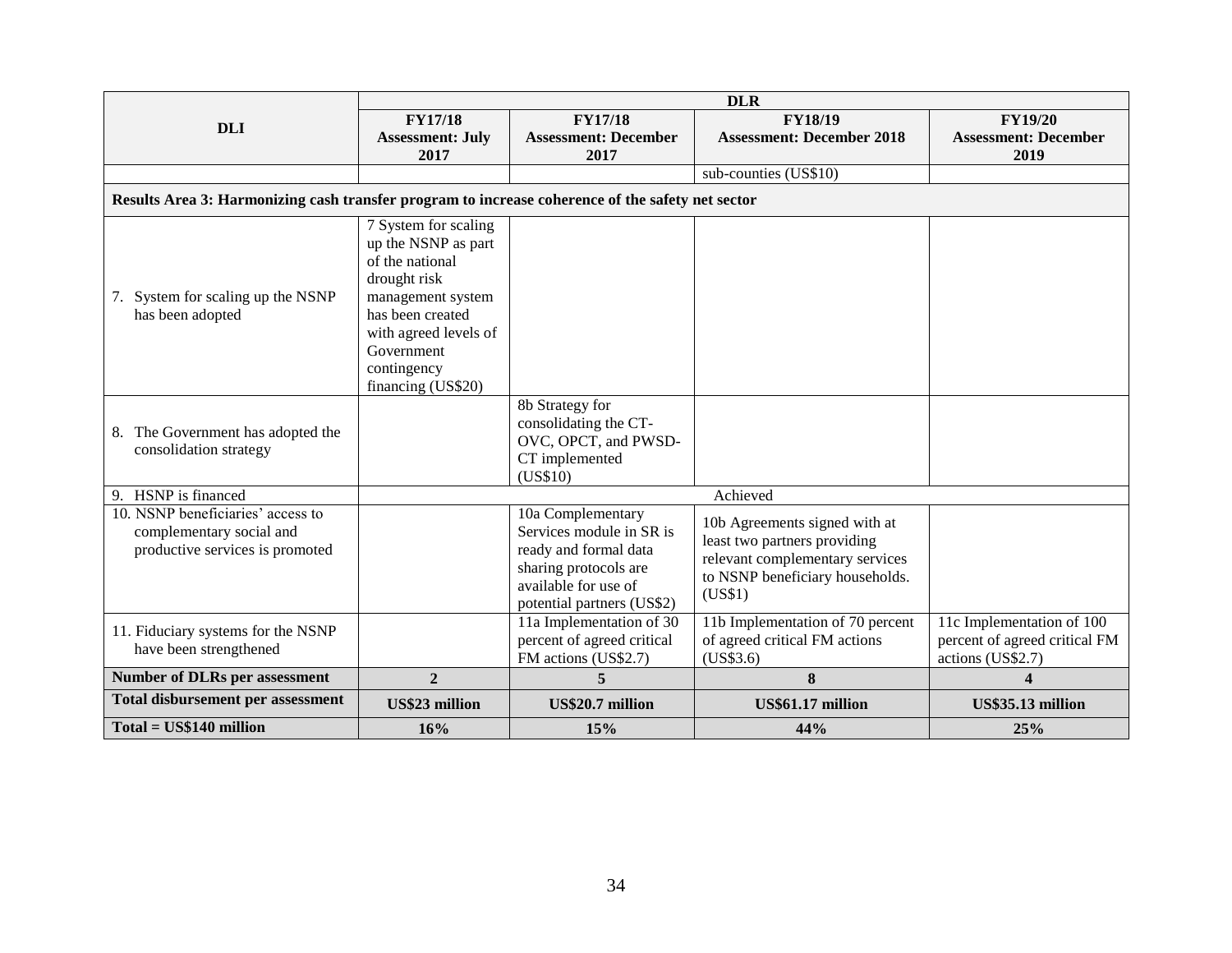| DLI | DLR | | | |
|---|---|---|---|---|
| | **FY17/18 Assessment: July 2017** | **FY17/18 Assessment: December 2017** | **FY18/19 Assessment: December 2018** | **FY19/20 Assessment: December 2019** |
| | | | sub-counties (US$10) | |
| **Results Area 3: Harmonizing cash transfer program to increase coherence of the safety net sector** | | | | |
| 7. System for scaling up the NSNP has been adopted | 7 System for scaling up the NSNP as part of the national drought risk management system has been created with agreed levels of Government contingency financing (US$20) | | | |
| 8. The Government has adopted the consolidation strategy | | 8b Strategy for consolidating the CT-OVC, OPCT, and PWSD-CT implemented (US$10) | | |
| 9. HSNP is financed | Achieved | | | |
| 10. NSNP beneficiaries' access to complementary social and productive services is promoted | | 10a Complementary Services module in SR is ready and formal data sharing protocols are available for use of potential partners (US$2) | 10b Agreements signed with at least two partners providing relevant complementary services to NSNP beneficiary households. (US$1) | |
| 11. Fiduciary systems for the NSNP have been strengthened | | 11a Implementation of 30 percent of agreed critical FM actions (US$2.7) | 11b Implementation of 70 percent of agreed critical FM actions (US$3.6) | 11c Implementation of 100 percent of agreed critical FM actions (US$2.7) |
| **Number of DLRs per assessment** | **2** | **5** | **8** | **4** |
| **Total disbursement per assessment** | **US$23 million** | **US$20.7 million** | **US$61.17 million** | **US$35.13 million** |
| **Total = US$140 million** | **16%** | **15%** | **44%** | **25%** |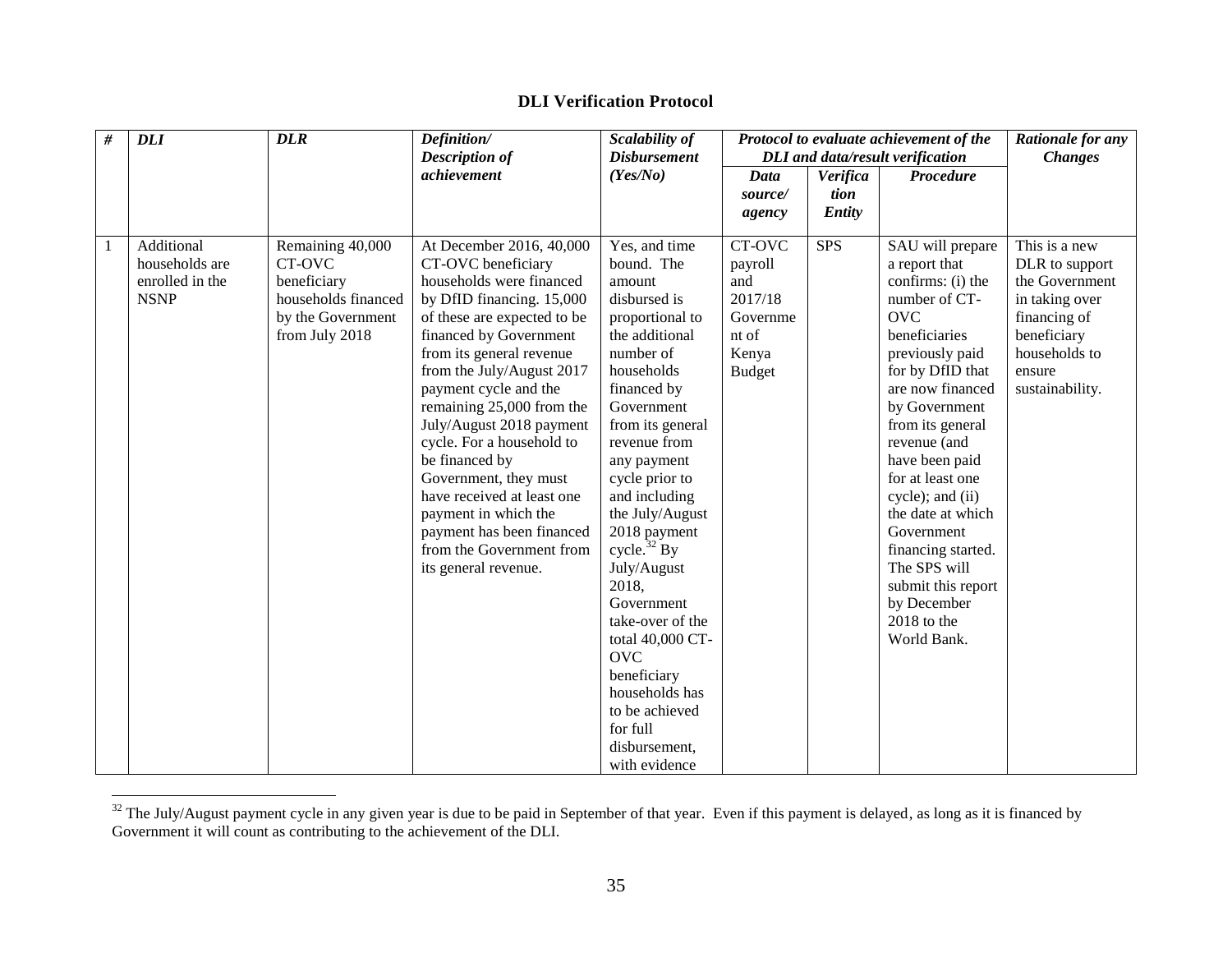**DLI Verification Protocol**

| *#* | *DLI* | *DLR* | *Definition/ Description of achievement* | *Scalability of Disbursement (Yes/No)* | *Protocol to evaluate achievement of the DLI and data/result verification* | | | *Rationale for any Changes* |
|---|---|---|---|---|---|---|---|---|
| | | | | | *Data source/ agency* | *Verification Entity* | *Procedure* | |
| 1 | Additional households are enrolled in the NSNP | Remaining 40,000 CT-OVC beneficiary households financed by the Government from July 2018 | At December 2016, 40,000 CT-OVC beneficiary households were financed by DfID financing. 15,000 of these are expected to be financed by Government from its general revenue from the July/August 2017 payment cycle and the remaining 25,000 from the July/August 2018 payment cycle. For a household to be financed by Government, they must have received at least one payment in which the payment has been financed from the Government from its general revenue. | Yes, and time bound. The amount disbursed is proportional to the additional number of households financed by Government from its general revenue from any payment cycle prior to and including the July/August 2018 payment cycle.[32] By July/August 2018, Government take-over of the total 40,000 CT-OVC beneficiary households has to be achieved for full disbursement, with evidence | CT-OVC payroll and 2017/18 Government of Kenya Budget | SPS | SAU will prepare a report that confirms: (i) the number of CT-OVC beneficiaries previously paid for by DfID that are now financed by Government from its general revenue (and have been paid for at least one cycle); and (ii) the date at which Government financing started. The SPS will submit this report by December 2018 to the World Bank. | This is a new DLR to support the Government in taking over financing of beneficiary households to ensure sustainability. |

[32] The July/August payment cycle in any given year is due to be paid in September of that year. Even if this payment is delayed, as long as it is financed by Government it will count as contributing to the achievement of the DLI.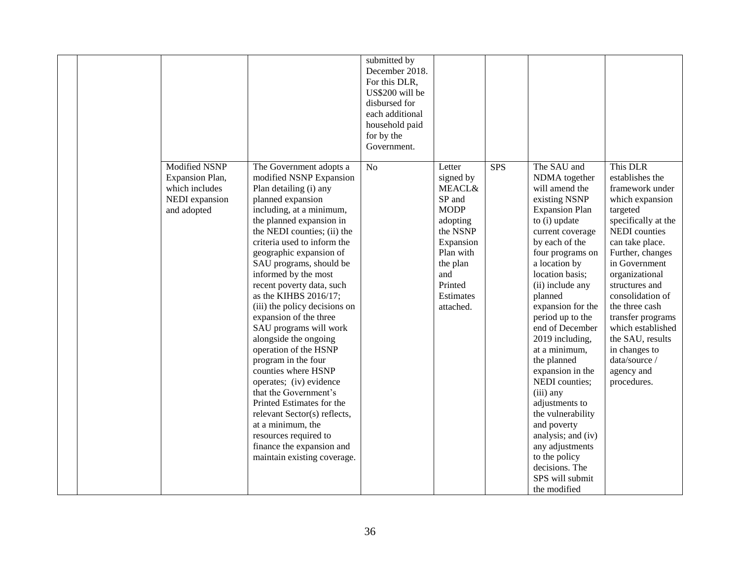|  |  |  |  |  |  |  |  |  |
|---|---|---|---|---|---|---|---|---|
|  |  |  |  | submitted by December 2018. For this DLR, US$200 will be disbursed for each additional household paid for by the Government. |  |  |  |  |
|  |  | Modified NSNP Expansion Plan, which includes NEDI expansion and adopted | The Government adopts a modified NSNP Expansion Plan detailing (i) any planned expansion including, at a minimum, the planned expansion in the NEDI counties; (ii) the criteria used to inform the geographic expansion of SAU programs, should be informed by the most recent poverty data, such as the KIHBS 2016/17; (iii) the policy decisions on expansion of the three SAU programs will work alongside the ongoing operation of the HSNP program in the four counties where HSNP operates; (iv) evidence that the Government's Printed Estimates for the relevant Sector(s) reflects, at a minimum, the resources required to finance the expansion and maintain existing coverage. | No | Letter signed by MEACL& SP and MODP adopting the NSNP Expansion Plan with the plan and Printed Estimates attached. | SPS | The SAU and NDMA together will amend the existing NSNP Expansion Plan to (i) update current coverage by each of the four programs on a location by location basis; (ii) include any planned expansion for the period up to the end of December 2019 including, at a minimum, the planned expansion in the NEDI counties; (iii) any adjustments to the vulnerability and poverty analysis; and (iv) any adjustments to the policy decisions. The SPS will submit the modified | This DLR establishes the framework under which expansion targeted specifically at the NEDI counties can take place. Further, changes in Government organizational structures and consolidation of the three cash transfer programs which established the SAU, results in changes to data/source / agency and procedures. |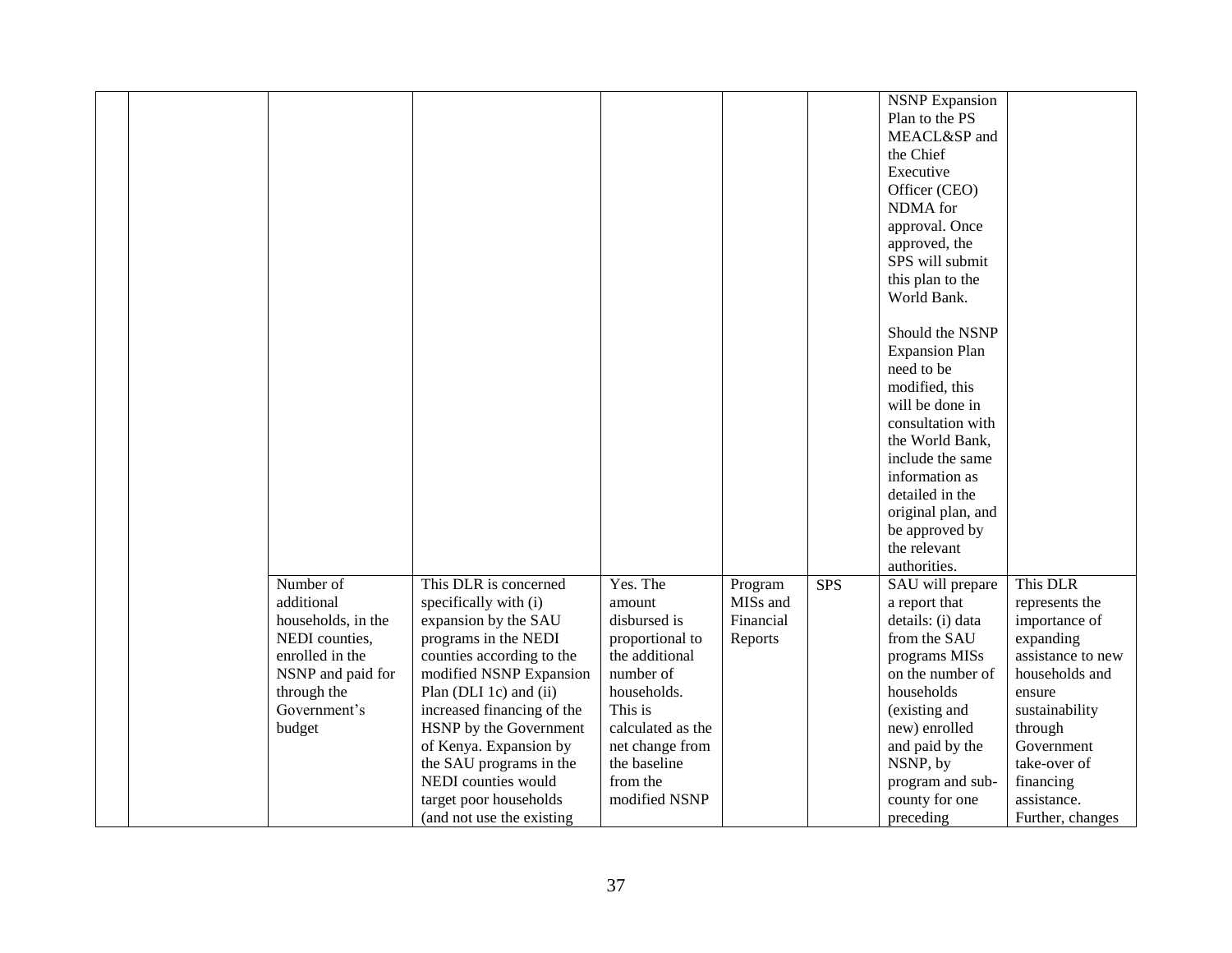| | | | | | | | | |
|---|---|---|---|---|---|---|---|---|
| | | | | | | | NSNP Expansion Plan to the PS MEACL&SP and the Chief Executive Officer (CEO) NDMA for approval. Once approved, the SPS will submit this plan to the World Bank.<br><br>Should the NSNP Expansion Plan need to be modified, this will be done in consultation with the World Bank, include the same information as detailed in the original plan, and be approved by the relevant authorities. | |
| | | Number of additional households, in the NEDI counties, enrolled in the NSNP and paid for through the Government's budget | This DLR is concerned specifically with (i) expansion by the SAU programs in the NEDI counties according to the modified NSNP Expansion Plan (DLI 1c) and (ii) increased financing of the HSNP by the Government of Kenya. Expansion by the SAU programs in the NEDI counties would target poor households (and not use the existing | Yes. The amount disbursed is proportional to the additional number of households. This is calculated as the net change from the baseline from the modified NSNP | Program MISs and Financial Reports | SPS | SAU will prepare a report that details: (i) data from the SAU programs MISs on the number of households (existing and new) enrolled and paid by the NSNP, by program and sub-county for one preceding | This DLR represents the importance of expanding assistance to new households and ensure sustainability through Government take-over of financing assistance. Further, changes |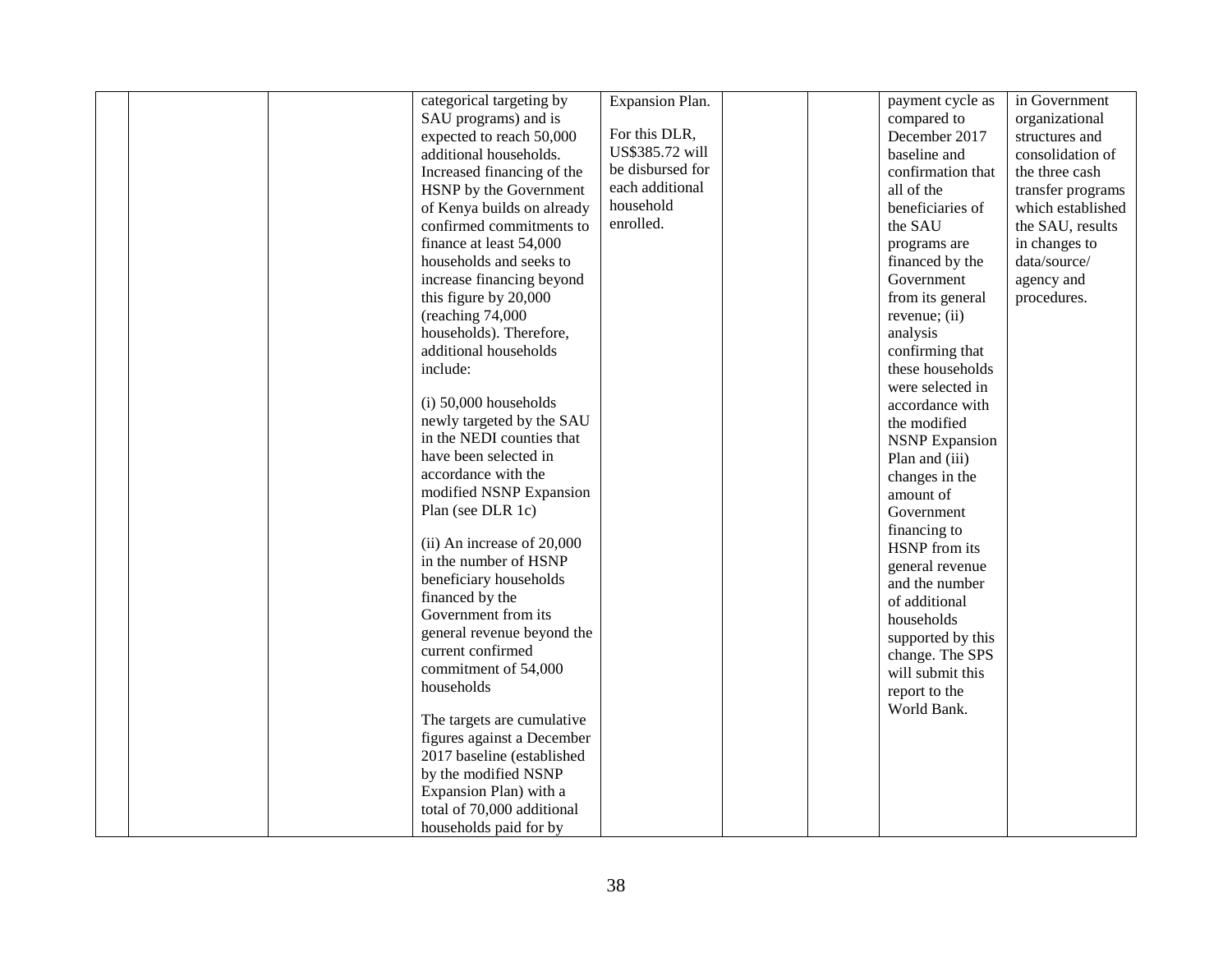| | | | | | | | |
|---|---|---|---|---|---|---|---|
| | | categorical targeting by SAU programs) and is expected to reach 50,000 additional households. Increased financing of the HSNP by the Government of Kenya builds on already confirmed commitments to finance at least 54,000 households and seeks to increase financing beyond this figure by 20,000 (reaching 74,000 households). Therefore, additional households include:<br><br>(i) 50,000 households newly targeted by the SAU in the NEDI counties that have been selected in accordance with the modified NSNP Expansion Plan (see DLR 1c)<br><br>(ii) An increase of 20,000 in the number of HSNP beneficiary households financed by the Government from its general revenue beyond the current confirmed commitment of 54,000 households<br><br>The targets are cumulative figures against a December 2017 baseline (established by the modified NSNP Expansion Plan) with a total of 70,000 additional households paid for by | Expansion Plan.<br><br>For this DLR, US$385.72 will be disbursed for each additional household enrolled. | | | payment cycle as compared to December 2017 baseline and confirmation that all of the beneficiaries of the SAU programs are financed by the Government from its general revenue; (ii) analysis confirming that these households were selected in accordance with the modified NSNP Expansion Plan and (iii) changes in the amount of Government financing to HSNP from its general revenue and the number of additional households supported by this change. The SPS will submit this report to the World Bank. | in Government organizational structures and consolidation of the three cash transfer programs which established the SAU, results in changes to data/source/ agency and procedures. |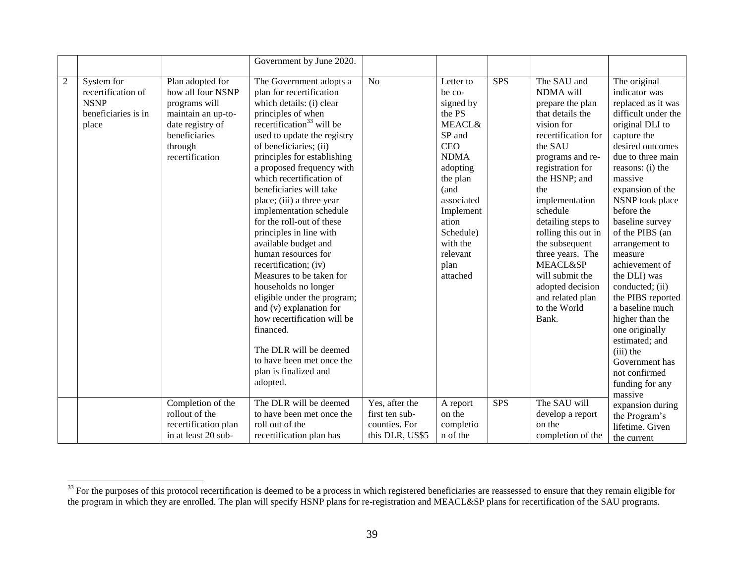| | | | Government by June 2020. | | | | | |
|---|---|---|---|---|---|---|---|---|
| 2 | System for recertification of NSNP beneficiaries is in place | Plan adopted for how all four NSNP programs will maintain an up-to-date registry of beneficiaries through recertification | The Government adopts a plan for recertification which details: (i) clear principles of when recertification[33] will be used to update the registry of beneficiaries; (ii) principles for establishing a proposed frequency with which recertification of beneficiaries will take place; (iii) a three year implementation schedule for the roll-out of these principles in line with available budget and human resources for recertification; (iv) Measures to be taken for households no longer eligible under the program; and (v) explanation for how recertification will be financed.<br><br>The DLR will be deemed to have been met once the plan is finalized and adopted. | No | Letter to be co-signed by the PS MEACL& SP and CEO NDMA adopting the plan (and associated Implementation Schedule) with the relevant plan attached | SPS | The SAU and NDMA will prepare the plan that details the vision for recertification for the SAU programs and re-registration for the HSNP; and the implementation schedule detailing steps to rolling this out in the subsequent three years. The MEACL&SP will submit the adopted decision and related plan to the World Bank. | The original indicator was replaced as it was difficult under the original DLI to capture the desired outcomes due to three main reasons: (i) the massive expansion of the NSNP took place before the baseline survey of the PIBS (an arrangement to measure achievement of the DLI) was conducted; (ii) the PIBS reported a baseline much higher than the one originally estimated; and (iii) the Government has not confirmed funding for any massive expansion during the Program's lifetime. Given the current |
| | | Completion of the rollout of the recertification plan in at least 20 sub- | The DLR will be deemed to have been met once the roll out of the recertification plan has | Yes, after the first ten sub-counties. For this DLR, US$5 | A report on the completio n of the | SPS | The SAU will develop a report on the completion of the | |

[33] For the purposes of this protocol recertification is deemed to be a process in which registered beneficiaries are reassessed to ensure that they remain eligible for the program in which they are enrolled. The plan will specify HSNP plans for re-registration and MEACL&SP plans for recertification of the SAU programs.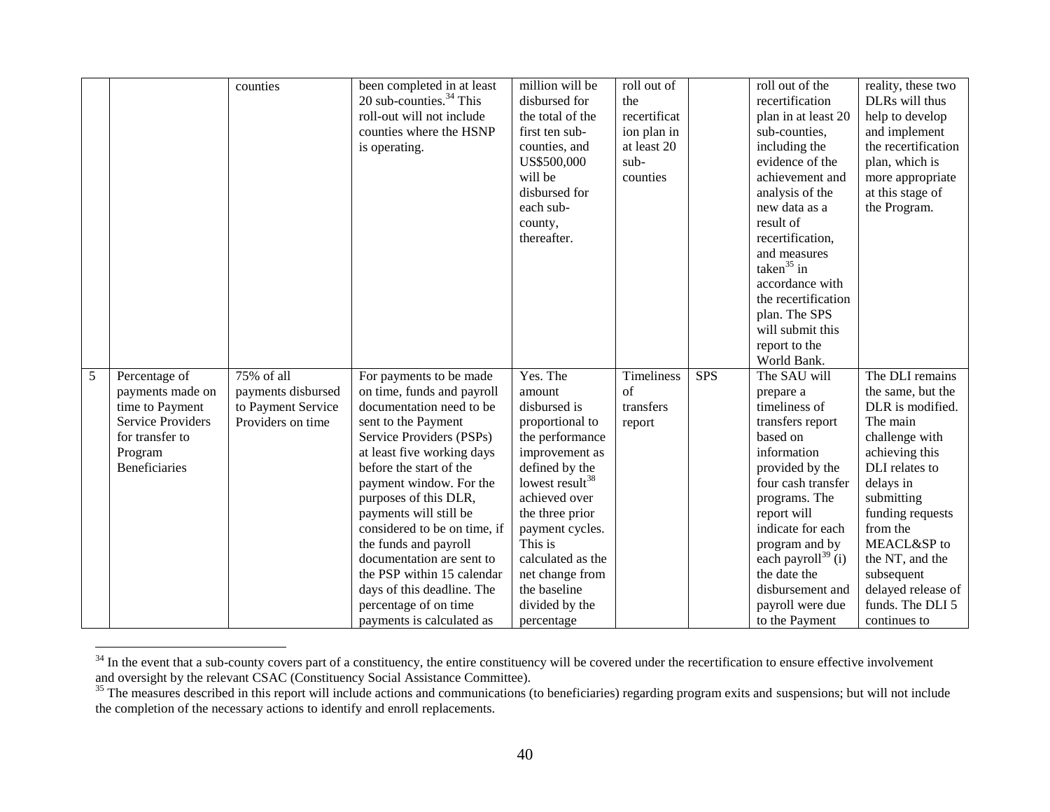| | | counties | been completed in at least 20 sub-counties.[34] This roll-out will not include counties where the HSNP is operating. | million will be disbursed for the total of the first ten sub-counties, and US$500,000 will be disbursed for each sub-county, thereafter. | roll out of the recertification plan in at least 20 sub-counties | | roll out of the recertification plan in at least 20 sub-counties, including the evidence of the achievement and analysis of the new data as a result of recertification, and measures taken[35] in accordance with the recertification plan. The SPS will submit this report to the World Bank. | reality, these two DLRs will thus help to develop and implement the recertification plan, which is more appropriate at this stage of the Program. |
|---|---|---|---|---|---|---|---|---|
| 5 | Percentage of payments made on time to Payment Service Providers for transfer to Program Beneficiaries | 75% of all payments disbursed to Payment Service Providers on time | For payments to be made on time, funds and payroll documentation need to be sent to the Payment Service Providers (PSPs) at least five working days before the start of the payment window. For the purposes of this DLR, payments will still be considered to be on time, if the funds and payroll documentation are sent to the PSP within 15 calendar days of this deadline. The percentage of on time payments is calculated as | Yes. The amount disbursed is proportional to the performance improvement as defined by the lowest result[38] achieved over the three prior payment cycles. This is calculated as the net change from the baseline divided by the percentage | Timeliness of transfers report | SPS | The SAU will prepare a timeliness of transfers report based on information provided by the four cash transfer programs. The report will indicate for each program and by each payroll[39] (i) the date the disbursement and payroll were due to the Payment | The DLI remains the same, but the DLR is modified. The main challenge with achieving this DLI relates to delays in submitting funding requests from the MEACL&SP to the NT, and the subsequent delayed release of funds. The DLI 5 continues to |

[34] In the event that a sub-county covers part of a constituency, the entire constituency will be covered under the recertification to ensure effective involvement and oversight by the relevant CSAC (Constituency Social Assistance Committee).

[35] The measures described in this report will include actions and communications (to beneficiaries) regarding program exits and suspensions; but will not include the completion of the necessary actions to identify and enroll replacements.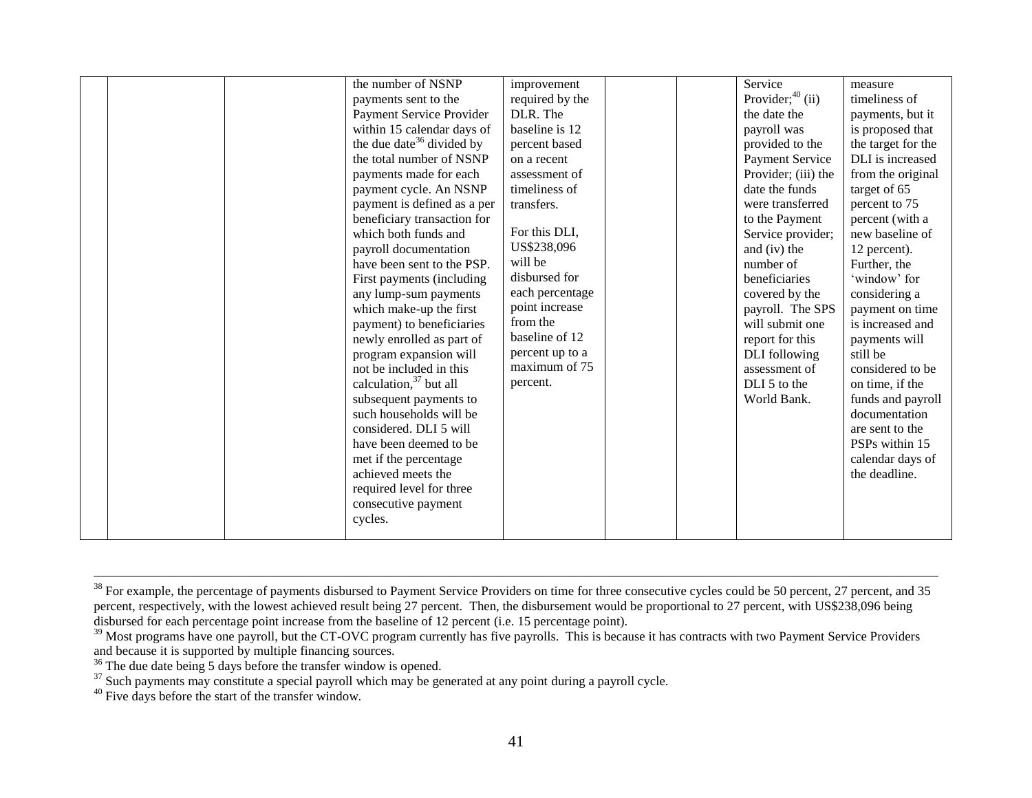|  |  |  | the number of NSNP payments sent to the Payment Service Provider within 15 calendar days of the due date[36] divided by the total number of NSNP payments made for each payment cycle. An NSNP payment is defined as a per beneficiary transaction for which both funds and payroll documentation have been sent to the PSP. First payments (including any lump-sum payments which make-up the first payment) to beneficiaries newly enrolled as part of program expansion will not be included in this calculation,[37] but all subsequent payments to such households will be considered. DLI 5 will have been deemed to be met if the percentage achieved meets the required level for three consecutive payment cycles. | improvement required by the DLR. The baseline is 12 percent based on a recent assessment of timeliness of transfers.<br><br>For this DLI, US$238,096 will be disbursed for each percentage point increase from the baseline of 12 percent up to a maximum of 75 percent. |  |  | Service Provider;[40] (ii) the date the payroll was provided to the Payment Service Provider; (iii) the date the funds were transferred to the Payment Service provider; and (iv) the number of beneficiaries covered by the payroll. The SPS will submit one report for this DLI following assessment of DLI 5 to the World Bank. | measure timeliness of payments, but it is proposed that the target for the DLI is increased from the original target of 65 percent to 75 percent (with a new baseline of 12 percent). Further, the 'window' for considering a payment on time is increased and payments will still be considered to be on time, if the funds and payroll documentation are sent to the PSPs within 15 calendar days of the deadline. |
|---|---|---|---|---|---|---|---|---|

[38] For example, the percentage of payments disbursed to Payment Service Providers on time for three consecutive cycles could be 50 percent, 27 percent, and 35 percent, respectively, with the lowest achieved result being 27 percent. Then, the disbursement would be proportional to 27 percent, with US$238,096 being disbursed for each percentage point increase from the baseline of 12 percent (i.e. 15 percentage point).

[39] Most programs have one payroll, but the CT-OVC program currently has five payrolls. This is because it has contracts with two Payment Service Providers and because it is supported by multiple financing sources.

[36] The due date being 5 days before the transfer window is opened.

[37] Such payments may constitute a special payroll which may be generated at any point during a payroll cycle.

[40] Five days before the start of the transfer window.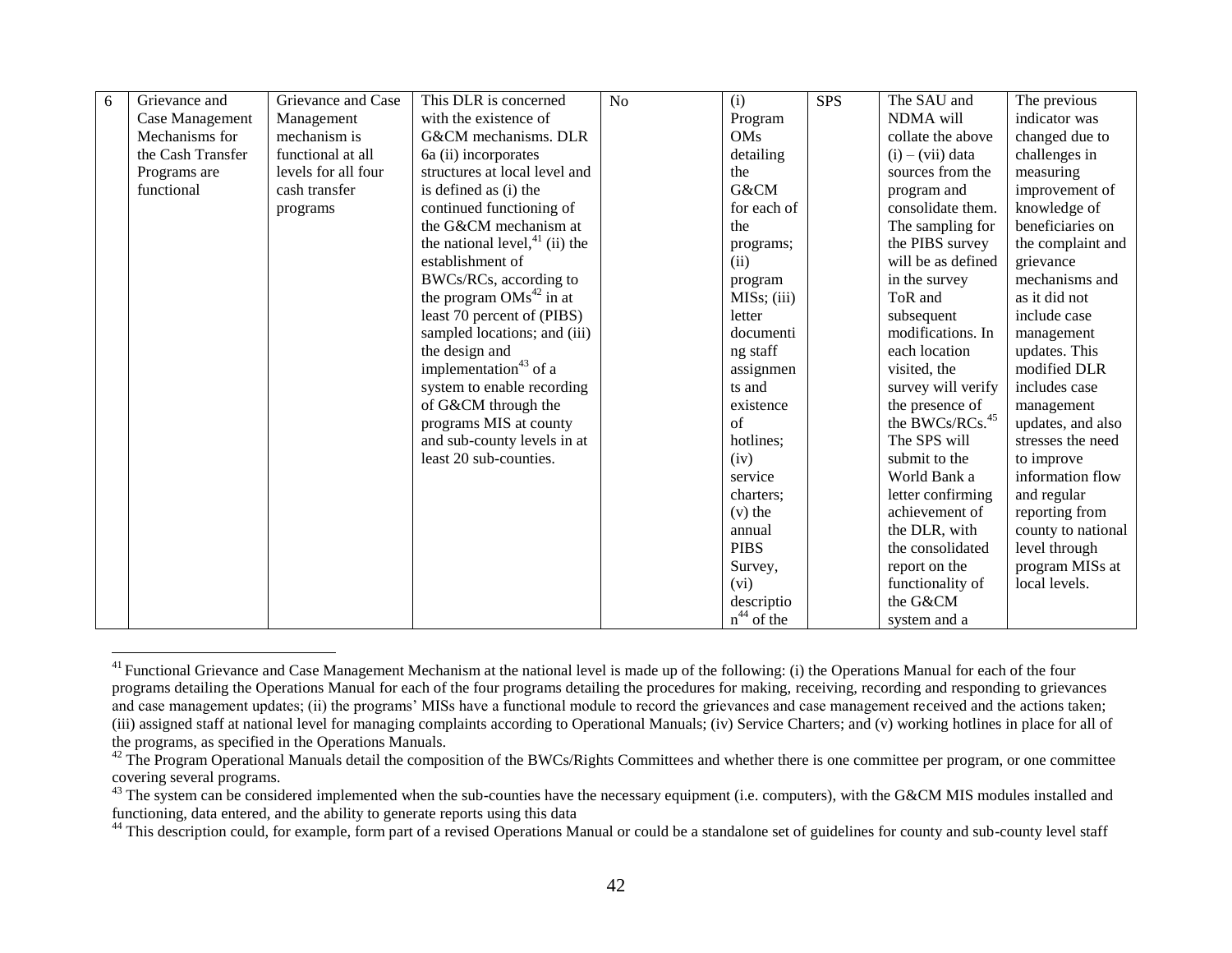| 6 | Grievance and Case Management Mechanisms for the Cash Transfer Programs are functional | Grievance and Case Management mechanism is functional at all levels for all four cash transfer programs | This DLR is concerned with the existence of G&CM mechanisms. DLR 6a (ii) incorporates structures at local level and is defined as (i) the continued functioning of the G&CM mechanism at the national level,[41] (ii) the establishment of BWCs/RCs, according to the program OMs[42] in at least 70 percent of (PIBS) sampled locations; and (iii) the design and implementation[43] of a system to enable recording of G&CM through the programs MIS at county and sub-county levels in at least 20 sub-counties. | No | (i) Program OMs detailing the G&CM for each of the programs; (ii) program MISs; (iii) letter documenting staff assignments and existence of hotlines; (iv) service charters; (v) the annual PIBS Survey, (vi) description[44] of the | SPS | The SAU and NDMA will collate the above (i) – (vii) data sources from the program and consolidate them. The sampling for the PIBS survey will be as defined in the survey ToR and subsequent modifications. In each location visited, the survey will verify the presence of the BWCs/RCs.[45] The SPS will submit to the World Bank a letter confirming achievement of the DLR, with the consolidated report on the functionality of the G&CM system and a | The previous indicator was changed due to challenges in measuring improvement of knowledge of beneficiaries on the complaint and grievance mechanisms and as it did not include case management updates. This modified DLR includes case management updates, and also stresses the need to improve information flow and regular reporting from county to national level through program MISs at local levels. |
|---|---|---|---|---|---|---|---|---|

[41] Functional Grievance and Case Management Mechanism at the national level is made up of the following: (i) the Operations Manual for each of the four programs detailing the Operations Manual for each of the four programs detailing the procedures for making, receiving, recording and responding to grievances and case management updates; (ii) the programs' MISs have a functional module to record the grievances and case management received and the actions taken; (iii) assigned staff at national level for managing complaints according to Operational Manuals; (iv) Service Charters; and (v) working hotlines in place for all of the programs, as specified in the Operations Manuals.

[42] The Program Operational Manuals detail the composition of the BWCs/Rights Committees and whether there is one committee per program, or one committee covering several programs.

[43] The system can be considered implemented when the sub-counties have the necessary equipment (i.e. computers), with the G&CM MIS modules installed and functioning, data entered, and the ability to generate reports using this data

[44] This description could, for example, form part of a revised Operations Manual or could be a standalone set of guidelines for county and sub-county level staff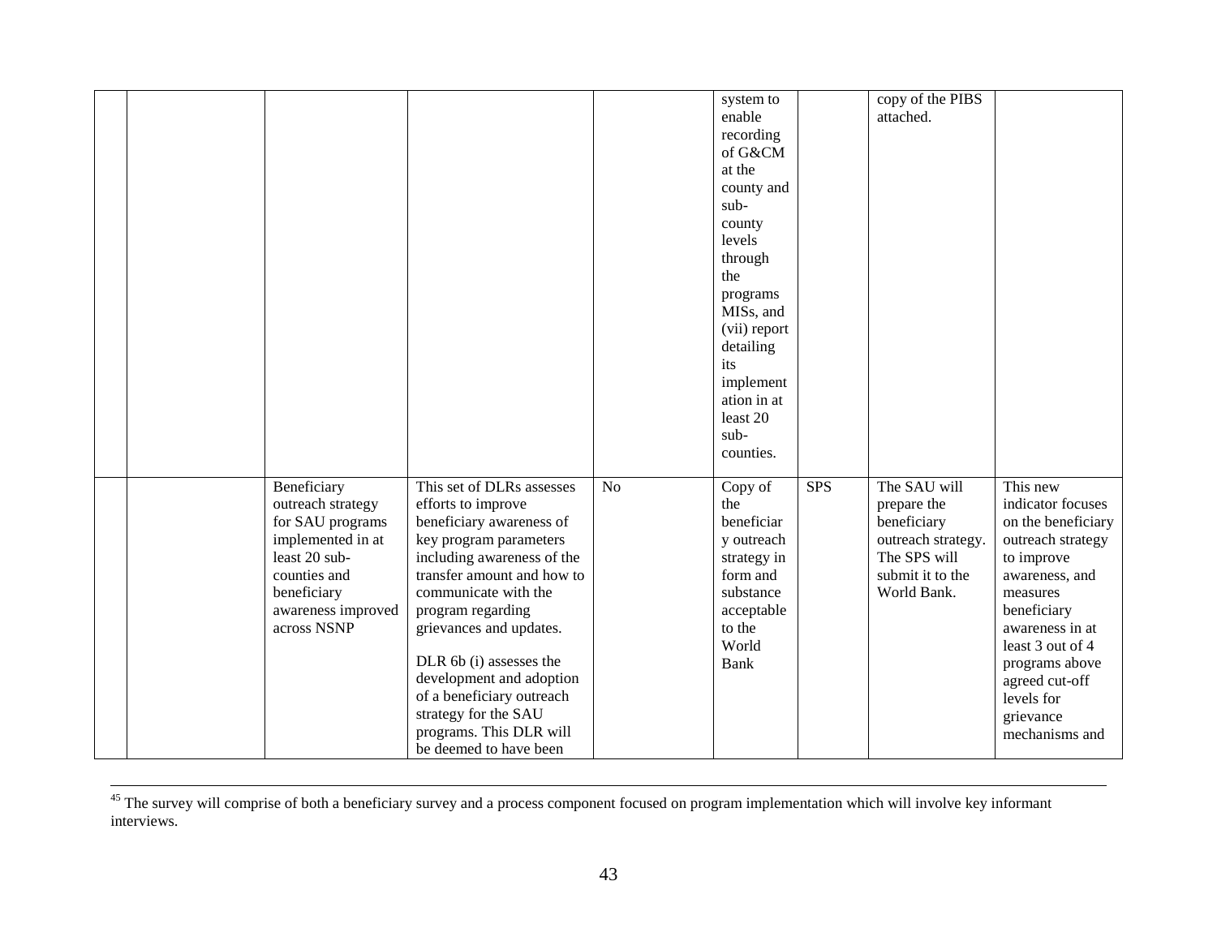| | | | | | | | | |
|---|---|---|---|---|---|---|---|---|
| | | | | | system to enable recording of G&CM at the county and sub-county levels through the programs MISs, and (vii) report detailing its implementation in at least 20 sub-counties. | | copy of the PIBS attached. | |
| | | Beneficiary outreach strategy for SAU programs implemented in at least 20 sub-counties and beneficiary awareness improved across NSNP | This set of DLRs assesses efforts to improve beneficiary awareness of key program parameters including awareness of the transfer amount and how to communicate with the program regarding grievances and updates.<br><br>DLR 6b (i) assesses the development and adoption of a beneficiary outreach strategy for the SAU programs. This DLR will be deemed to have been | No | Copy of the beneficiary outreach strategy in form and substance acceptable to the World Bank | SPS | The SAU will prepare the beneficiary outreach strategy. The SPS will submit it to the World Bank. | This new indicator focuses on the beneficiary outreach strategy to improve awareness, and measures beneficiary awareness in at least 3 out of 4 programs above agreed cut-off levels for grievance mechanisms and |

[45] The survey will comprise of both a beneficiary survey and a process component focused on program implementation which will involve key informant interviews.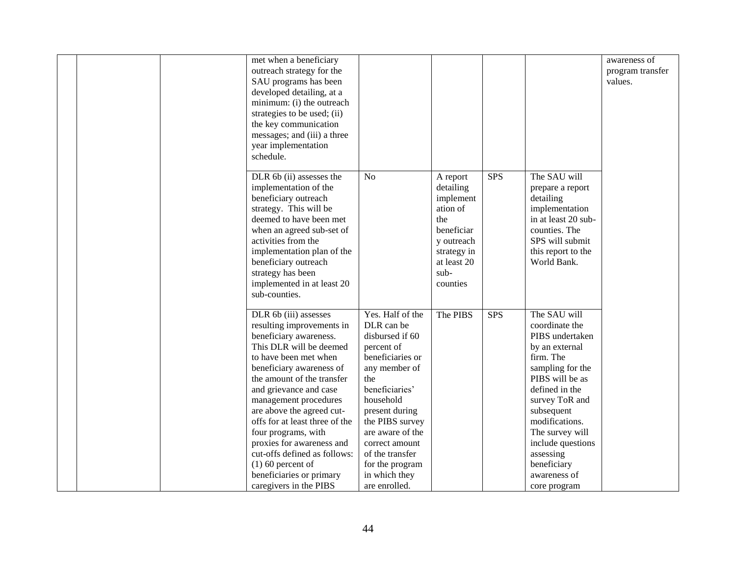| | | | | | | | |
|---|---|---|---|---|---|---|---|
| | | | met when a beneficiary outreach strategy for the SAU programs has been developed detailing, at a minimum: (i) the outreach strategies to be used; (ii) the key communication messages; and (iii) a three year implementation schedule. | | | | awareness of program transfer values. |
| | | | DLR 6b (ii) assesses the implementation of the beneficiary outreach strategy. This will be deemed to have been met when an agreed sub-set of activities from the implementation plan of the beneficiary outreach strategy has been implemented in at least 20 sub-counties. | No | A report detailing implementation of the beneficiary outreach strategy in at least 20 sub-counties | SPS | The SAU will prepare a report detailing implementation in at least 20 sub-counties. The SPS will submit this report to the World Bank. | |
| | | | DLR 6b (iii) assesses resulting improvements in beneficiary awareness. This DLR will be deemed to have been met when beneficiary awareness of the amount of the transfer and grievance and case management procedures are above the agreed cut-offs for at least three of the four programs, with proxies for awareness and cut-offs defined as follows: (1) 60 percent of beneficiaries or primary caregivers in the PIBS | Yes. Half of the DLR can be disbursed if 60 percent of beneficiaries or any member of the beneficiaries' household present during the PIBS survey are aware of the correct amount of the transfer for the program in which they are enrolled. | The PIBS | SPS | The SAU will coordinate the PIBS undertaken by an external firm. The sampling for the PIBS will be as defined in the survey ToR and subsequent modifications. The survey will include questions assessing beneficiary awareness of core program | |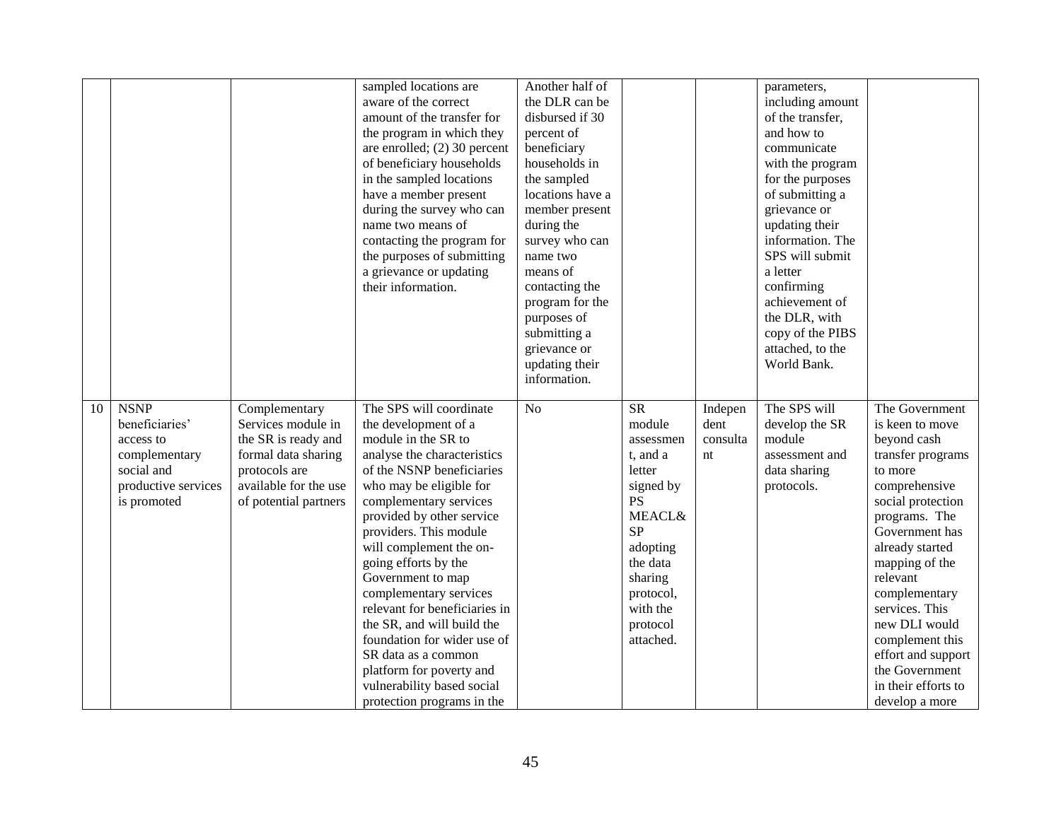| | | | | | | | | |
|---|---|---|---|---|---|---|---|---|
| | | | sampled locations are aware of the correct amount of the transfer for the program in which they are enrolled; (2) 30 percent of beneficiary households in the sampled locations have a member present during the survey who can name two means of contacting the program for the purposes of submitting a grievance or updating their information. | Another half of the DLR can be disbursed if 30 percent of beneficiary households in the sampled locations have a member present during the survey who can name two means of contacting the program for the purposes of submitting a grievance or updating their information. | | | parameters, including amount of the transfer, and how to communicate with the program for the purposes of submitting a grievance or updating their information. The SPS will submit a letter confirming achievement of the DLR, with copy of the PIBS attached, to the World Bank. | |
| 10 | NSNP beneficiaries' access to complementary social and productive services is promoted | Complementary Services module in the SR is ready and formal data sharing protocols are available for the use of potential partners | The SPS will coordinate the development of a module in the SR to analyse the characteristics of the NSNP beneficiaries who may be eligible for complementary services provided by other service providers. This module will complement the on-going efforts by the Government to map complementary services relevant for beneficiaries in the SR, and will build the foundation for wider use of SR data as a common platform for poverty and vulnerability based social protection programs in the | No | SR module assessment, and a letter signed by PS MEACL&SP adopting the data sharing protocol, with the protocol attached. | Independent consultant | The SPS will develop the SR module assessment and data sharing protocols. | The Government is keen to move beyond cash transfer programs to more comprehensive social protection programs. The Government has already started mapping of the relevant complementary services. This new DLI would complement this effort and support the Government in their efforts to develop a more |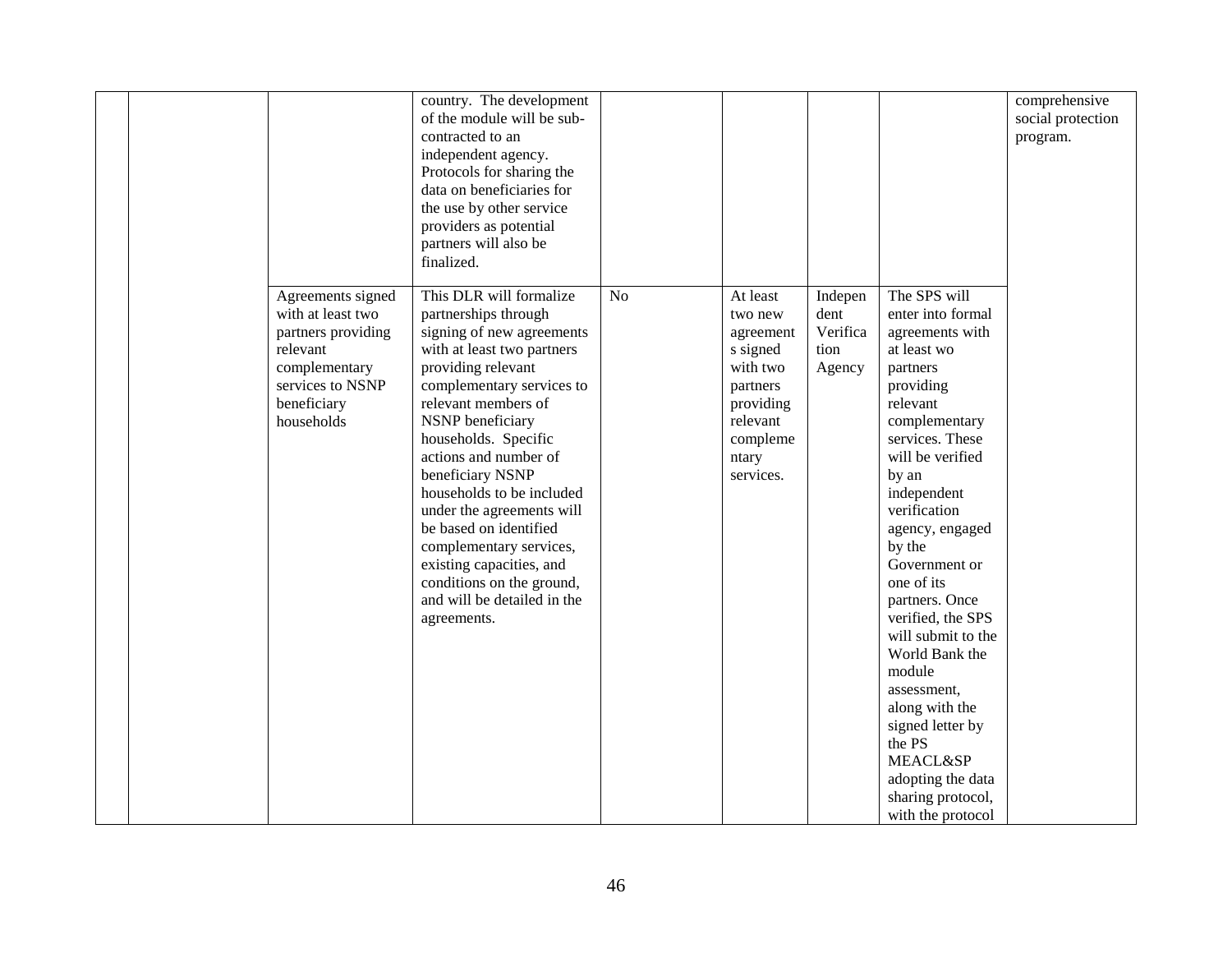| | | | | | | | | |
|---|---|---|---|---|---|---|---|---|
| | | | country. The development of the module will be sub-contracted to an independent agency. Protocols for sharing the data on beneficiaries for the use by other service providers as potential partners will also be finalized. | | | | | comprehensive social protection program. |
| | | Agreements signed with at least two partners providing relevant complementary services to NSNP beneficiary households | This DLR will formalize partnerships through signing of new agreements with at least two partners providing relevant complementary services to relevant members of NSNP beneficiary households. Specific actions and number of beneficiary NSNP households to be included under the agreements will be based on identified complementary services, existing capacities, and conditions on the ground, and will be detailed in the agreements. | No | At least two new agreements signed with two partners providing relevant complementary services. | Independent Verification Agency | The SPS will enter into formal agreements with at least wo partners providing relevant complementary services. These will be verified by an independent verification agency, engaged by the Government or one of its partners. Once verified, the SPS will submit to the World Bank the module assessment, along with the signed letter by the PS MEACL&SP adopting the data sharing protocol, with the protocol | |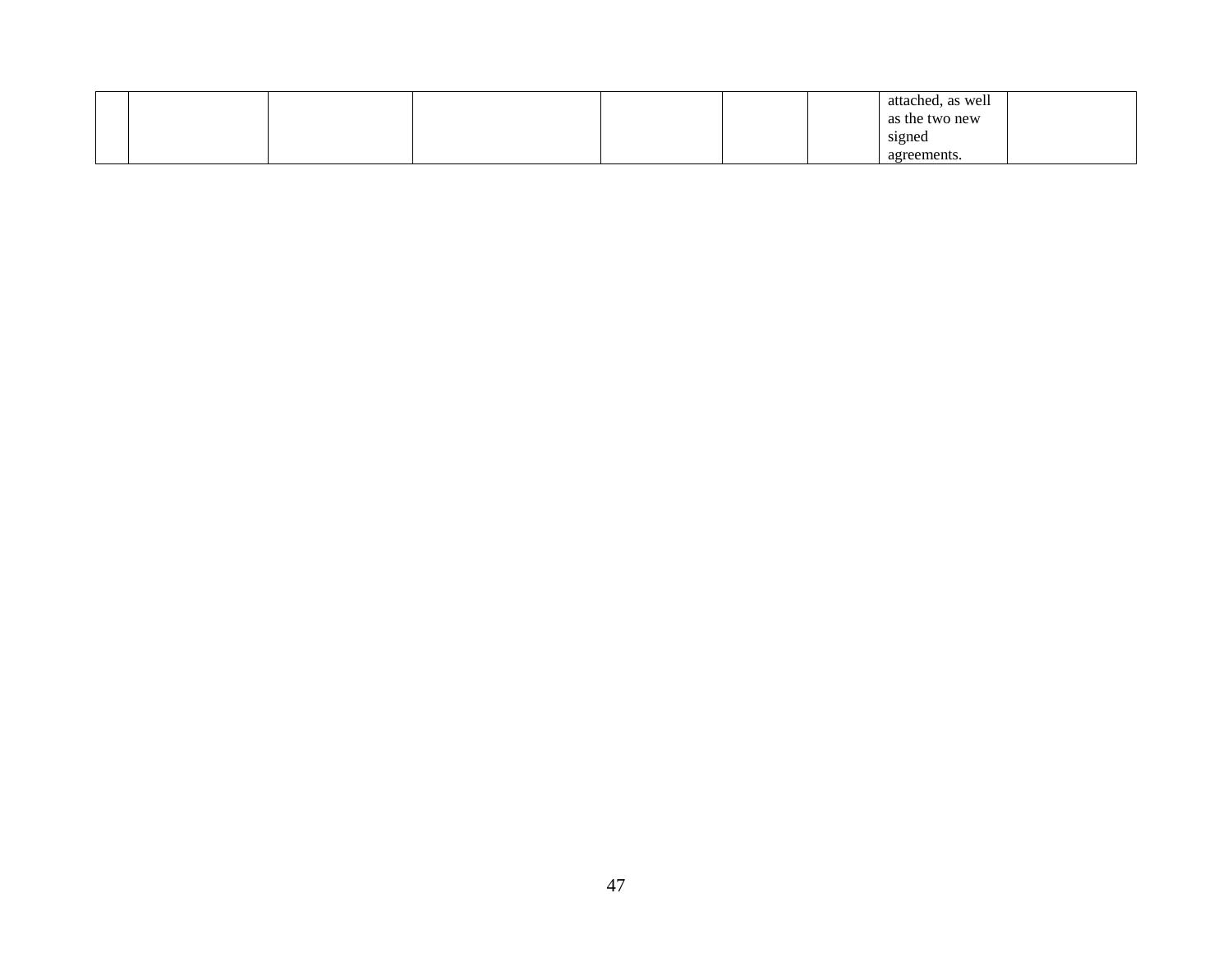| | | | | | | | | |
|---|---|---|---|---|---|---|---|---|
| | | | | | | | attached, as well as the two new signed agreements. | |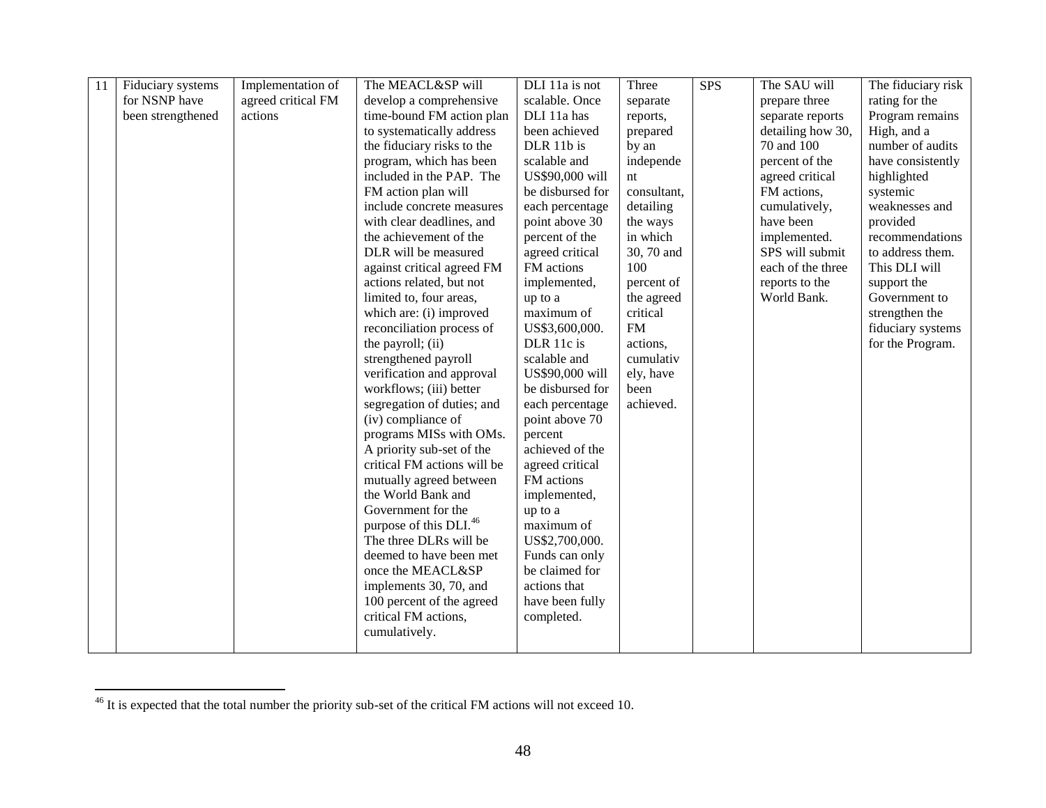| 11 | Fiduciary systems for NSNP have been strengthened | Implementation of agreed critical FM actions | The MEACL&SP will develop a comprehensive time-bound FM action plan to systematically address the fiduciary risks to the program, which has been included in the PAP. The FM action plan will include concrete measures with clear deadlines, and the achievement of the DLR will be measured against critical agreed FM actions related, but not limited to, four areas, which are: (i) improved reconciliation process of the payroll; (ii) strengthened payroll verification and approval workflows; (iii) better segregation of duties; and (iv) compliance of programs MISs with OMs. A priority sub-set of the critical FM actions will be mutually agreed between the World Bank and Government for the purpose of this DLI.[46] The three DLRs will be deemed to have been met once the MEACL&SP implements 30, 70, and 100 percent of the agreed critical FM actions, cumulatively. | DLI 11a is not scalable. Once DLI 11a has been achieved DLR 11b is scalable and US$90,000 will be disbursed for each percentage point above 30 percent of the agreed critical FM actions implemented, up to a maximum of US$3,600,000. DLR 11c is scalable and US$90,000 will be disbursed for each percentage point above 70 percent achieved of the agreed critical FM actions implemented, up to a maximum of US$2,700,000. Funds can only be claimed for actions that have been fully completed. | Three separate reports, prepared by an independent consultant, detailing the ways in which 30, 70 and 100 percent of the agreed critical FM actions, cumulatively, have been achieved. | SPS | The SAU will prepare three separate reports detailing how 30, 70 and 100 percent of the agreed critical FM actions, cumulatively, have been implemented. SPS will submit each of the three reports to the World Bank. | The fiduciary risk rating for the Program remains High, and a number of audits have consistently highlighted systemic weaknesses and provided recommendations to address them. This DLI will support the Government to strengthen the fiduciary systems for the Program. |
|---|---|---|---|---|---|---|---|---|

[46] It is expected that the total number the priority sub-set of the critical FM actions will not exceed 10.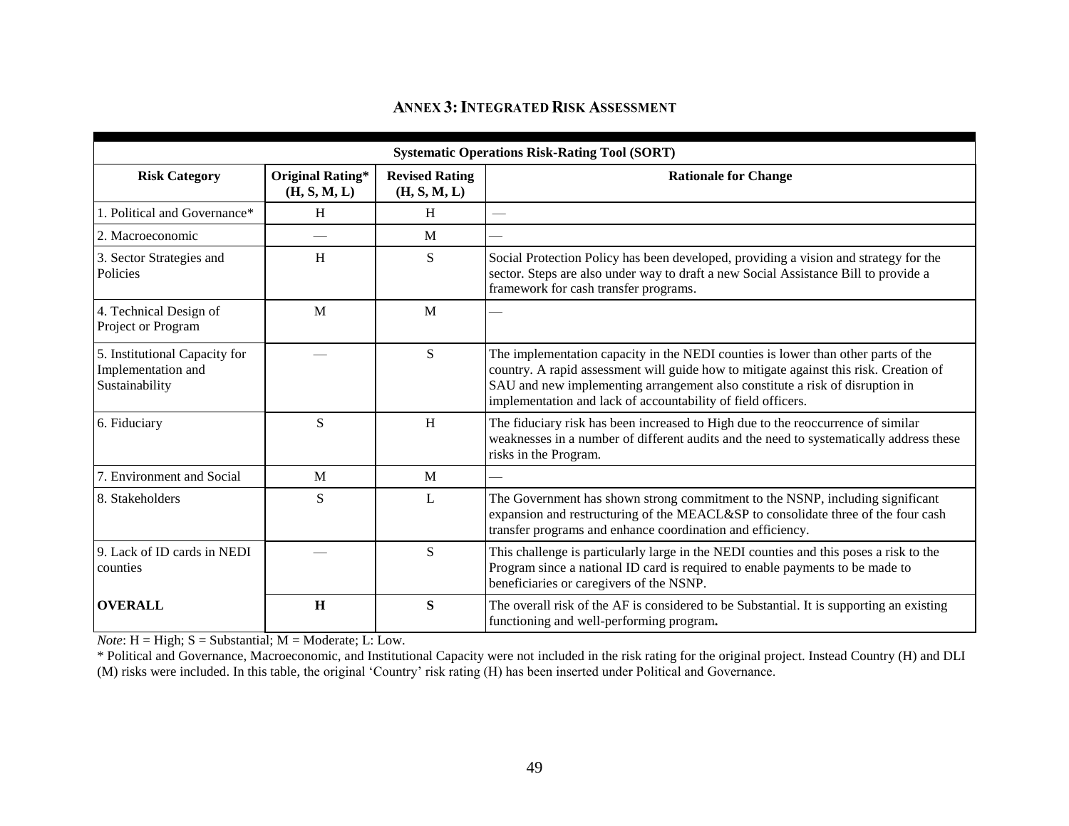## ANNEX 3: INTEGRATED RISK ASSESSMENT

| Systematic Operations Risk-Rating Tool (SORT) | | | |
|---|---|---|---|
| **Risk Category** | **Original Rating* (H, S, M, L)** | **Revised Rating (H, S, M, L)** | **Rationale for Change** |
| 1. Political and Governance* | H | H | — |
| 2. Macroeconomic | — | M | — |
| 3. Sector Strategies and Policies | H | S | Social Protection Policy has been developed, providing a vision and strategy for the sector. Steps are also under way to draft a new Social Assistance Bill to provide a framework for cash transfer programs. |
| 4. Technical Design of Project or Program | M | M | — |
| 5. Institutional Capacity for Implementation and Sustainability | — | S | The implementation capacity in the NEDI counties is lower than other parts of the country. A rapid assessment will guide how to mitigate against this risk. Creation of SAU and new implementing arrangement also constitute a risk of disruption in implementation and lack of accountability of field officers. |
| 6. Fiduciary | S | H | The fiduciary risk has been increased to High due to the reoccurrence of similar weaknesses in a number of different audits and the need to systematically address these risks in the Program. |
| 7. Environment and Social | M | M | — |
| 8. Stakeholders | S | L | The Government has shown strong commitment to the NSNP, including significant expansion and restructuring of the MEACL&SP to consolidate three of the four cash transfer programs and enhance coordination and efficiency. |
| 9. Lack of ID cards in NEDI counties | — | S | This challenge is particularly large in the NEDI counties and this poses a risk to the Program since a national ID card is required to enable payments to be made to beneficiaries or caregivers of the NSNP. |
| **OVERALL** | **H** | **S** | The overall risk of the AF is considered to be Substantial. It is supporting an existing functioning and well-performing program**.** |

*Note*: H = High; S = Substantial; M = Moderate; L: Low.

* Political and Governance, Macroeconomic, and Institutional Capacity were not included in the risk rating for the original project. Instead Country (H) and DLI (M) risks were included. In this table, the original 'Country' risk rating (H) has been inserted under Political and Governance.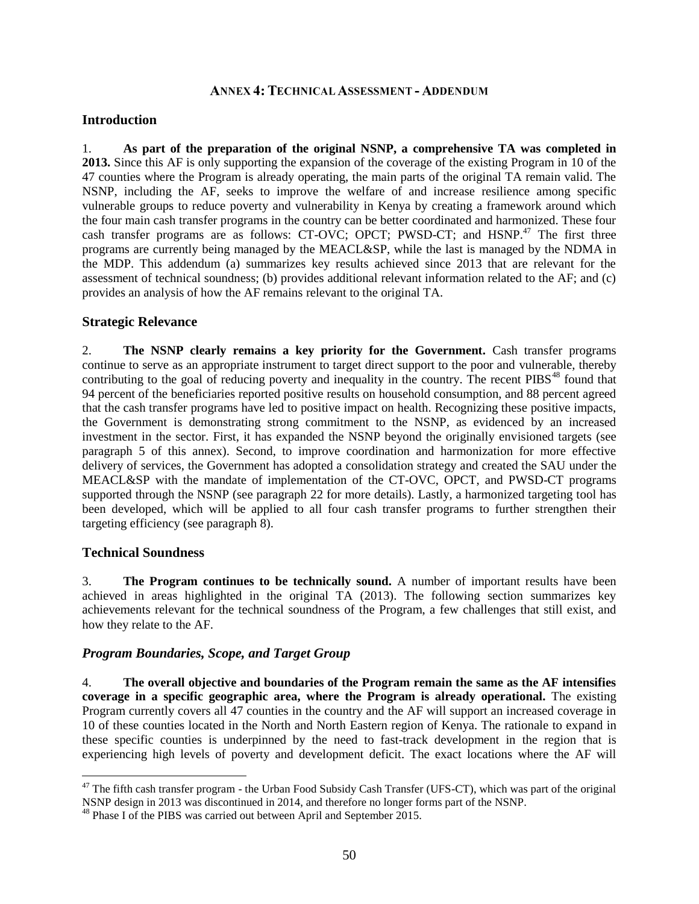## ANNEX 4: TECHNICAL ASSESSMENT - ADDENDUM

### Introduction

1. **As part of the preparation of the original NSNP, a comprehensive TA was completed in 2013.** Since this AF is only supporting the expansion of the coverage of the existing Program in 10 of the 47 counties where the Program is already operating, the main parts of the original TA remain valid. The NSNP, including the AF, seeks to improve the welfare of and increase resilience among specific vulnerable groups to reduce poverty and vulnerability in Kenya by creating a framework around which the four main cash transfer programs in the country can be better coordinated and harmonized. These four cash transfer programs are as follows: CT-OVC; OPCT; PWSD-CT; and HSNP.[47] The first three programs are currently being managed by the MEACL&SP, while the last is managed by the NDMA in the MDP. This addendum (a) summarizes key results achieved since 2013 that are relevant for the assessment of technical soundness; (b) provides additional relevant information related to the AF; and (c) provides an analysis of how the AF remains relevant to the original TA.

### Strategic Relevance

2. **The NSNP clearly remains a key priority for the Government.** Cash transfer programs continue to serve as an appropriate instrument to target direct support to the poor and vulnerable, thereby contributing to the goal of reducing poverty and inequality in the country. The recent PIBS[48] found that 94 percent of the beneficiaries reported positive results on household consumption, and 88 percent agreed that the cash transfer programs have led to positive impact on health. Recognizing these positive impacts, the Government is demonstrating strong commitment to the NSNP, as evidenced by an increased investment in the sector. First, it has expanded the NSNP beyond the originally envisioned targets (see paragraph 5 of this annex). Second, to improve coordination and harmonization for more effective delivery of services, the Government has adopted a consolidation strategy and created the SAU under the MEACL&SP with the mandate of implementation of the CT-OVC, OPCT, and PWSD-CT programs supported through the NSNP (see paragraph 22 for more details). Lastly, a harmonized targeting tool has been developed, which will be applied to all four cash transfer programs to further strengthen their targeting efficiency (see paragraph 8).

### Technical Soundness

3. **The Program continues to be technically sound.** A number of important results have been achieved in areas highlighted in the original TA (2013). The following section summarizes key achievements relevant for the technical soundness of the Program, a few challenges that still exist, and how they relate to the AF.

#### *Program Boundaries, Scope, and Target Group*

4. **The overall objective and boundaries of the Program remain the same as the AF intensifies coverage in a specific geographic area, where the Program is already operational.** The existing Program currently covers all 47 counties in the country and the AF will support an increased coverage in 10 of these counties located in the North and North Eastern region of Kenya. The rationale to expand in these specific counties is underpinned by the need to fast-track development in the region that is experiencing high levels of poverty and development deficit. The exact locations where the AF will

---

[47] The fifth cash transfer program - the Urban Food Subsidy Cash Transfer (UFS-CT), which was part of the original NSNP design in 2013 was discontinued in 2014, and therefore no longer forms part of the NSNP.

[48] Phase I of the PIBS was carried out between April and September 2015.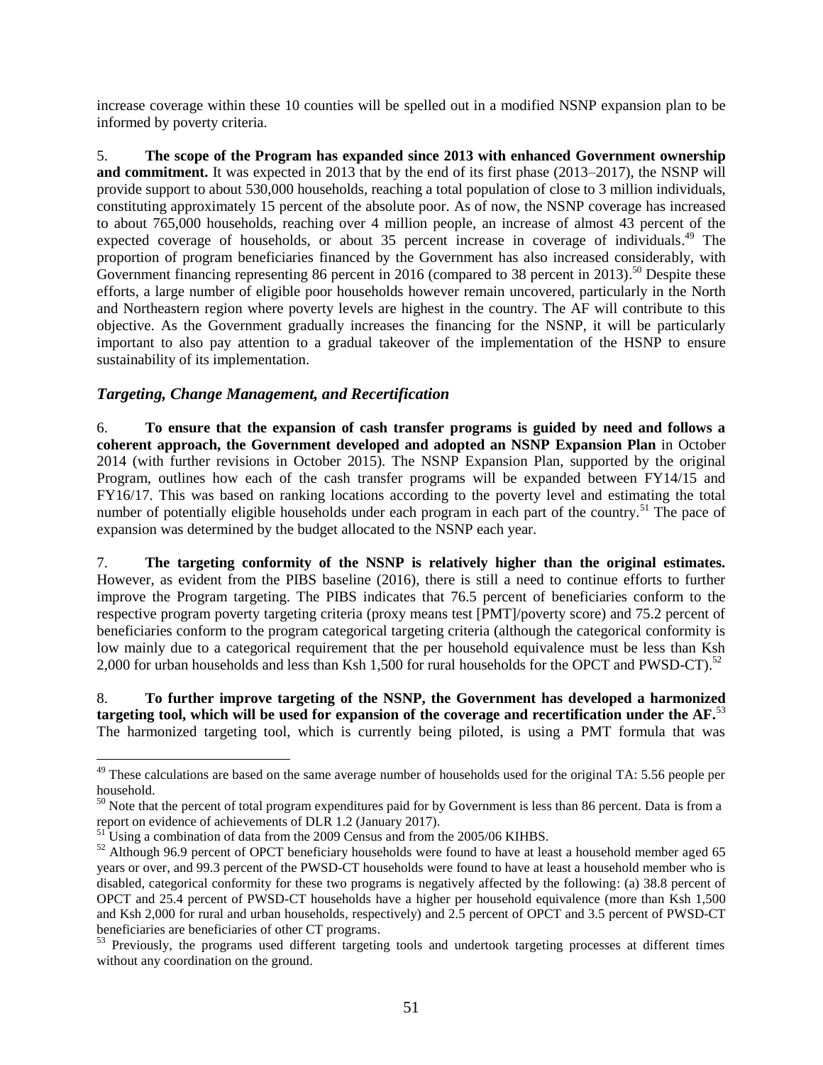increase coverage within these 10 counties will be spelled out in a modified NSNP expansion plan to be informed by poverty criteria.

5. **The scope of the Program has expanded since 2013 with enhanced Government ownership and commitment.** It was expected in 2013 that by the end of its first phase (2013–2017), the NSNP will provide support to about 530,000 households, reaching a total population of close to 3 million individuals, constituting approximately 15 percent of the absolute poor. As of now, the NSNP coverage has increased to about 765,000 households, reaching over 4 million people, an increase of almost 43 percent of the expected coverage of households, or about 35 percent increase in coverage of individuals.[49] The proportion of program beneficiaries financed by the Government has also increased considerably, with Government financing representing 86 percent in 2016 (compared to 38 percent in 2013).[50] Despite these efforts, a large number of eligible poor households however remain uncovered, particularly in the North and Northeastern region where poverty levels are highest in the country. The AF will contribute to this objective. As the Government gradually increases the financing for the NSNP, it will be particularly important to also pay attention to a gradual takeover of the implementation of the HSNP to ensure sustainability of its implementation.

### *Targeting, Change Management, and Recertification*

6. **To ensure that the expansion of cash transfer programs is guided by need and follows a coherent approach, the Government developed and adopted an NSNP Expansion Plan** in October 2014 (with further revisions in October 2015). The NSNP Expansion Plan, supported by the original Program, outlines how each of the cash transfer programs will be expanded between FY14/15 and FY16/17. This was based on ranking locations according to the poverty level and estimating the total number of potentially eligible households under each program in each part of the country.[51] The pace of expansion was determined by the budget allocated to the NSNP each year.

7. **The targeting conformity of the NSNP is relatively higher than the original estimates.** However, as evident from the PIBS baseline (2016), there is still a need to continue efforts to further improve the Program targeting. The PIBS indicates that 76.5 percent of beneficiaries conform to the respective program poverty targeting criteria (proxy means test [PMT]/poverty score) and 75.2 percent of beneficiaries conform to the program categorical targeting criteria (although the categorical conformity is low mainly due to a categorical requirement that the per household equivalence must be less than Ksh 2,000 for urban households and less than Ksh 1,500 for rural households for the OPCT and PWSD-CT).[52]

8. **To further improve targeting of the NSNP, the Government has developed a harmonized targeting tool, which will be used for expansion of the coverage and recertification under the AF.**[53] The harmonized targeting tool, which is currently being piloted, is using a PMT formula that was

---

[49] These calculations are based on the same average number of households used for the original TA: 5.56 people per household.

[50] Note that the percent of total program expenditures paid for by Government is less than 86 percent. Data is from a report on evidence of achievements of DLR 1.2 (January 2017).

[51] Using a combination of data from the 2009 Census and from the 2005/06 KIHBS.

[52] Although 96.9 percent of OPCT beneficiary households were found to have at least a household member aged 65 years or over, and 99.3 percent of the PWSD-CT households were found to have at least a household member who is disabled, categorical conformity for these two programs is negatively affected by the following: (a) 38.8 percent of OPCT and 25.4 percent of PWSD-CT households have a higher per household equivalence (more than Ksh 1,500 and Ksh 2,000 for rural and urban households, respectively) and 2.5 percent of OPCT and 3.5 percent of PWSD-CT beneficiaries are beneficiaries of other CT programs.

[53] Previously, the programs used different targeting tools and undertook targeting processes at different times without any coordination on the ground.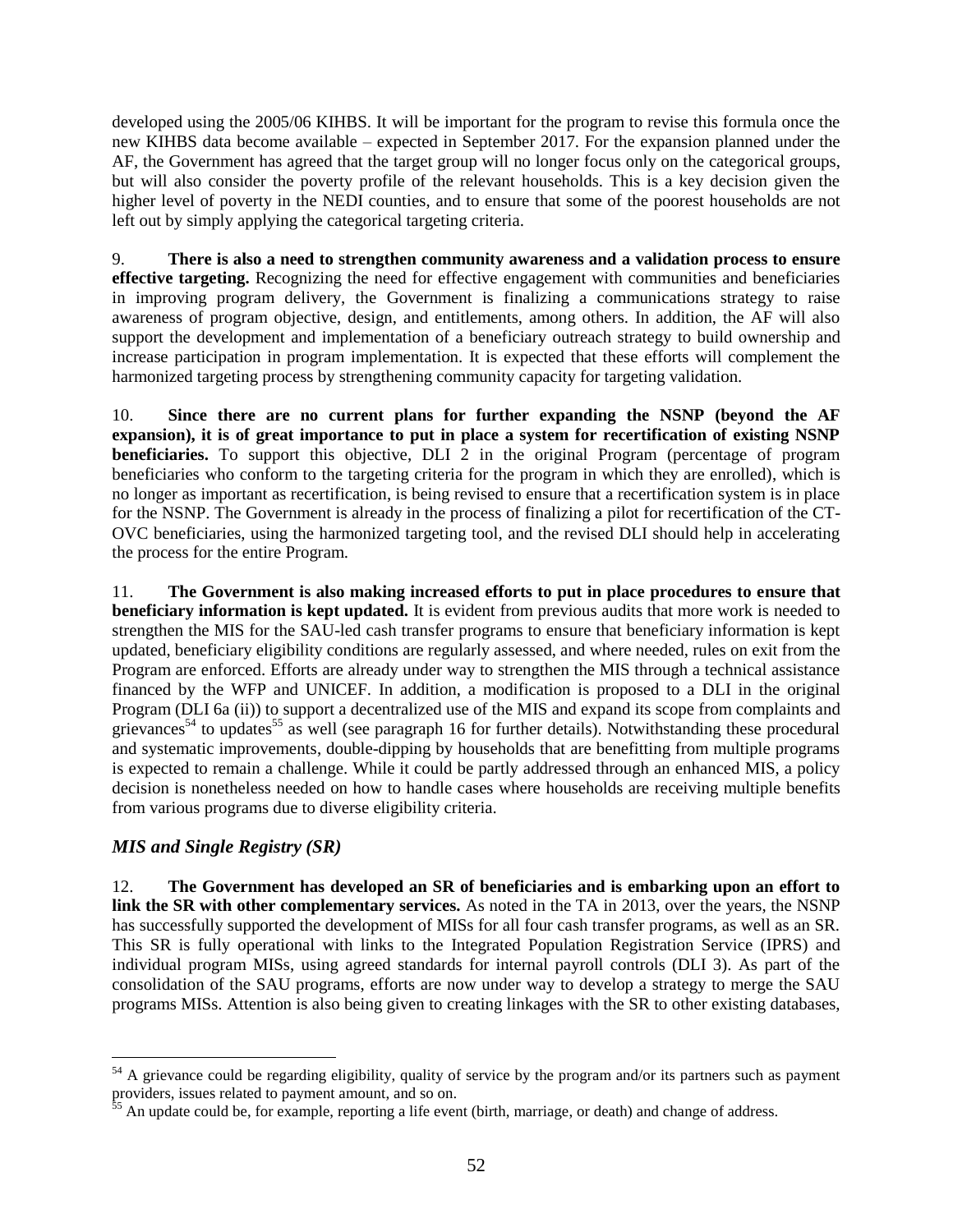developed using the 2005/06 KIHBS. It will be important for the program to revise this formula once the new KIHBS data become available – expected in September 2017. For the expansion planned under the AF, the Government has agreed that the target group will no longer focus only on the categorical groups, but will also consider the poverty profile of the relevant households. This is a key decision given the higher level of poverty in the NEDI counties, and to ensure that some of the poorest households are not left out by simply applying the categorical targeting criteria.

9. **There is also a need to strengthen community awareness and a validation process to ensure effective targeting.** Recognizing the need for effective engagement with communities and beneficiaries in improving program delivery, the Government is finalizing a communications strategy to raise awareness of program objective, design, and entitlements, among others. In addition, the AF will also support the development and implementation of a beneficiary outreach strategy to build ownership and increase participation in program implementation. It is expected that these efforts will complement the harmonized targeting process by strengthening community capacity for targeting validation.

10. **Since there are no current plans for further expanding the NSNP (beyond the AF expansion), it is of great importance to put in place a system for recertification of existing NSNP beneficiaries.** To support this objective, DLI 2 in the original Program (percentage of program beneficiaries who conform to the targeting criteria for the program in which they are enrolled), which is no longer as important as recertification, is being revised to ensure that a recertification system is in place for the NSNP. The Government is already in the process of finalizing a pilot for recertification of the CT-OVC beneficiaries, using the harmonized targeting tool, and the revised DLI should help in accelerating the process for the entire Program.

11. **The Government is also making increased efforts to put in place procedures to ensure that beneficiary information is kept updated.** It is evident from previous audits that more work is needed to strengthen the MIS for the SAU-led cash transfer programs to ensure that beneficiary information is kept updated, beneficiary eligibility conditions are regularly assessed, and where needed, rules on exit from the Program are enforced. Efforts are already under way to strengthen the MIS through a technical assistance financed by the WFP and UNICEF. In addition, a modification is proposed to a DLI in the original Program (DLI 6a (ii)) to support a decentralized use of the MIS and expand its scope from complaints and grievances[54] to updates[55] as well (see paragraph 16 for further details). Notwithstanding these procedural and systematic improvements, double-dipping by households that are benefitting from multiple programs is expected to remain a challenge. While it could be partly addressed through an enhanced MIS, a policy decision is nonetheless needed on how to handle cases where households are receiving multiple benefits from various programs due to diverse eligibility criteria.

### *MIS and Single Registry (SR)*

12. **The Government has developed an SR of beneficiaries and is embarking upon an effort to link the SR with other complementary services.** As noted in the TA in 2013, over the years, the NSNP has successfully supported the development of MISs for all four cash transfer programs, as well as an SR. This SR is fully operational with links to the Integrated Population Registration Service (IPRS) and individual program MISs, using agreed standards for internal payroll controls (DLI 3). As part of the consolidation of the SAU programs, efforts are now under way to develop a strategy to merge the SAU programs MISs. Attention is also being given to creating linkages with the SR to other existing databases,

[54] A grievance could be regarding eligibility, quality of service by the program and/or its partners such as payment providers, issues related to payment amount, and so on.

[55] An update could be, for example, reporting a life event (birth, marriage, or death) and change of address.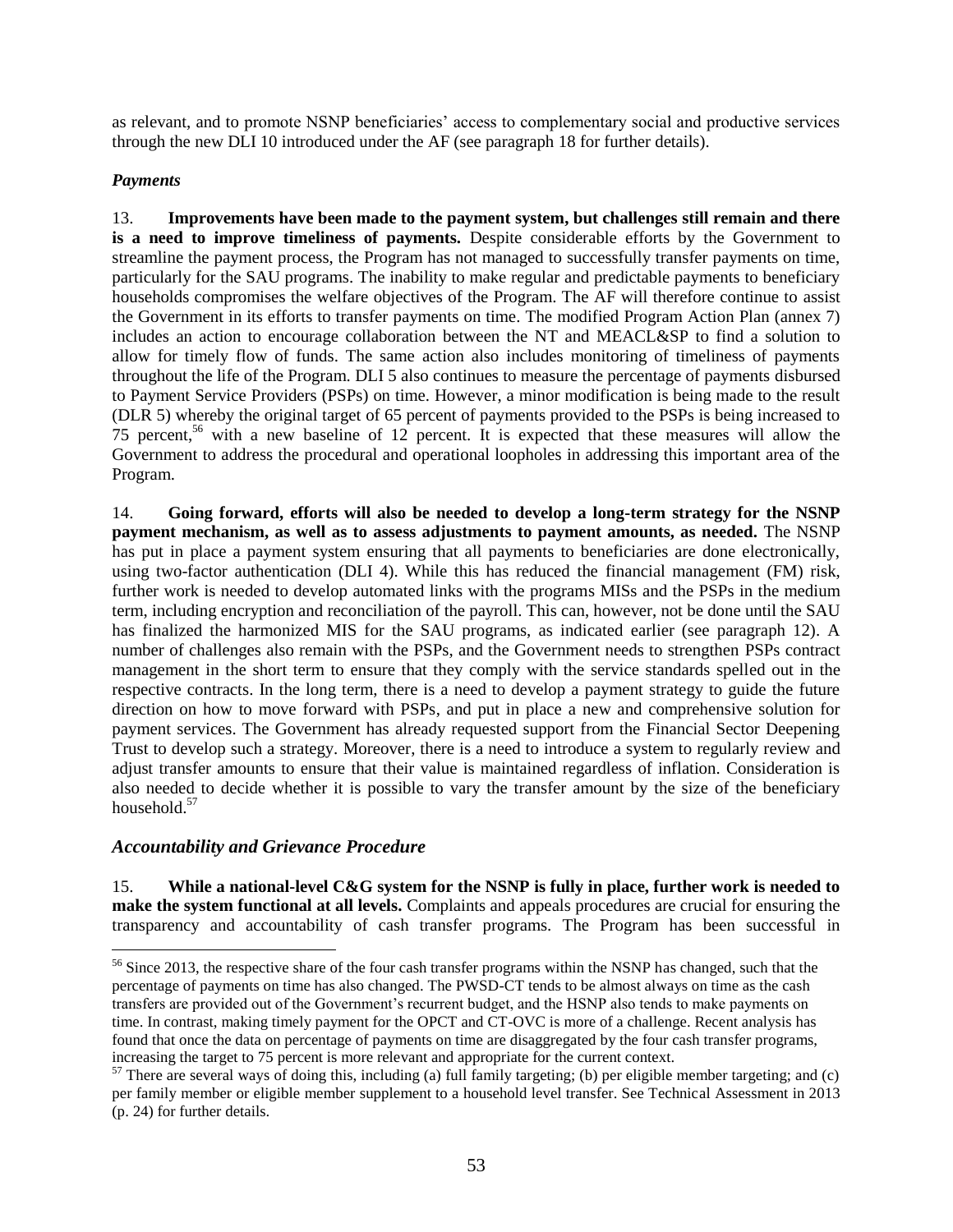as relevant, and to promote NSNP beneficiaries' access to complementary social and productive services through the new DLI 10 introduced under the AF (see paragraph 18 for further details).

### *Payments*

13. **Improvements have been made to the payment system, but challenges still remain and there is a need to improve timeliness of payments.** Despite considerable efforts by the Government to streamline the payment process, the Program has not managed to successfully transfer payments on time, particularly for the SAU programs. The inability to make regular and predictable payments to beneficiary households compromises the welfare objectives of the Program. The AF will therefore continue to assist the Government in its efforts to transfer payments on time. The modified Program Action Plan (annex 7) includes an action to encourage collaboration between the NT and MEACL&SP to find a solution to allow for timely flow of funds. The same action also includes monitoring of timeliness of payments throughout the life of the Program. DLI 5 also continues to measure the percentage of payments disbursed to Payment Service Providers (PSPs) on time. However, a minor modification is being made to the result (DLR 5) whereby the original target of 65 percent of payments provided to the PSPs is being increased to 75 percent,[56] with a new baseline of 12 percent. It is expected that these measures will allow the Government to address the procedural and operational loopholes in addressing this important area of the Program.

14. **Going forward, efforts will also be needed to develop a long-term strategy for the NSNP payment mechanism, as well as to assess adjustments to payment amounts, as needed.** The NSNP has put in place a payment system ensuring that all payments to beneficiaries are done electronically, using two-factor authentication (DLI 4). While this has reduced the financial management (FM) risk, further work is needed to develop automated links with the programs MISs and the PSPs in the medium term, including encryption and reconciliation of the payroll. This can, however, not be done until the SAU has finalized the harmonized MIS for the SAU programs, as indicated earlier (see paragraph 12). A number of challenges also remain with the PSPs, and the Government needs to strengthen PSPs contract management in the short term to ensure that they comply with the service standards spelled out in the respective contracts. In the long term, there is a need to develop a payment strategy to guide the future direction on how to move forward with PSPs, and put in place a new and comprehensive solution for payment services. The Government has already requested support from the Financial Sector Deepening Trust to develop such a strategy. Moreover, there is a need to introduce a system to regularly review and adjust transfer amounts to ensure that their value is maintained regardless of inflation. Consideration is also needed to decide whether it is possible to vary the transfer amount by the size of the beneficiary household.[57]

### *Accountability and Grievance Procedure*

15. **While a national-level C&G system for the NSNP is fully in place, further work is needed to make the system functional at all levels.** Complaints and appeals procedures are crucial for ensuring the transparency and accountability of cash transfer programs. The Program has been successful in

---

[56] Since 2013, the respective share of the four cash transfer programs within the NSNP has changed, such that the percentage of payments on time has also changed. The PWSD-CT tends to be almost always on time as the cash transfers are provided out of the Government's recurrent budget, and the HSNP also tends to make payments on time. In contrast, making timely payment for the OPCT and CT-OVC is more of a challenge. Recent analysis has found that once the data on percentage of payments on time are disaggregated by the four cash transfer programs, increasing the target to 75 percent is more relevant and appropriate for the current context.

[57] There are several ways of doing this, including (a) full family targeting; (b) per eligible member targeting; and (c) per family member or eligible member supplement to a household level transfer. See Technical Assessment in 2013 (p. 24) for further details.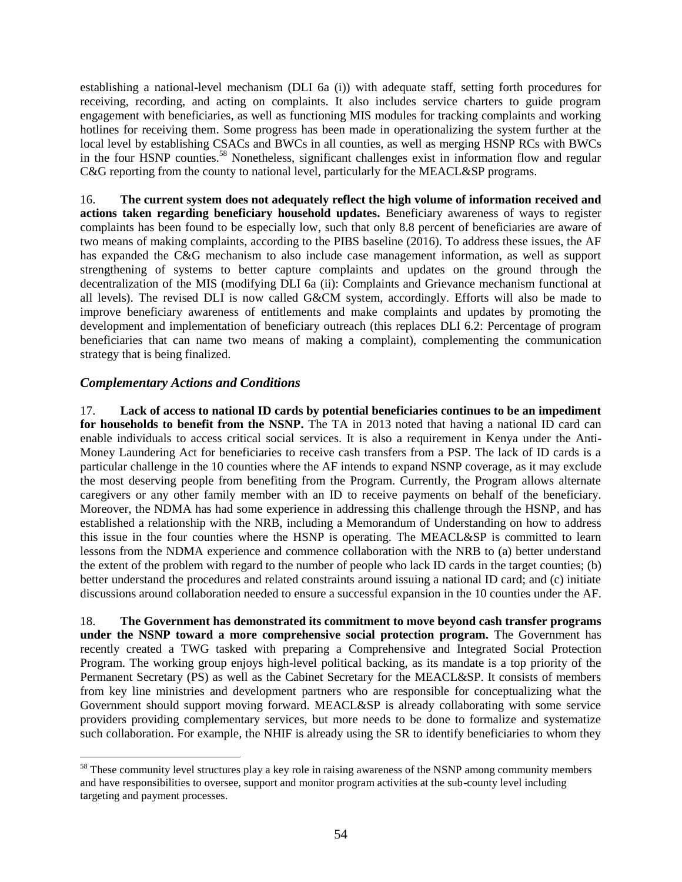establishing a national-level mechanism (DLI 6a (i)) with adequate staff, setting forth procedures for receiving, recording, and acting on complaints. It also includes service charters to guide program engagement with beneficiaries, as well as functioning MIS modules for tracking complaints and working hotlines for receiving them. Some progress has been made in operationalizing the system further at the local level by establishing CSACs and BWCs in all counties, as well as merging HSNP RCs with BWCs in the four HSNP counties.[58] Nonetheless, significant challenges exist in information flow and regular C&G reporting from the county to national level, particularly for the MEACL&SP programs.

16. **The current system does not adequately reflect the high volume of information received and actions taken regarding beneficiary household updates.** Beneficiary awareness of ways to register complaints has been found to be especially low, such that only 8.8 percent of beneficiaries are aware of two means of making complaints, according to the PIBS baseline (2016). To address these issues, the AF has expanded the C&G mechanism to also include case management information, as well as support strengthening of systems to better capture complaints and updates on the ground through the decentralization of the MIS (modifying DLI 6a (ii): Complaints and Grievance mechanism functional at all levels). The revised DLI is now called G&CM system, accordingly. Efforts will also be made to improve beneficiary awareness of entitlements and make complaints and updates by promoting the development and implementation of beneficiary outreach (this replaces DLI 6.2: Percentage of program beneficiaries that can name two means of making a complaint), complementing the communication strategy that is being finalized.

### *Complementary Actions and Conditions*

17. **Lack of access to national ID cards by potential beneficiaries continues to be an impediment for households to benefit from the NSNP.** The TA in 2013 noted that having a national ID card can enable individuals to access critical social services. It is also a requirement in Kenya under the Anti-Money Laundering Act for beneficiaries to receive cash transfers from a PSP. The lack of ID cards is a particular challenge in the 10 counties where the AF intends to expand NSNP coverage, as it may exclude the most deserving people from benefiting from the Program. Currently, the Program allows alternate caregivers or any other family member with an ID to receive payments on behalf of the beneficiary. Moreover, the NDMA has had some experience in addressing this challenge through the HSNP, and has established a relationship with the NRB, including a Memorandum of Understanding on how to address this issue in the four counties where the HSNP is operating. The MEACL&SP is committed to learn lessons from the NDMA experience and commence collaboration with the NRB to (a) better understand the extent of the problem with regard to the number of people who lack ID cards in the target counties; (b) better understand the procedures and related constraints around issuing a national ID card; and (c) initiate discussions around collaboration needed to ensure a successful expansion in the 10 counties under the AF.

18. **The Government has demonstrated its commitment to move beyond cash transfer programs under the NSNP toward a more comprehensive social protection program.** The Government has recently created a TWG tasked with preparing a Comprehensive and Integrated Social Protection Program. The working group enjoys high-level political backing, as its mandate is a top priority of the Permanent Secretary (PS) as well as the Cabinet Secretary for the MEACL&SP. It consists of members from key line ministries and development partners who are responsible for conceptualizing what the Government should support moving forward. MEACL&SP is already collaborating with some service providers providing complementary services, but more needs to be done to formalize and systematize such collaboration. For example, the NHIF is already using the SR to identify beneficiaries to whom they

[58] These community level structures play a key role in raising awareness of the NSNP among community members and have responsibilities to oversee, support and monitor program activities at the sub-county level including targeting and payment processes.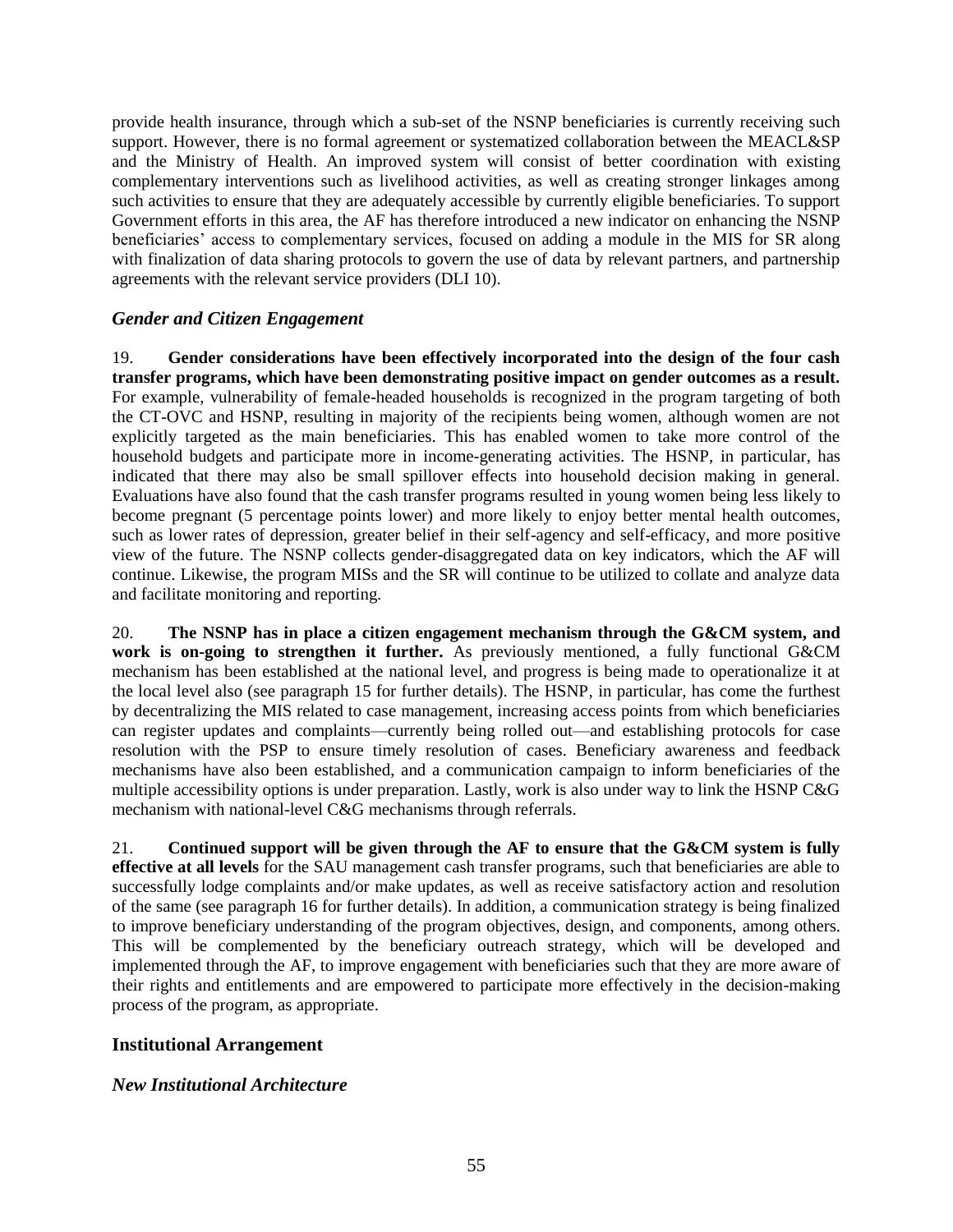provide health insurance, through which a sub-set of the NSNP beneficiaries is currently receiving such support. However, there is no formal agreement or systematized collaboration between the MEACL&SP and the Ministry of Health. An improved system will consist of better coordination with existing complementary interventions such as livelihood activities, as well as creating stronger linkages among such activities to ensure that they are adequately accessible by currently eligible beneficiaries. To support Government efforts in this area, the AF has therefore introduced a new indicator on enhancing the NSNP beneficiaries' access to complementary services, focused on adding a module in the MIS for SR along with finalization of data sharing protocols to govern the use of data by relevant partners, and partnership agreements with the relevant service providers (DLI 10).

### *Gender and Citizen Engagement*

19. **Gender considerations have been effectively incorporated into the design of the four cash transfer programs, which have been demonstrating positive impact on gender outcomes as a result.** For example, vulnerability of female-headed households is recognized in the program targeting of both the CT-OVC and HSNP, resulting in majority of the recipients being women, although women are not explicitly targeted as the main beneficiaries. This has enabled women to take more control of the household budgets and participate more in income-generating activities. The HSNP, in particular, has indicated that there may also be small spillover effects into household decision making in general. Evaluations have also found that the cash transfer programs resulted in young women being less likely to become pregnant (5 percentage points lower) and more likely to enjoy better mental health outcomes, such as lower rates of depression, greater belief in their self-agency and self-efficacy, and more positive view of the future. The NSNP collects gender-disaggregated data on key indicators, which the AF will continue. Likewise, the program MISs and the SR will continue to be utilized to collate and analyze data and facilitate monitoring and reporting.

20. **The NSNP has in place a citizen engagement mechanism through the G&CM system, and work is on-going to strengthen it further.** As previously mentioned, a fully functional G&CM mechanism has been established at the national level, and progress is being made to operationalize it at the local level also (see paragraph 15 for further details). The HSNP, in particular, has come the furthest by decentralizing the MIS related to case management, increasing access points from which beneficiaries can register updates and complaints—currently being rolled out—and establishing protocols for case resolution with the PSP to ensure timely resolution of cases. Beneficiary awareness and feedback mechanisms have also been established, and a communication campaign to inform beneficiaries of the multiple accessibility options is under preparation. Lastly, work is also under way to link the HSNP C&G mechanism with national-level C&G mechanisms through referrals.

21. **Continued support will be given through the AF to ensure that the G&CM system is fully effective at all levels** for the SAU management cash transfer programs, such that beneficiaries are able to successfully lodge complaints and/or make updates, as well as receive satisfactory action and resolution of the same (see paragraph 16 for further details). In addition, a communication strategy is being finalized to improve beneficiary understanding of the program objectives, design, and components, among others. This will be complemented by the beneficiary outreach strategy, which will be developed and implemented through the AF, to improve engagement with beneficiaries such that they are more aware of their rights and entitlements and are empowered to participate more effectively in the decision-making process of the program, as appropriate.

## Institutional Arrangement

### *New Institutional Architecture*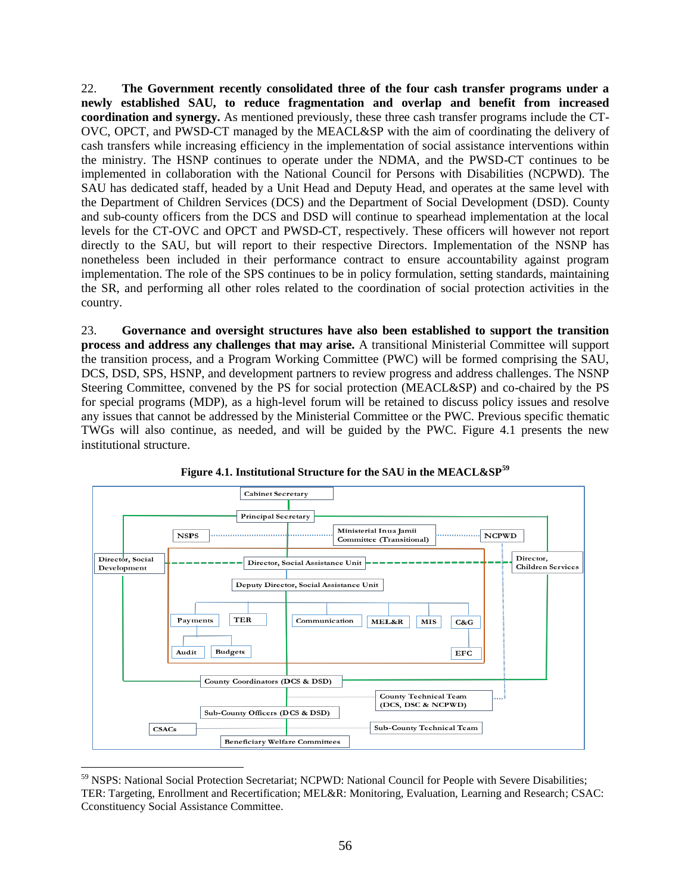22. **The Government recently consolidated three of the four cash transfer programs under a newly established SAU, to reduce fragmentation and overlap and benefit from increased coordination and synergy.** As mentioned previously, these three cash transfer programs include the CT-OVC, OPCT, and PWSD-CT managed by the MEACL&SP with the aim of coordinating the delivery of cash transfers while increasing efficiency in the implementation of social assistance interventions within the ministry. The HSNP continues to operate under the NDMA, and the PWSD-CT continues to be implemented in collaboration with the National Council for Persons with Disabilities (NCPWD). The SAU has dedicated staff, headed by a Unit Head and Deputy Head, and operates at the same level with the Department of Children Services (DCS) and the Department of Social Development (DSD). County and sub-county officers from the DCS and DSD will continue to spearhead implementation at the local levels for the CT-OVC and OPCT and PWSD-CT, respectively. These officers will however not report directly to the SAU, but will report to their respective Directors. Implementation of the NSNP has nonetheless been included in their performance contract to ensure accountability against program implementation. The role of the SPS continues to be in policy formulation, setting standards, maintaining the SR, and performing all other roles related to the coordination of social protection activities in the country.

23. **Governance and oversight structures have also been established to support the transition process and address any challenges that may arise.** A transitional Ministerial Committee will support the transition process, and a Program Working Committee (PWC) will be formed comprising the SAU, DCS, DSD, SPS, HSNP, and development partners to review progress and address challenges. The NSNP Steering Committee, convened by the PS for social protection (MEACL&SP) and co-chaired by the PS for special programs (MDP), as a high-level forum will be retained to discuss policy issues and resolve any issues that cannot be addressed by the Ministerial Committee or the PWC. Previous specific thematic TWGs will also continue, as needed, and will be guided by the PWC. Figure 4.1 presents the new institutional structure.

**Figure 4.1. Institutional Structure for the SAU in the MEACL&SP**[59]

Cabinet Secretary
Principal Secretary
NSPS | Ministerial Inua Jamii Committee (Transitional) | NCPWD
Director, Social Development | Director, Social Assistance Unit | Director, Children Services
Deputy Director, Social Assistance Unit
Payments | TER | Communication | MEL&R | MIS | C&G
Audit | Budgets | EFC
County Coordinators (DCS & DSD) | County Technical Team (DCS, DSC & NCPWD)
Sub-County Officers (DCS & DSD) | Sub-County Technical Team
CSACs | Beneficiary Welfare Committees

[59] NSPS: National Social Protection Secretariat; NCPWD: National Council for People with Severe Disabilities; TER: Targeting, Enrollment and Recertification; MEL&R: Monitoring, Evaluation, Learning and Research; CSAC: Cconstituency Social Assistance Committee.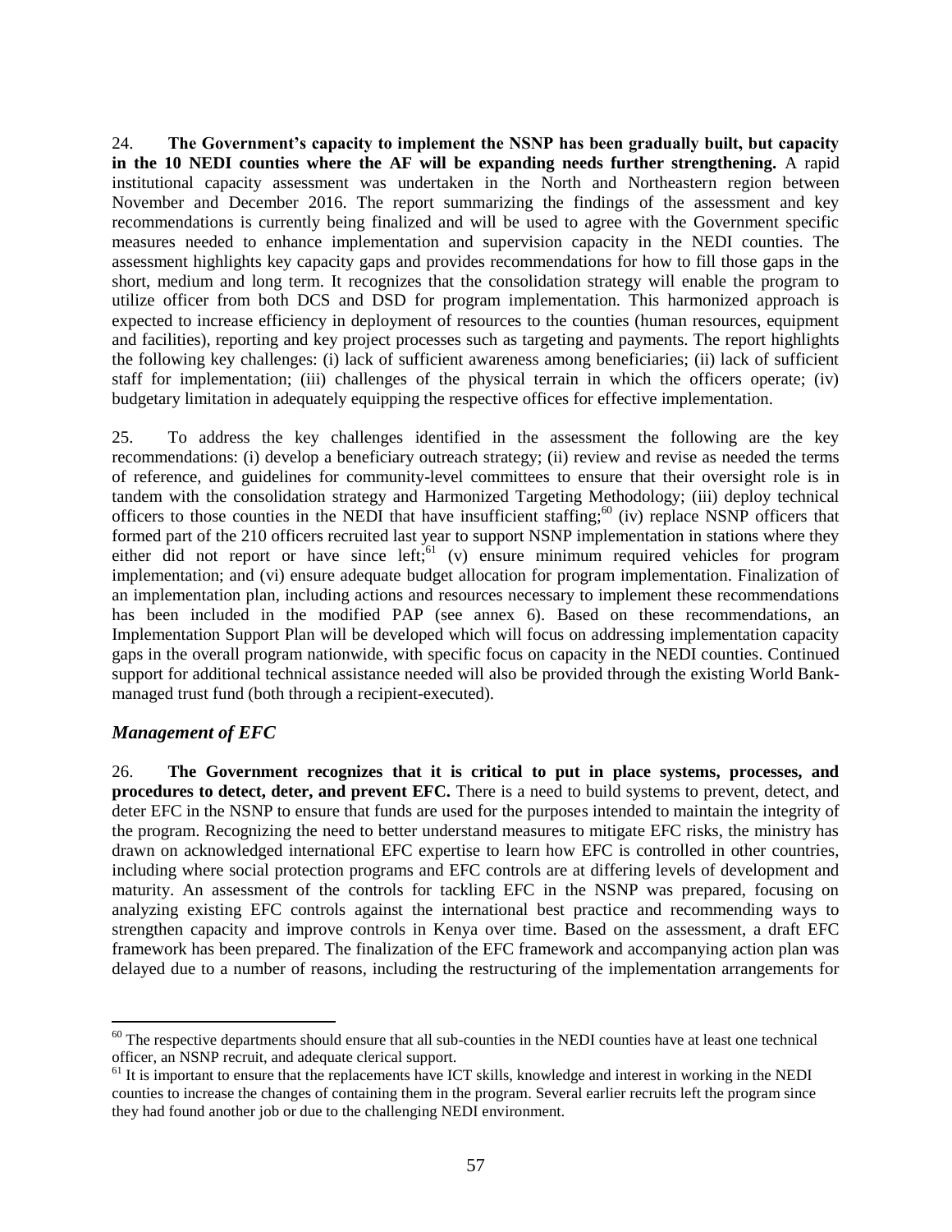24. **The Government's capacity to implement the NSNP has been gradually built, but capacity in the 10 NEDI counties where the AF will be expanding needs further strengthening.** A rapid institutional capacity assessment was undertaken in the North and Northeastern region between November and December 2016. The report summarizing the findings of the assessment and key recommendations is currently being finalized and will be used to agree with the Government specific measures needed to enhance implementation and supervision capacity in the NEDI counties. The assessment highlights key capacity gaps and provides recommendations for how to fill those gaps in the short, medium and long term. It recognizes that the consolidation strategy will enable the program to utilize officer from both DCS and DSD for program implementation. This harmonized approach is expected to increase efficiency in deployment of resources to the counties (human resources, equipment and facilities), reporting and key project processes such as targeting and payments. The report highlights the following key challenges: (i) lack of sufficient awareness among beneficiaries; (ii) lack of sufficient staff for implementation; (iii) challenges of the physical terrain in which the officers operate; (iv) budgetary limitation in adequately equipping the respective offices for effective implementation.

25. To address the key challenges identified in the assessment the following are the key recommendations: (i) develop a beneficiary outreach strategy; (ii) review and revise as needed the terms of reference, and guidelines for community-level committees to ensure that their oversight role is in tandem with the consolidation strategy and Harmonized Targeting Methodology; (iii) deploy technical officers to those counties in the NEDI that have insufficient staffing;[60] (iv) replace NSNP officers that formed part of the 210 officers recruited last year to support NSNP implementation in stations where they either did not report or have since left;[61] (v) ensure minimum required vehicles for program implementation; and (vi) ensure adequate budget allocation for program implementation. Finalization of an implementation plan, including actions and resources necessary to implement these recommendations has been included in the modified PAP (see annex 6). Based on these recommendations, an Implementation Support Plan will be developed which will focus on addressing implementation capacity gaps in the overall program nationwide, with specific focus on capacity in the NEDI counties. Continued support for additional technical assistance needed will also be provided through the existing World Bank-managed trust fund (both through a recipient-executed).

### *Management of EFC*

26. **The Government recognizes that it is critical to put in place systems, processes, and procedures to detect, deter, and prevent EFC.** There is a need to build systems to prevent, detect, and deter EFC in the NSNP to ensure that funds are used for the purposes intended to maintain the integrity of the program. Recognizing the need to better understand measures to mitigate EFC risks, the ministry has drawn on acknowledged international EFC expertise to learn how EFC is controlled in other countries, including where social protection programs and EFC controls are at differing levels of development and maturity. An assessment of the controls for tackling EFC in the NSNP was prepared, focusing on analyzing existing EFC controls against the international best practice and recommending ways to strengthen capacity and improve controls in Kenya over time. Based on the assessment, a draft EFC framework has been prepared. The finalization of the EFC framework and accompanying action plan was delayed due to a number of reasons, including the restructuring of the implementation arrangements for

---

[60] The respective departments should ensure that all sub-counties in the NEDI counties have at least one technical officer, an NSNP recruit, and adequate clerical support.

[61] It is important to ensure that the replacements have ICT skills, knowledge and interest in working in the NEDI counties to increase the changes of containing them in the program. Several earlier recruits left the program since they had found another job or due to the challenging NEDI environment.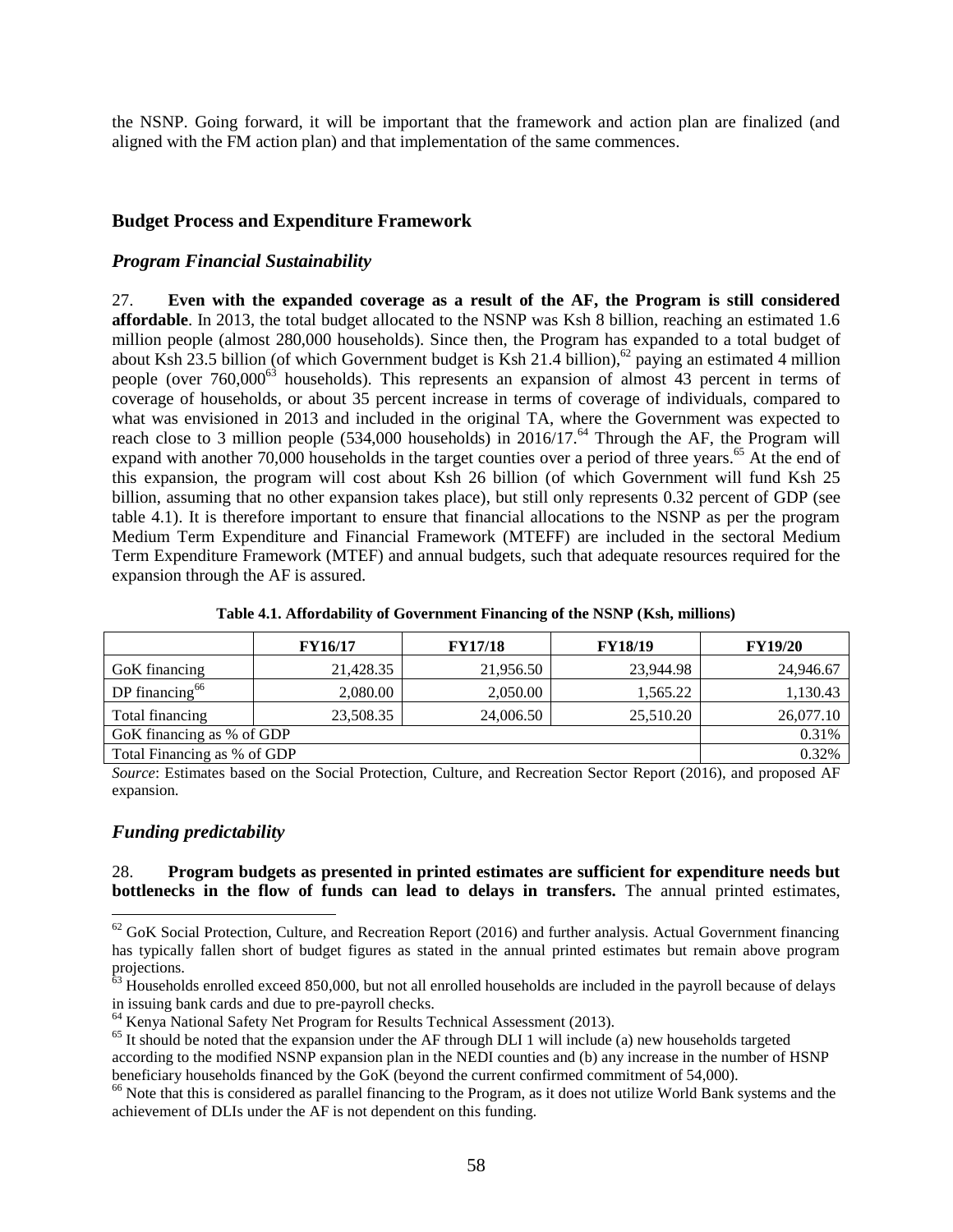the NSNP. Going forward, it will be important that the framework and action plan are finalized (and aligned with the FM action plan) and that implementation of the same commences.

### Budget Process and Expenditure Framework

#### *Program Financial Sustainability*

27. **Even with the expanded coverage as a result of the AF, the Program is still considered affordable**. In 2013, the total budget allocated to the NSNP was Ksh 8 billion, reaching an estimated 1.6 million people (almost 280,000 households). Since then, the Program has expanded to a total budget of about Ksh 23.5 billion (of which Government budget is Ksh 21.4 billion),[62] paying an estimated 4 million people (over 760,000[63] households). This represents an expansion of almost 43 percent in terms of coverage of households, or about 35 percent increase in terms of coverage of individuals, compared to what was envisioned in 2013 and included in the original TA, where the Government was expected to reach close to 3 million people (534,000 households) in 2016/17.[64] Through the AF, the Program will expand with another 70,000 households in the target counties over a period of three years.[65] At the end of this expansion, the program will cost about Ksh 26 billion (of which Government will fund Ksh 25 billion, assuming that no other expansion takes place), but still only represents 0.32 percent of GDP (see table 4.1). It is therefore important to ensure that financial allocations to the NSNP as per the program Medium Term Expenditure and Financial Framework (MTEFF) are included in the sectoral Medium Term Expenditure Framework (MTEF) and annual budgets, such that adequate resources required for the expansion through the AF is assured.

**Table 4.1. Affordability of Government Financing of the NSNP (Ksh, millions)**

| | FY16/17 | FY17/18 | FY18/19 | FY19/20 |
|---|---|---|---|---|
| GoK financing | 21,428.35 | 21,956.50 | 23,944.98 | 24,946.67 |
| DP financing[66] | 2,080.00 | 2,050.00 | 1,565.22 | 1,130.43 |
| Total financing | 23,508.35 | 24,006.50 | 25,510.20 | 26,077.10 |
| GoK financing as % of GDP | | | | 0.31% |
| Total Financing as % of GDP | | | | 0.32% |

*Source*: Estimates based on the Social Protection, Culture, and Recreation Sector Report (2016), and proposed AF expansion.

#### *Funding predictability*

28. **Program budgets as presented in printed estimates are sufficient for expenditure needs but bottlenecks in the flow of funds can lead to delays in transfers.** The annual printed estimates,

[62] GoK Social Protection, Culture, and Recreation Report (2016) and further analysis. Actual Government financing has typically fallen short of budget figures as stated in the annual printed estimates but remain above program projections.

[63] Households enrolled exceed 850,000, but not all enrolled households are included in the payroll because of delays in issuing bank cards and due to pre-payroll checks.

[64] Kenya National Safety Net Program for Results Technical Assessment (2013).

[65] It should be noted that the expansion under the AF through DLI 1 will include (a) new households targeted according to the modified NSNP expansion plan in the NEDI counties and (b) any increase in the number of HSNP beneficiary households financed by the GoK (beyond the current confirmed commitment of 54,000).

[66] Note that this is considered as parallel financing to the Program, as it does not utilize World Bank systems and the achievement of DLIs under the AF is not dependent on this funding.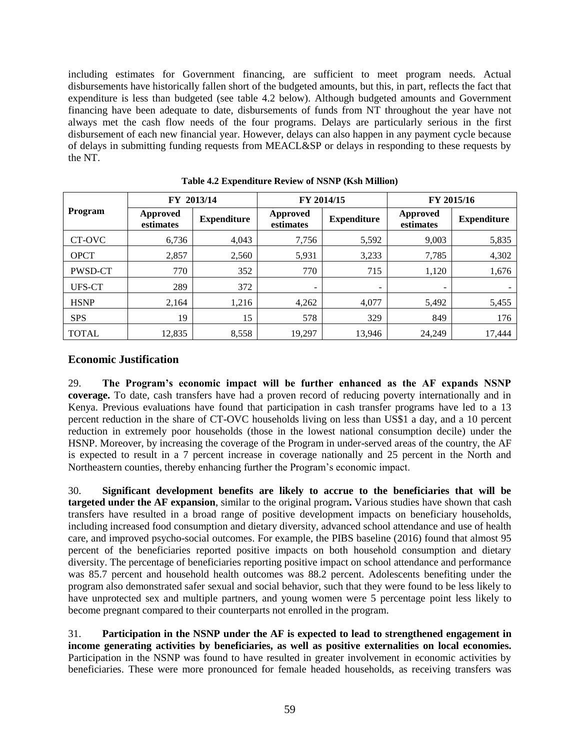including estimates for Government financing, are sufficient to meet program needs. Actual disbursements have historically fallen short of the budgeted amounts, but this, in part, reflects the fact that expenditure is less than budgeted (see table 4.2 below). Although budgeted amounts and Government financing have been adequate to date, disbursements of funds from NT throughout the year have not always met the cash flow needs of the four programs. Delays are particularly serious in the first disbursement of each new financial year. However, delays can also happen in any payment cycle because of delays in submitting funding requests from MEACL&SP or delays in responding to these requests by the NT.

**Table 4.2 Expenditure Review of NSNP (Ksh Million)**

| Program | FY 2013/14 | | FY 2014/15 | | FY 2015/16 | |
|---|---|---|---|---|---|---|
| | **Approved estimates** | **Expenditure** | **Approved estimates** | **Expenditure** | **Approved estimates** | **Expenditure** |
| CT-OVC | 6,736 | 4,043 | 7,756 | 5,592 | 9,003 | 5,835 |
| OPCT | 2,857 | 2,560 | 5,931 | 3,233 | 7,785 | 4,302 |
| PWSD-CT | 770 | 352 | 770 | 715 | 1,120 | 1,676 |
| UFS-CT | 289 | 372 | - | - | - | - |
| HSNP | 2,164 | 1,216 | 4,262 | 4,077 | 5,492 | 5,455 |
| SPS | 19 | 15 | 578 | 329 | 849 | 176 |
| TOTAL | 12,835 | 8,558 | 19,297 | 13,946 | 24,249 | 17,444 |

## Economic Justification

29. **The Program's economic impact will be further enhanced as the AF expands NSNP coverage.** To date, cash transfers have had a proven record of reducing poverty internationally and in Kenya. Previous evaluations have found that participation in cash transfer programs have led to a 13 percent reduction in the share of CT-OVC households living on less than US$1 a day, and a 10 percent reduction in extremely poor households (those in the lowest national consumption decile) under the HSNP. Moreover, by increasing the coverage of the Program in under-served areas of the country, the AF is expected to result in a 7 percent increase in coverage nationally and 25 percent in the North and Northeastern counties, thereby enhancing further the Program's economic impact.

30. **Significant development benefits are likely to accrue to the beneficiaries that will be targeted under the AF expansion**, similar to the original program**.** Various studies have shown that cash transfers have resulted in a broad range of positive development impacts on beneficiary households, including increased food consumption and dietary diversity, advanced school attendance and use of health care, and improved psycho-social outcomes. For example, the PIBS baseline (2016) found that almost 95 percent of the beneficiaries reported positive impacts on both household consumption and dietary diversity. The percentage of beneficiaries reporting positive impact on school attendance and performance was 85.7 percent and household health outcomes was 88.2 percent. Adolescents benefiting under the program also demonstrated safer sexual and social behavior, such that they were found to be less likely to have unprotected sex and multiple partners, and young women were 5 percentage point less likely to become pregnant compared to their counterparts not enrolled in the program.

31. **Participation in the NSNP under the AF is expected to lead to strengthened engagement in income generating activities by beneficiaries, as well as positive externalities on local economies.** Participation in the NSNP was found to have resulted in greater involvement in economic activities by beneficiaries. These were more pronounced for female headed households, as receiving transfers was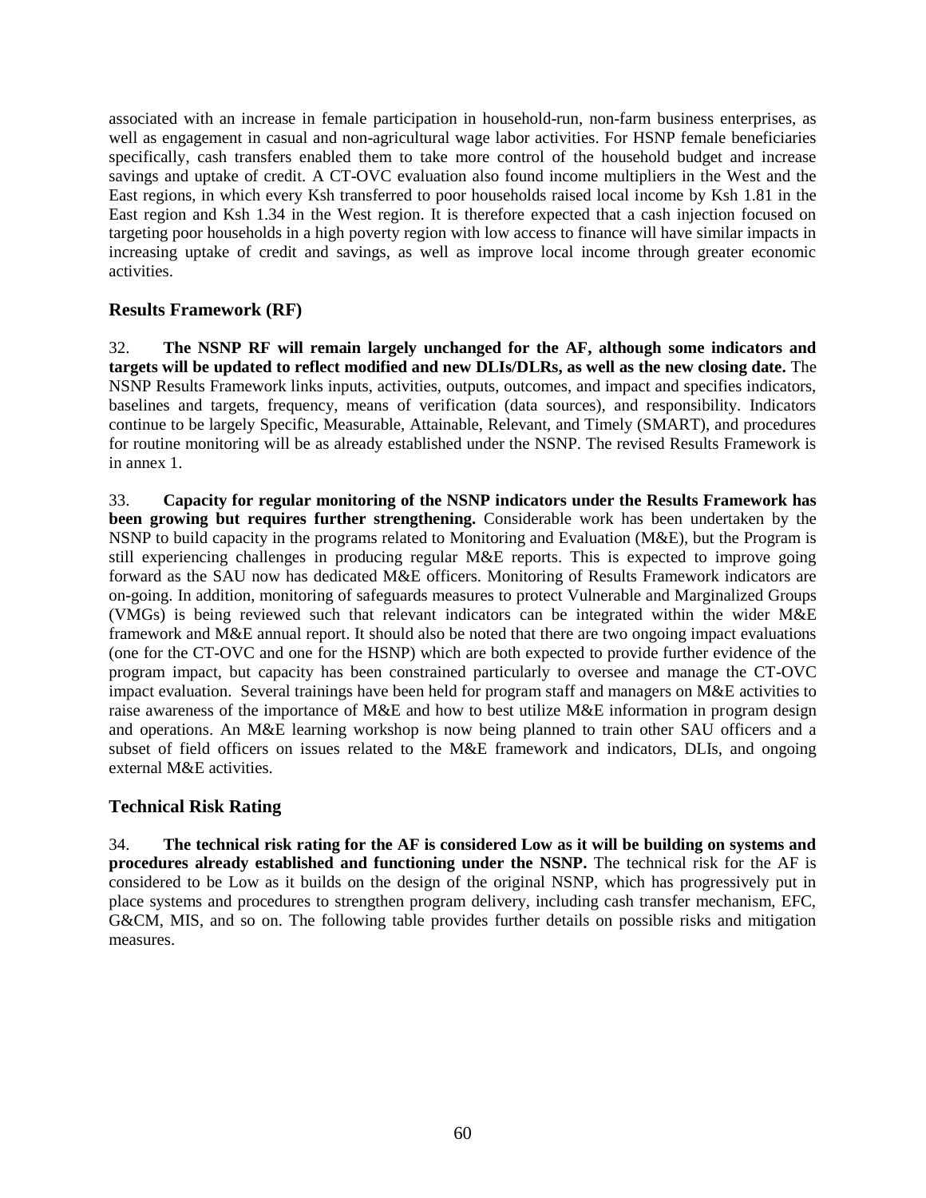associated with an increase in female participation in household-run, non-farm business enterprises, as well as engagement in casual and non-agricultural wage labor activities. For HSNP female beneficiaries specifically, cash transfers enabled them to take more control of the household budget and increase savings and uptake of credit. A CT-OVC evaluation also found income multipliers in the West and the East regions, in which every Ksh transferred to poor households raised local income by Ksh 1.81 in the East region and Ksh 1.34 in the West region. It is therefore expected that a cash injection focused on targeting poor households in a high poverty region with low access to finance will have similar impacts in increasing uptake of credit and savings, as well as improve local income through greater economic activities.

## Results Framework (RF)

32. **The NSNP RF will remain largely unchanged for the AF, although some indicators and targets will be updated to reflect modified and new DLIs/DLRs, as well as the new closing date.** The NSNP Results Framework links inputs, activities, outputs, outcomes, and impact and specifies indicators, baselines and targets, frequency, means of verification (data sources), and responsibility. Indicators continue to be largely Specific, Measurable, Attainable, Relevant, and Timely (SMART), and procedures for routine monitoring will be as already established under the NSNP. The revised Results Framework is in annex 1.

33. **Capacity for regular monitoring of the NSNP indicators under the Results Framework has been growing but requires further strengthening.** Considerable work has been undertaken by the NSNP to build capacity in the programs related to Monitoring and Evaluation (M&E), but the Program is still experiencing challenges in producing regular M&E reports. This is expected to improve going forward as the SAU now has dedicated M&E officers. Monitoring of Results Framework indicators are on-going. In addition, monitoring of safeguards measures to protect Vulnerable and Marginalized Groups (VMGs) is being reviewed such that relevant indicators can be integrated within the wider M&E framework and M&E annual report. It should also be noted that there are two ongoing impact evaluations (one for the CT-OVC and one for the HSNP) which are both expected to provide further evidence of the program impact, but capacity has been constrained particularly to oversee and manage the CT-OVC impact evaluation. Several trainings have been held for program staff and managers on M&E activities to raise awareness of the importance of M&E and how to best utilize M&E information in program design and operations. An M&E learning workshop is now being planned to train other SAU officers and a subset of field officers on issues related to the M&E framework and indicators, DLIs, and ongoing external M&E activities.

## Technical Risk Rating

34. **The technical risk rating for the AF is considered Low as it will be building on systems and procedures already established and functioning under the NSNP.** The technical risk for the AF is considered to be Low as it builds on the design of the original NSNP, which has progressively put in place systems and procedures to strengthen program delivery, including cash transfer mechanism, EFC, G&CM, MIS, and so on. The following table provides further details on possible risks and mitigation measures.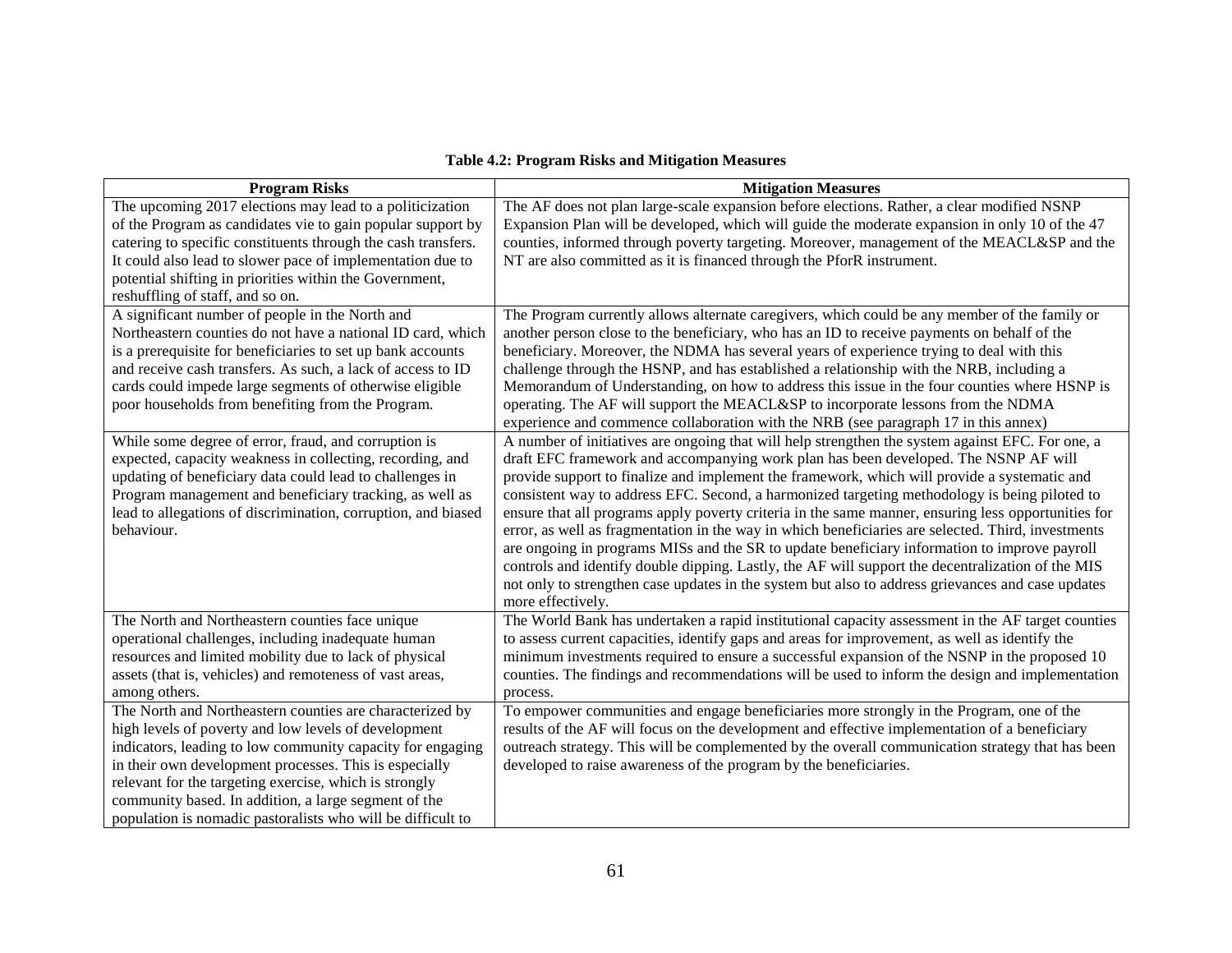**Table 4.2: Program Risks and Mitigation Measures**

| Program Risks | Mitigation Measures |
| --- | --- |
| The upcoming 2017 elections may lead to a politicization of the Program as candidates vie to gain popular support by catering to specific constituents through the cash transfers. It could also lead to slower pace of implementation due to potential shifting in priorities within the Government, reshuffling of staff, and so on. | The AF does not plan large-scale expansion before elections. Rather, a clear modified NSNP Expansion Plan will be developed, which will guide the moderate expansion in only 10 of the 47 counties, informed through poverty targeting. Moreover, management of the MEACL&SP and the NT are also committed as it is financed through the PforR instrument. |
| A significant number of people in the North and Northeastern counties do not have a national ID card, which is a prerequisite for beneficiaries to set up bank accounts and receive cash transfers. As such, a lack of access to ID cards could impede large segments of otherwise eligible poor households from benefiting from the Program. | The Program currently allows alternate caregivers, which could be any member of the family or another person close to the beneficiary, who has an ID to receive payments on behalf of the beneficiary. Moreover, the NDMA has several years of experience trying to deal with this challenge through the HSNP, and has established a relationship with the NRB, including a Memorandum of Understanding, on how to address this issue in the four counties where HSNP is operating. The AF will support the MEACL&SP to incorporate lessons from the NDMA experience and commence collaboration with the NRB (see paragraph 17 in this annex) |
| While some degree of error, fraud, and corruption is expected, capacity weakness in collecting, recording, and updating of beneficiary data could lead to challenges in Program management and beneficiary tracking, as well as lead to allegations of discrimination, corruption, and biased behaviour. | A number of initiatives are ongoing that will help strengthen the system against EFC. For one, a draft EFC framework and accompanying work plan has been developed. The NSNP AF will provide support to finalize and implement the framework, which will provide a systematic and consistent way to address EFC. Second, a harmonized targeting methodology is being piloted to ensure that all programs apply poverty criteria in the same manner, ensuring less opportunities for error, as well as fragmentation in the way in which beneficiaries are selected. Third, investments are ongoing in programs MISs and the SR to update beneficiary information to improve payroll controls and identify double dipping. Lastly, the AF will support the decentralization of the MIS not only to strengthen case updates in the system but also to address grievances and case updates more effectively. |
| The North and Northeastern counties face unique operational challenges, including inadequate human resources and limited mobility due to lack of physical assets (that is, vehicles) and remoteness of vast areas, among others. | The World Bank has undertaken a rapid institutional capacity assessment in the AF target counties to assess current capacities, identify gaps and areas for improvement, as well as identify the minimum investments required to ensure a successful expansion of the NSNP in the proposed 10 counties. The findings and recommendations will be used to inform the design and implementation process. |
| The North and Northeastern counties are characterized by high levels of poverty and low levels of development indicators, leading to low community capacity for engaging in their own development processes. This is especially relevant for the targeting exercise, which is strongly community based. In addition, a large segment of the population is nomadic pastoralists who will be difficult to | To empower communities and engage beneficiaries more strongly in the Program, one of the results of the AF will focus on the development and effective implementation of a beneficiary outreach strategy. This will be complemented by the overall communication strategy that has been developed to raise awareness of the program by the beneficiaries. |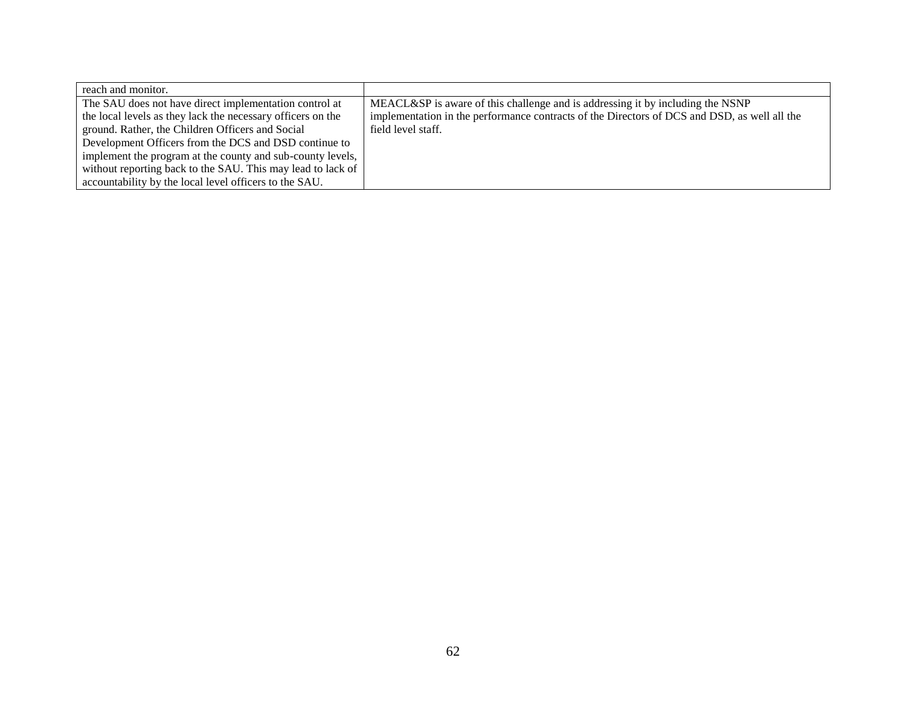| | |
|---|---|
| reach and monitor. | |
| The SAU does not have direct implementation control at the local levels as they lack the necessary officers on the ground. Rather, the Children Officers and Social Development Officers from the DCS and DSD continue to implement the program at the county and sub-county levels, without reporting back to the SAU. This may lead to lack of accountability by the local level officers to the SAU. | MEACL&SP is aware of this challenge and is addressing it by including the NSNP implementation in the performance contracts of the Directors of DCS and DSD, as well all the field level staff. |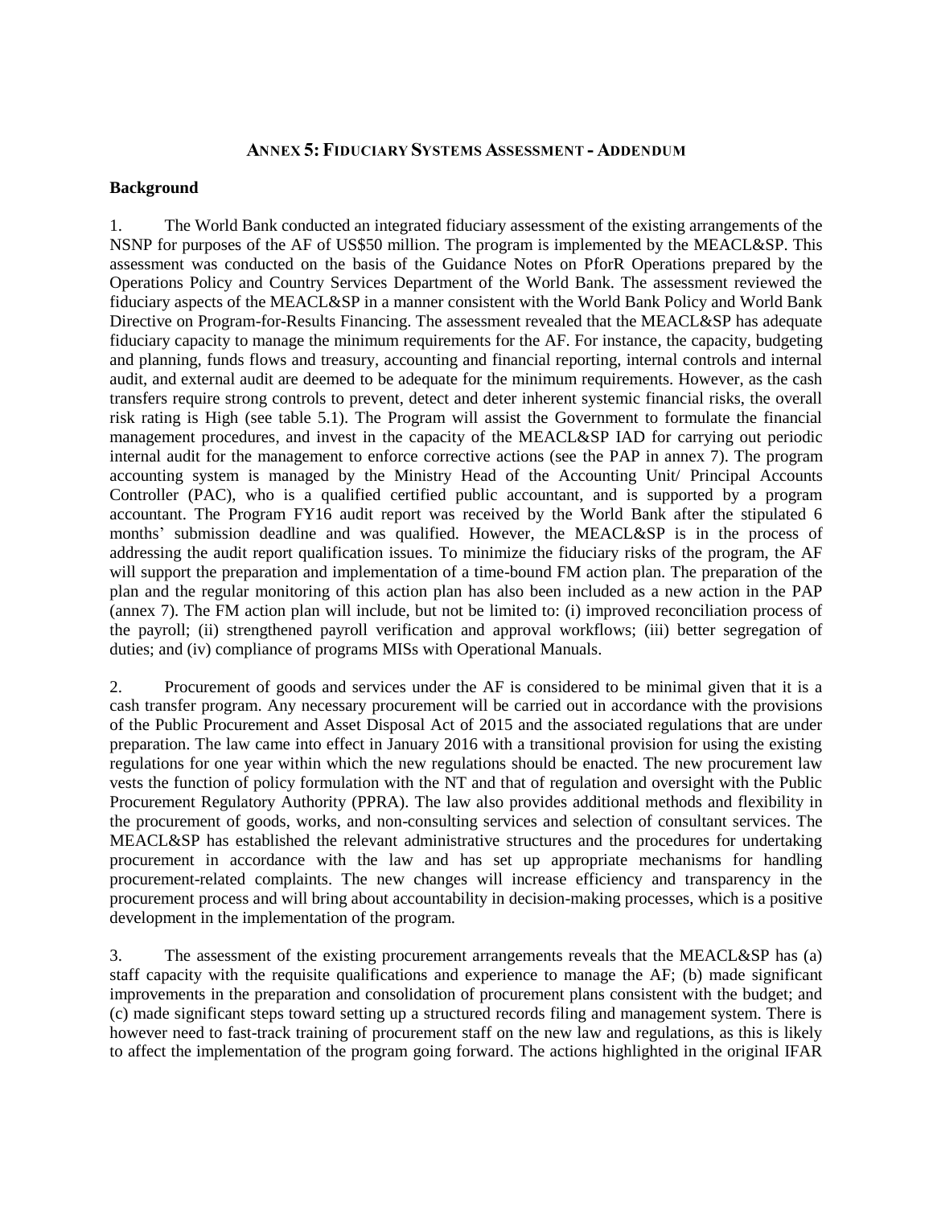## Annex 5: Fiduciary Systems Assessment - Addendum

**Background**

1. The World Bank conducted an integrated fiduciary assessment of the existing arrangements of the NSNP for purposes of the AF of US$50 million. The program is implemented by the MEACL&SP. This assessment was conducted on the basis of the Guidance Notes on PforR Operations prepared by the Operations Policy and Country Services Department of the World Bank. The assessment reviewed the fiduciary aspects of the MEACL&SP in a manner consistent with the World Bank Policy and World Bank Directive on Program-for-Results Financing. The assessment revealed that the MEACL&SP has adequate fiduciary capacity to manage the minimum requirements for the AF. For instance, the capacity, budgeting and planning, funds flows and treasury, accounting and financial reporting, internal controls and internal audit, and external audit are deemed to be adequate for the minimum requirements. However, as the cash transfers require strong controls to prevent, detect and deter inherent systemic financial risks, the overall risk rating is High (see table 5.1). The Program will assist the Government to formulate the financial management procedures, and invest in the capacity of the MEACL&SP IAD for carrying out periodic internal audit for the management to enforce corrective actions (see the PAP in annex 7). The program accounting system is managed by the Ministry Head of the Accounting Unit/ Principal Accounts Controller (PAC), who is a qualified certified public accountant, and is supported by a program accountant. The Program FY16 audit report was received by the World Bank after the stipulated 6 months' submission deadline and was qualified. However, the MEACL&SP is in the process of addressing the audit report qualification issues. To minimize the fiduciary risks of the program, the AF will support the preparation and implementation of a time-bound FM action plan. The preparation of the plan and the regular monitoring of this action plan has also been included as a new action in the PAP (annex 7). The FM action plan will include, but not be limited to: (i) improved reconciliation process of the payroll; (ii) strengthened payroll verification and approval workflows; (iii) better segregation of duties; and (iv) compliance of programs MISs with Operational Manuals.

2. Procurement of goods and services under the AF is considered to be minimal given that it is a cash transfer program. Any necessary procurement will be carried out in accordance with the provisions of the Public Procurement and Asset Disposal Act of 2015 and the associated regulations that are under preparation. The law came into effect in January 2016 with a transitional provision for using the existing regulations for one year within which the new regulations should be enacted. The new procurement law vests the function of policy formulation with the NT and that of regulation and oversight with the Public Procurement Regulatory Authority (PPRA). The law also provides additional methods and flexibility in the procurement of goods, works, and non-consulting services and selection of consultant services. The MEACL&SP has established the relevant administrative structures and the procedures for undertaking procurement in accordance with the law and has set up appropriate mechanisms for handling procurement-related complaints. The new changes will increase efficiency and transparency in the procurement process and will bring about accountability in decision-making processes, which is a positive development in the implementation of the program.

3. The assessment of the existing procurement arrangements reveals that the MEACL&SP has (a) staff capacity with the requisite qualifications and experience to manage the AF; (b) made significant improvements in the preparation and consolidation of procurement plans consistent with the budget; and (c) made significant steps toward setting up a structured records filing and management system. There is however need to fast-track training of procurement staff on the new law and regulations, as this is likely to affect the implementation of the program going forward. The actions highlighted in the original IFAR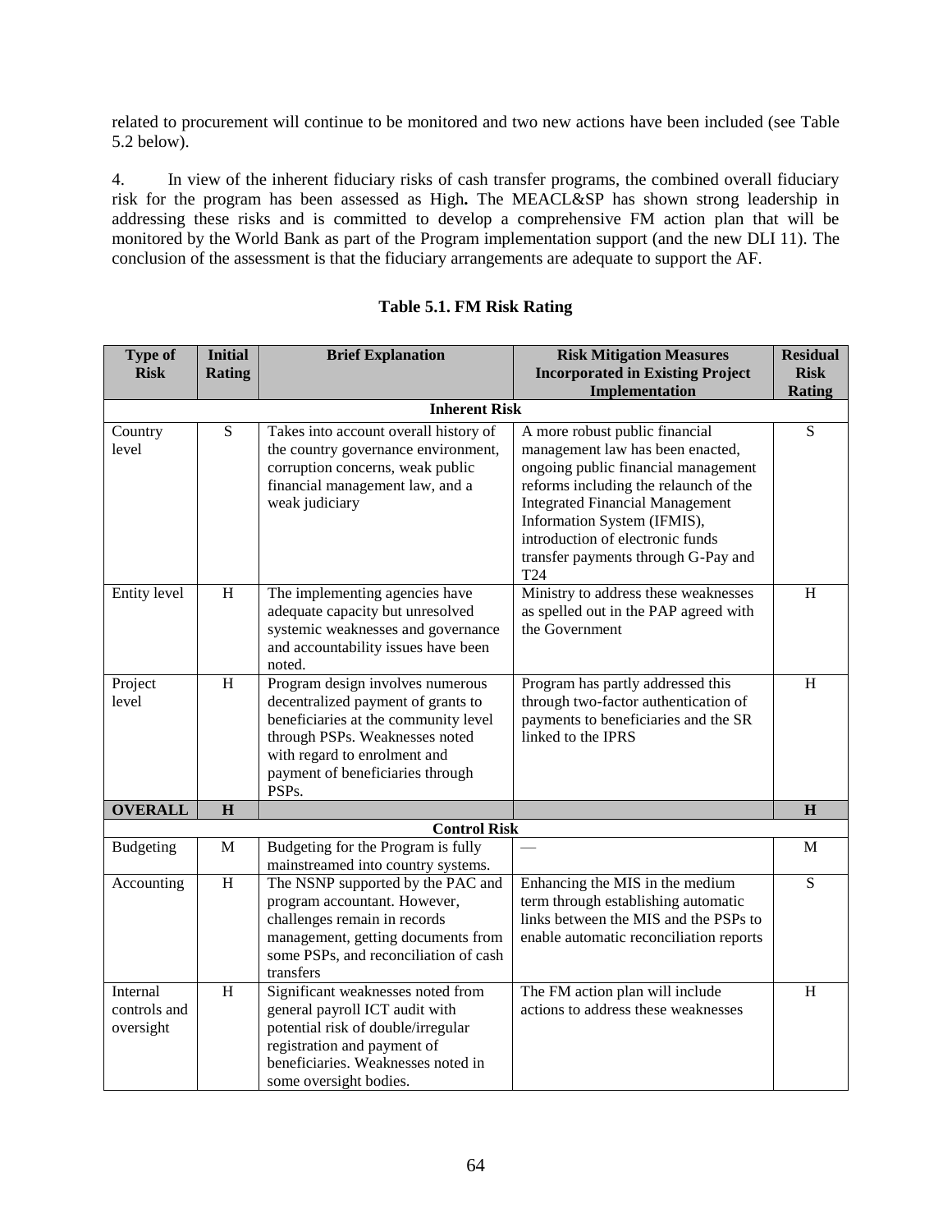related to procurement will continue to be monitored and two new actions have been included (see Table 5.2 below).

4. In view of the inherent fiduciary risks of cash transfer programs, the combined overall fiduciary risk for the program has been assessed as High**.** The MEACL&SP has shown strong leadership in addressing these risks and is committed to develop a comprehensive FM action plan that will be monitored by the World Bank as part of the Program implementation support (and the new DLI 11). The conclusion of the assessment is that the fiduciary arrangements are adequate to support the AF.

**Table 5.1. FM Risk Rating**

| Type of Risk | Initial Rating | Brief Explanation | Risk Mitigation Measures Incorporated in Existing Project Implementation | Residual Risk Rating |
|---|---|---|---|---|
| **Inherent Risk** | | | | |
| Country level | S | Takes into account overall history of the country governance environment, corruption concerns, weak public financial management law, and a weak judiciary | A more robust public financial management law has been enacted, ongoing public financial management reforms including the relaunch of the Integrated Financial Management Information System (IFMIS), introduction of electronic funds transfer payments through G-Pay and T24 | S |
| Entity level | H | The implementing agencies have adequate capacity but unresolved systemic weaknesses and governance and accountability issues have been noted. | Ministry to address these weaknesses as spelled out in the PAP agreed with the Government | H |
| Project level | H | Program design involves numerous decentralized payment of grants to beneficiaries at the community level through PSPs. Weaknesses noted with regard to enrolment and payment of beneficiaries through PSPs. | Program has partly addressed this through two-factor authentication of payments to beneficiaries and the SR linked to the IPRS | H |
| **OVERALL** | **H** | | | **H** |
| **Control Risk** | | | | |
| Budgeting | M | Budgeting for the Program is fully mainstreamed into country systems. | — | M |
| Accounting | H | The NSNP supported by the PAC and program accountant. However, challenges remain in records management, getting documents from some PSPs, and reconciliation of cash transfers | Enhancing the MIS in the medium term through establishing automatic links between the MIS and the PSPs to enable automatic reconciliation reports | S |
| Internal controls and oversight | H | Significant weaknesses noted from general payroll ICT audit with potential risk of double/irregular registration and payment of beneficiaries. Weaknesses noted in some oversight bodies. | The FM action plan will include actions to address these weaknesses | H |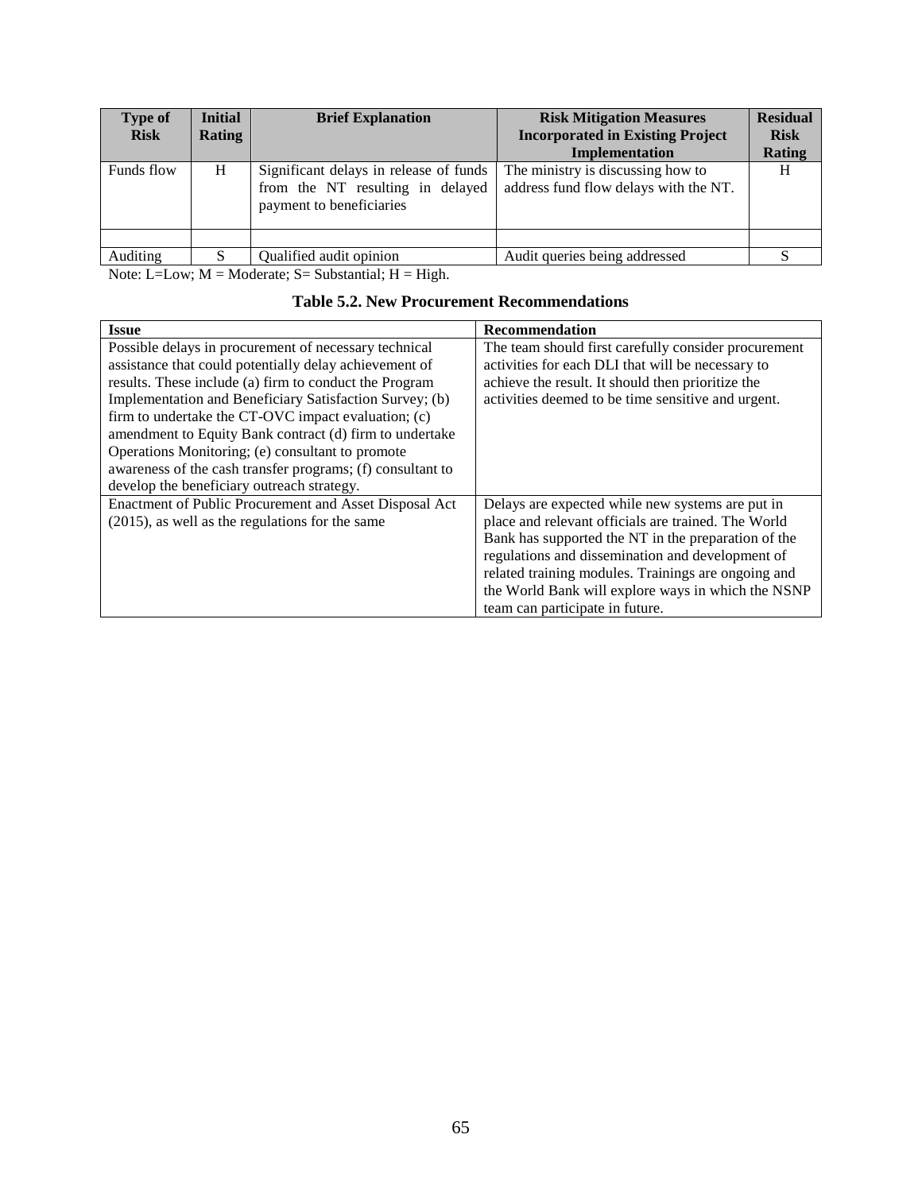| Type of Risk | Initial Rating | Brief Explanation | Risk Mitigation Measures Incorporated in Existing Project Implementation | Residual Risk Rating |
|---|---|---|---|---|
| Funds flow | H | Significant delays in release of funds from the NT resulting in delayed payment to beneficiaries | The ministry is discussing how to address fund flow delays with the NT. | H |
| | | | | |
| Auditing | S | Qualified audit opinion | Audit queries being addressed | S |

Note: L=Low; M = Moderate; S= Substantial; H = High.

**Table 5.2. New Procurement Recommendations**

| Issue | Recommendation |
|---|---|
| Possible delays in procurement of necessary technical assistance that could potentially delay achievement of results. These include (a) firm to conduct the Program Implementation and Beneficiary Satisfaction Survey; (b) firm to undertake the CT-OVC impact evaluation; (c) amendment to Equity Bank contract (d) firm to undertake Operations Monitoring; (e) consultant to promote awareness of the cash transfer programs; (f) consultant to develop the beneficiary outreach strategy. | The team should first carefully consider procurement activities for each DLI that will be necessary to achieve the result. It should then prioritize the activities deemed to be time sensitive and urgent. |
| Enactment of Public Procurement and Asset Disposal Act (2015), as well as the regulations for the same | Delays are expected while new systems are put in place and relevant officials are trained. The World Bank has supported the NT in the preparation of the regulations and dissemination and development of related training modules. Trainings are ongoing and the World Bank will explore ways in which the NSNP team can participate in future. |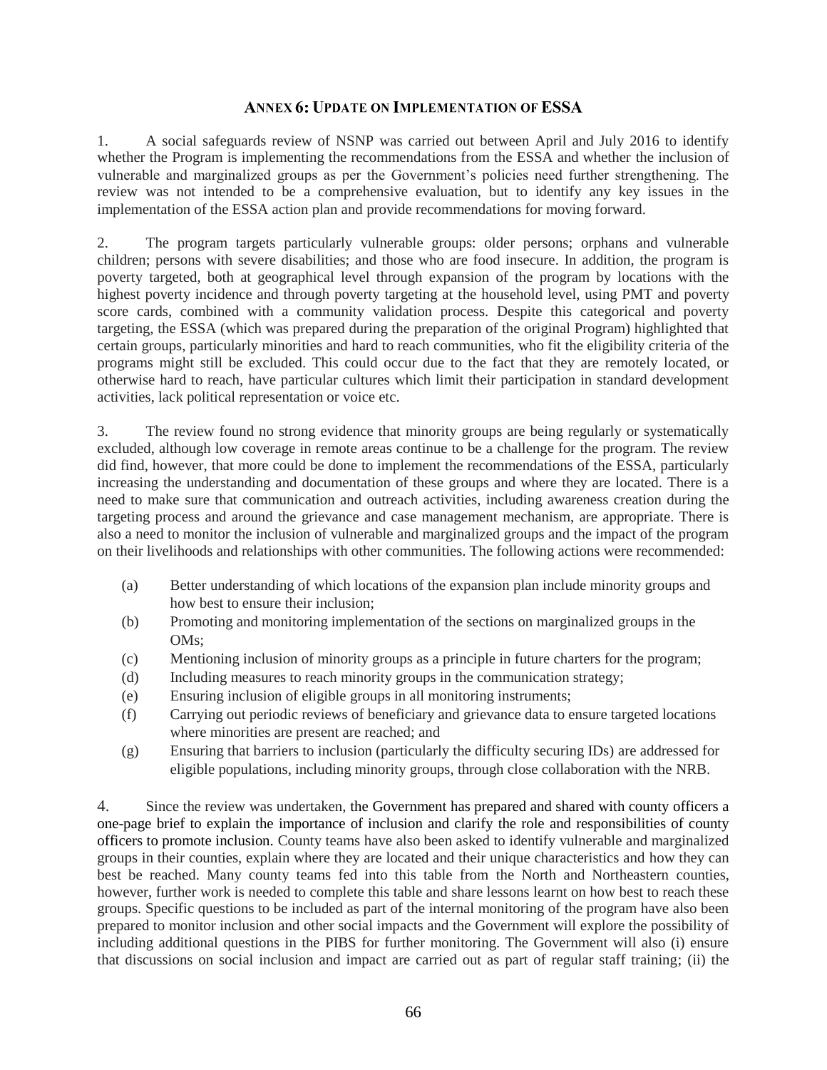## Annex 6: Update on Implementation of ESSA

1. A social safeguards review of NSNP was carried out between April and July 2016 to identify whether the Program is implementing the recommendations from the ESSA and whether the inclusion of vulnerable and marginalized groups as per the Government's policies need further strengthening. The review was not intended to be a comprehensive evaluation, but to identify any key issues in the implementation of the ESSA action plan and provide recommendations for moving forward.

2. The program targets particularly vulnerable groups: older persons; orphans and vulnerable children; persons with severe disabilities; and those who are food insecure. In addition, the program is poverty targeted, both at geographical level through expansion of the program by locations with the highest poverty incidence and through poverty targeting at the household level, using PMT and poverty score cards, combined with a community validation process. Despite this categorical and poverty targeting, the ESSA (which was prepared during the preparation of the original Program) highlighted that certain groups, particularly minorities and hard to reach communities, who fit the eligibility criteria of the programs might still be excluded. This could occur due to the fact that they are remotely located, or otherwise hard to reach, have particular cultures which limit their participation in standard development activities, lack political representation or voice etc.

3. The review found no strong evidence that minority groups are being regularly or systematically excluded, although low coverage in remote areas continue to be a challenge for the program. The review did find, however, that more could be done to implement the recommendations of the ESSA, particularly increasing the understanding and documentation of these groups and where they are located. There is a need to make sure that communication and outreach activities, including awareness creation during the targeting process and around the grievance and case management mechanism, are appropriate. There is also a need to monitor the inclusion of vulnerable and marginalized groups and the impact of the program on their livelihoods and relationships with other communities. The following actions were recommended:

- (a) Better understanding of which locations of the expansion plan include minority groups and how best to ensure their inclusion;
- (b) Promoting and monitoring implementation of the sections on marginalized groups in the OMs;
- (c) Mentioning inclusion of minority groups as a principle in future charters for the program;
- (d) Including measures to reach minority groups in the communication strategy;
- (e) Ensuring inclusion of eligible groups in all monitoring instruments;
- (f) Carrying out periodic reviews of beneficiary and grievance data to ensure targeted locations where minorities are present are reached; and
- (g) Ensuring that barriers to inclusion (particularly the difficulty securing IDs) are addressed for eligible populations, including minority groups, through close collaboration with the NRB.

4. Since the review was undertaken, the Government has prepared and shared with county officers a one-page brief to explain the importance of inclusion and clarify the role and responsibilities of county officers to promote inclusion. County teams have also been asked to identify vulnerable and marginalized groups in their counties, explain where they are located and their unique characteristics and how they can best be reached. Many county teams fed into this table from the North and Northeastern counties, however, further work is needed to complete this table and share lessons learnt on how best to reach these groups. Specific questions to be included as part of the internal monitoring of the program have also been prepared to monitor inclusion and other social impacts and the Government will explore the possibility of including additional questions in the PIBS for further monitoring. The Government will also (i) ensure that discussions on social inclusion and impact are carried out as part of regular staff training; (ii) the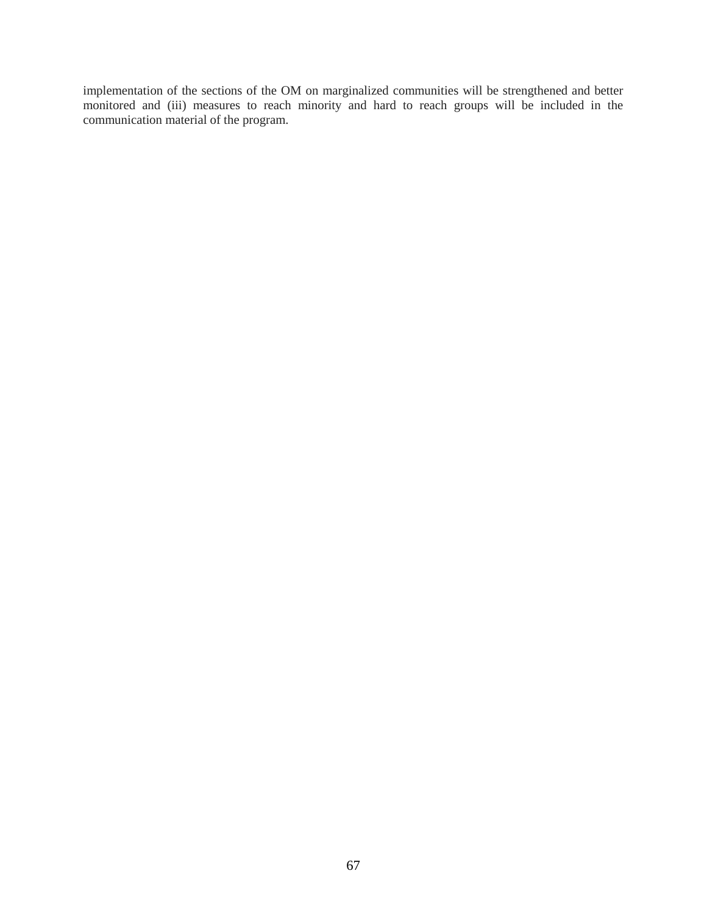implementation of the sections of the OM on marginalized communities will be strengthened and better monitored and (iii) measures to reach minority and hard to reach groups will be included in the communication material of the program.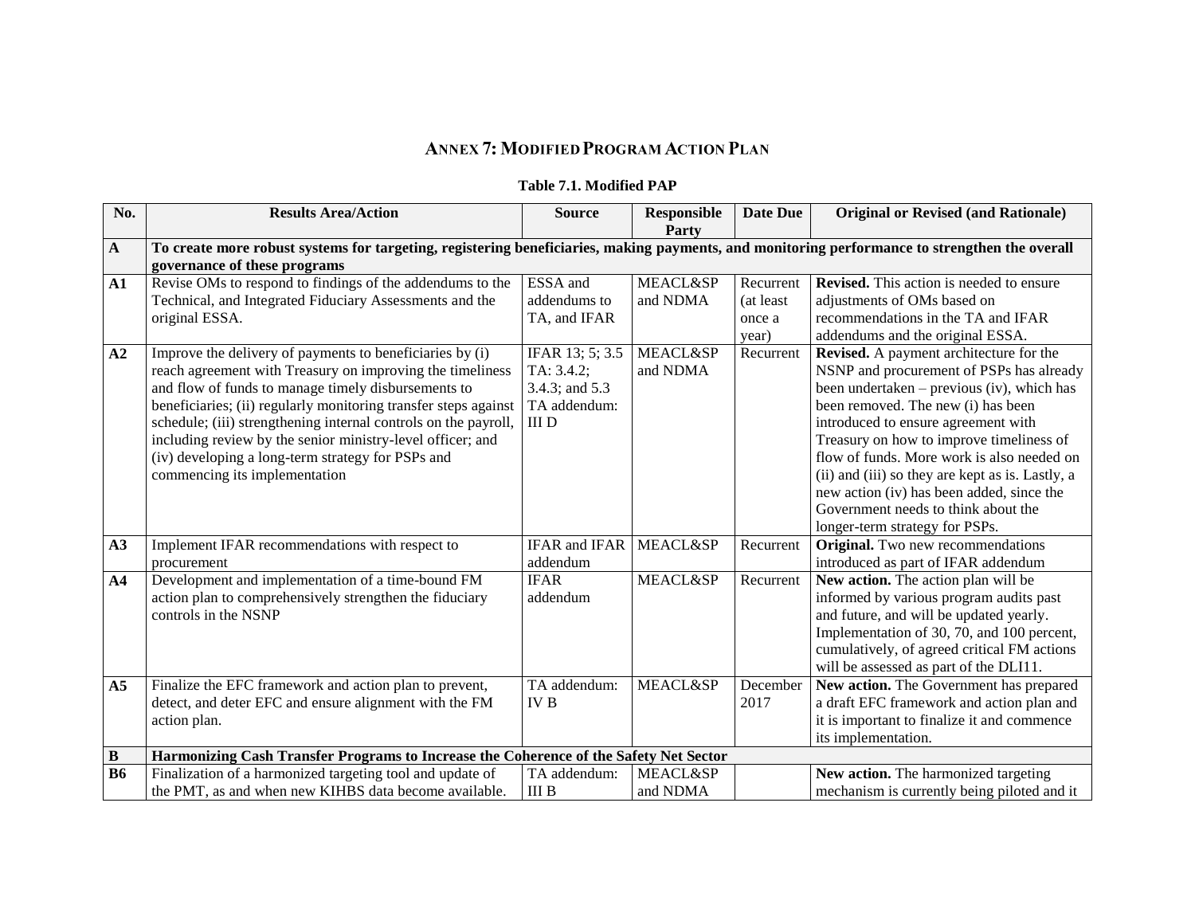# Annex 7: Modified Program Action Plan

**Table 7.1. Modified PAP**

| No. | Results Area/Action | Source | Responsible Party | Date Due | Original or Revised (and Rationale) |
|---|---|---|---|---|---|
| **A** | **To create more robust systems for targeting, registering beneficiaries, making payments, and monitoring performance to strengthen the overall governance of these programs** | | | | |
| **A1** | Revise OMs to respond to findings of the addendums to the Technical, and Integrated Fiduciary Assessments and the original ESSA. | ESSA and addendums to TA, and IFAR | MEACL&SP and NDMA | Recurrent (at least once a year) | **Revised.** This action is needed to ensure adjustments of OMs based on recommendations in the TA and IFAR addendums and the original ESSA. |
| **A2** | Improve the delivery of payments to beneficiaries by (i) reach agreement with Treasury on improving the timeliness and flow of funds to manage timely disbursements to beneficiaries; (ii) regularly monitoring transfer steps against schedule; (iii) strengthening internal controls on the payroll, including review by the senior ministry-level officer; and (iv) developing a long-term strategy for PSPs and commencing its implementation | IFAR 13; 5; 3.5 TA: 3.4.2; 3.4.3; and 5.3 TA addendum: III D | MEACL&SP and NDMA | Recurrent | **Revised.** A payment architecture for the NSNP and procurement of PSPs has already been undertaken – previous (iv), which has been removed. The new (i) has been introduced to ensure agreement with Treasury on how to improve timeliness of flow of funds. More work is also needed on (ii) and (iii) so they are kept as is. Lastly, a new action (iv) has been added, since the Government needs to think about the longer-term strategy for PSPs. |
| **A3** | Implement IFAR recommendations with respect to procurement | IFAR and IFAR addendum | MEACL&SP | Recurrent | **Original.** Two new recommendations introduced as part of IFAR addendum |
| **A4** | Development and implementation of a time-bound FM action plan to comprehensively strengthen the fiduciary controls in the NSNP | IFAR addendum | MEACL&SP | Recurrent | **New action.** The action plan will be informed by various program audits past and future, and will be updated yearly. Implementation of 30, 70, and 100 percent, cumulatively, of agreed critical FM actions will be assessed as part of the DLI11. |
| **A5** | Finalize the EFC framework and action plan to prevent, detect, and deter EFC and ensure alignment with the FM action plan. | TA addendum: IV B | MEACL&SP | December 2017 | **New action.** The Government has prepared a draft EFC framework and action plan and it is important to finalize it and commence its implementation. |
| **B** | **Harmonizing Cash Transfer Programs to Increase the Coherence of the Safety Net Sector** | | | | |
| **B6** | Finalization of a harmonized targeting tool and update of the PMT, as and when new KIHBS data become available. | TA addendum: III B | MEACL&SP and NDMA | | **New action.** The harmonized targeting mechanism is currently being piloted and it |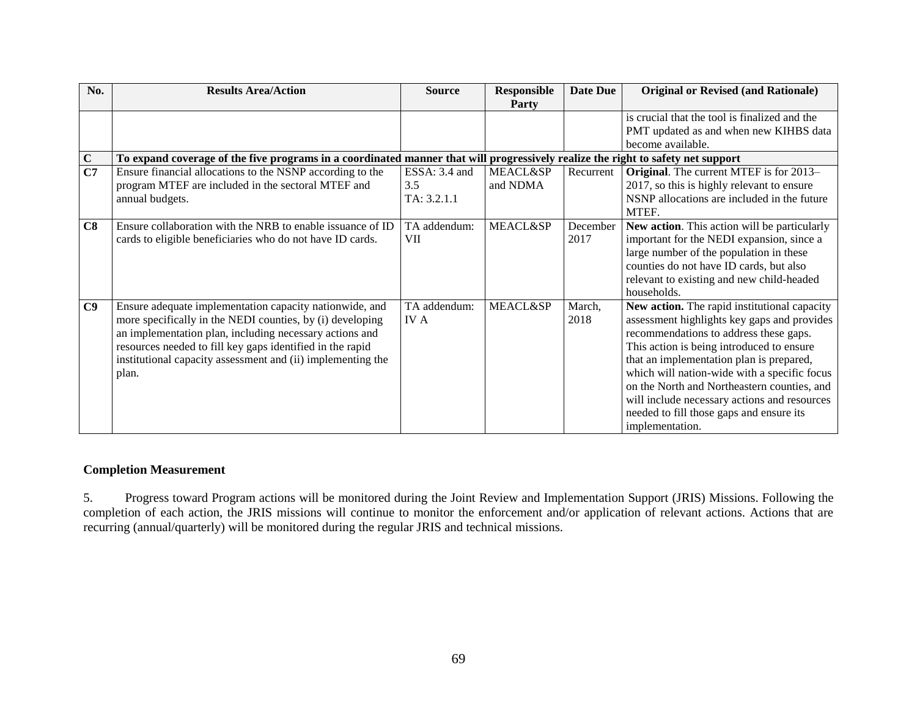| No. | Results Area/Action | Source | Responsible Party | Date Due | Original or Revised (and Rationale) |
|---|---|---|---|---|---|
| | | | | | is crucial that the tool is finalized and the PMT updated as and when new KIHBS data become available. |
| **C** | **To expand coverage of the five programs in a coordinated manner that will progressively realize the right to safety net support** | | | | |
| **C7** | Ensure financial allocations to the NSNP according to the program MTEF are included in the sectoral MTEF and annual budgets. | ESSA: 3.4 and 3.5 TA: 3.2.1.1 | MEACL&SP and NDMA | Recurrent | **Original**. The current MTEF is for 2013–2017, so this is highly relevant to ensure NSNP allocations are included in the future MTEF. |
| **C8** | Ensure collaboration with the NRB to enable issuance of ID cards to eligible beneficiaries who do not have ID cards. | TA addendum: VII | MEACL&SP | December 2017 | **New action**. This action will be particularly important for the NEDI expansion, since a large number of the population in these counties do not have ID cards, but also relevant to existing and new child-headed households. |
| **C9** | Ensure adequate implementation capacity nationwide, and more specifically in the NEDI counties, by (i) developing an implementation plan, including necessary actions and resources needed to fill key gaps identified in the rapid institutional capacity assessment and (ii) implementing the plan. | TA addendum: IV A | MEACL&SP | March, 2018 | **New action.** The rapid institutional capacity assessment highlights key gaps and provides recommendations to address these gaps. This action is being introduced to ensure that an implementation plan is prepared, which will nation-wide with a specific focus on the North and Northeastern counties, and will include necessary actions and resources needed to fill those gaps and ensure its implementation. |

**Completion Measurement**

5. Progress toward Program actions will be monitored during the Joint Review and Implementation Support (JRIS) Missions. Following the completion of each action, the JRIS missions will continue to monitor the enforcement and/or application of relevant actions. Actions that are recurring (annual/quarterly) will be monitored during the regular JRIS and technical missions.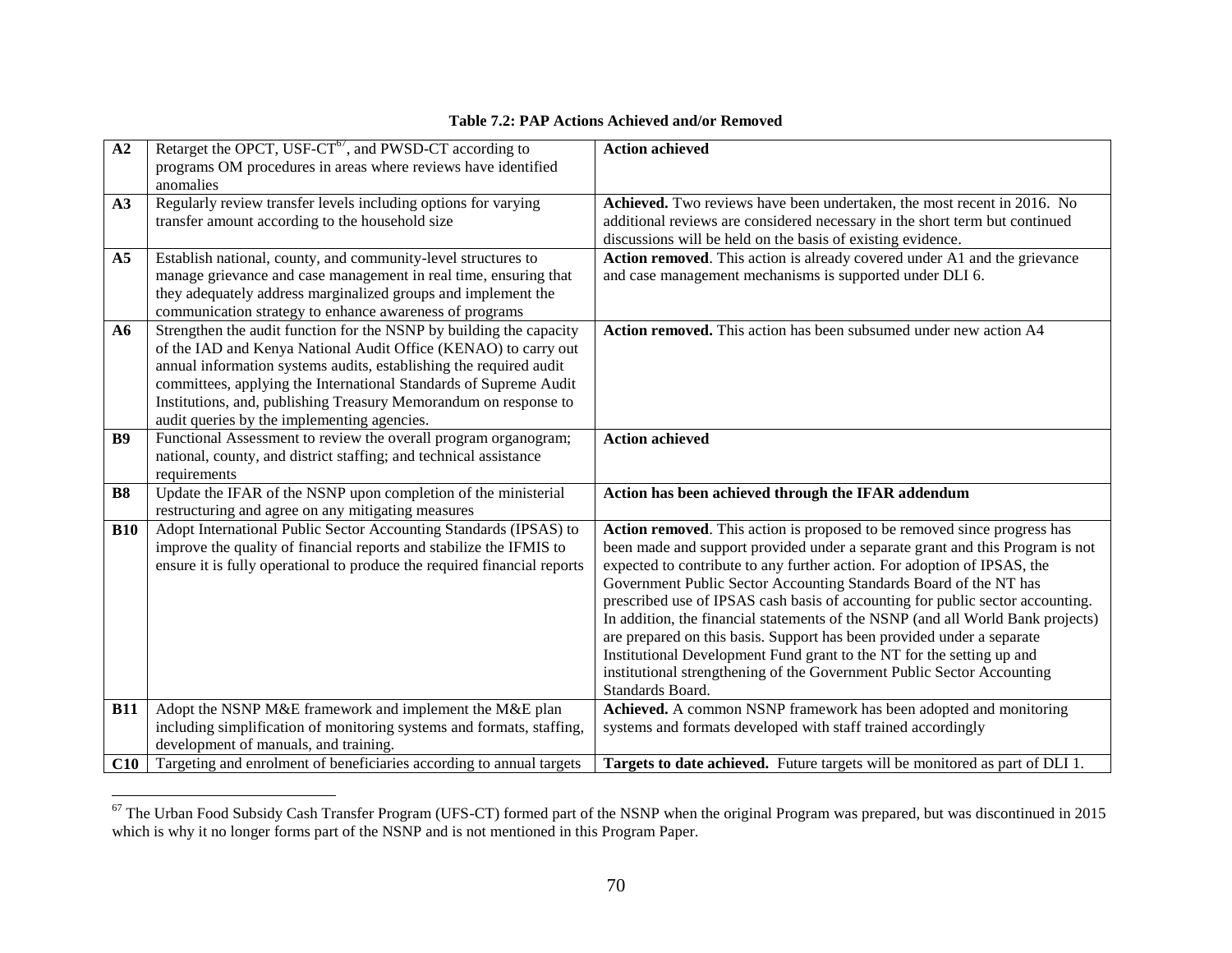**Table 7.2: PAP Actions Achieved and/or Removed**

| | | |
|---|---|---|
| **A2** | Retarget the OPCT, USF-CT[67], and PWSD-CT according to programs OM procedures in areas where reviews have identified anomalies | **Action achieved** |
| **A3** | Regularly review transfer levels including options for varying transfer amount according to the household size | **Achieved.** Two reviews have been undertaken, the most recent in 2016. No additional reviews are considered necessary in the short term but continued discussions will be held on the basis of existing evidence. |
| **A5** | Establish national, county, and community-level structures to manage grievance and case management in real time, ensuring that they adequately address marginalized groups and implement the communication strategy to enhance awareness of programs | **Action removed**. This action is already covered under A1 and the grievance and case management mechanisms is supported under DLI 6. |
| **A6** | Strengthen the audit function for the NSNP by building the capacity of the IAD and Kenya National Audit Office (KENAO) to carry out annual information systems audits, establishing the required audit committees, applying the International Standards of Supreme Audit Institutions, and, publishing Treasury Memorandum on response to audit queries by the implementing agencies. | **Action removed.** This action has been subsumed under new action A4 |
| **B9** | Functional Assessment to review the overall program organogram; national, county, and district staffing; and technical assistance requirements | **Action achieved** |
| **B8** | Update the IFAR of the NSNP upon completion of the ministerial restructuring and agree on any mitigating measures | **Action has been achieved through the IFAR addendum** |
| **B10** | Adopt International Public Sector Accounting Standards (IPSAS) to improve the quality of financial reports and stabilize the IFMIS to ensure it is fully operational to produce the required financial reports | **Action removed**. This action is proposed to be removed since progress has been made and support provided under a separate grant and this Program is not expected to contribute to any further action. For adoption of IPSAS, the Government Public Sector Accounting Standards Board of the NT has prescribed use of IPSAS cash basis of accounting for public sector accounting. In addition, the financial statements of the NSNP (and all World Bank projects) are prepared on this basis. Support has been provided under a separate Institutional Development Fund grant to the NT for the setting up and institutional strengthening of the Government Public Sector Accounting Standards Board. |
| **B11** | Adopt the NSNP M&E framework and implement the M&E plan including simplification of monitoring systems and formats, staffing, development of manuals, and training. | **Achieved.** A common NSNP framework has been adopted and monitoring systems and formats developed with staff trained accordingly |
| **C10** | Targeting and enrolment of beneficiaries according to annual targets | **Targets to date achieved.** Future targets will be monitored as part of DLI 1. |

[67] The Urban Food Subsidy Cash Transfer Program (UFS-CT) formed part of the NSNP when the original Program was prepared, but was discontinued in 2015 which is why it no longer forms part of the NSNP and is not mentioned in this Program Paper.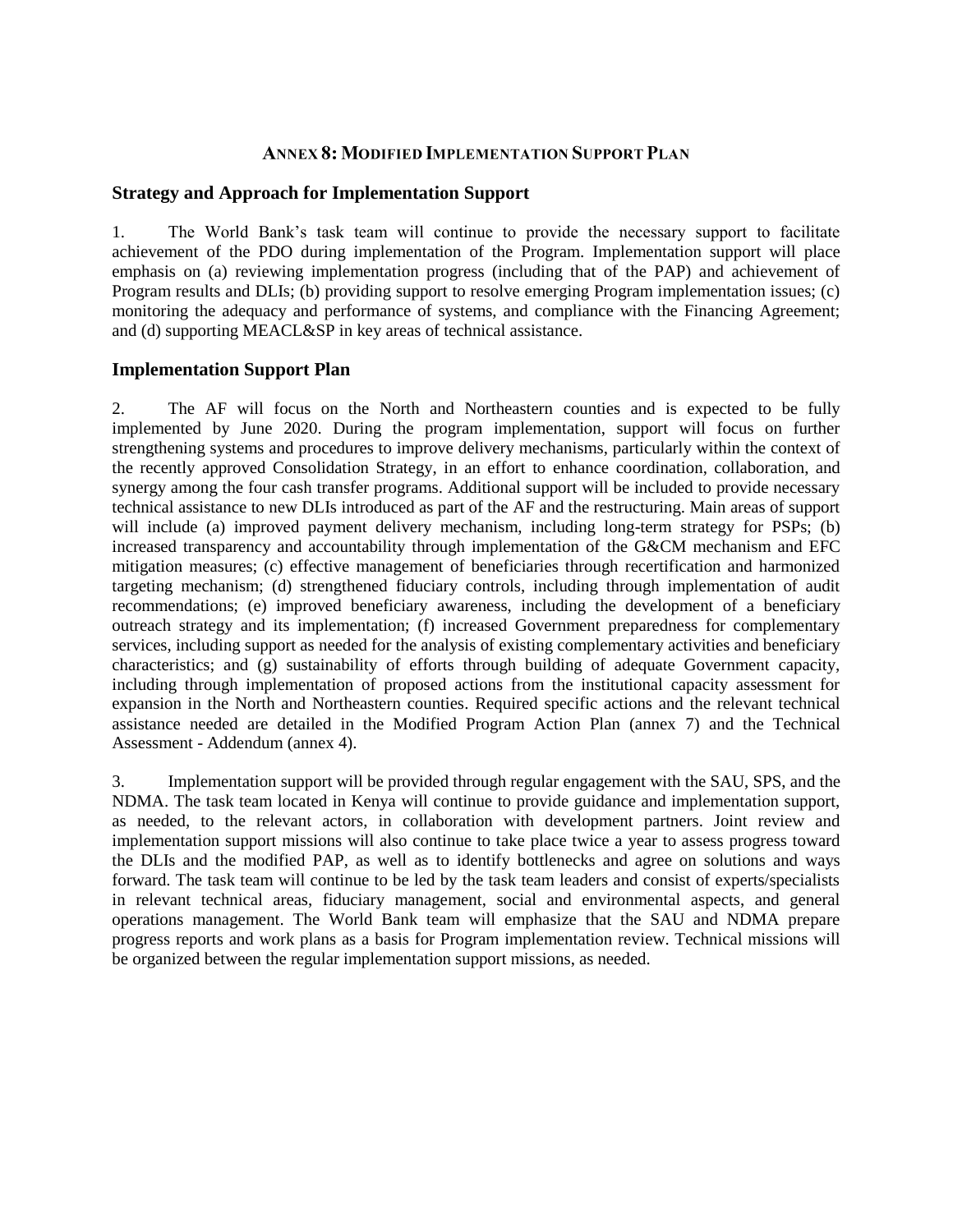# ANNEX 8: MODIFIED IMPLEMENTATION SUPPORT PLAN

## Strategy and Approach for Implementation Support

1. The World Bank's task team will continue to provide the necessary support to facilitate achievement of the PDO during implementation of the Program. Implementation support will place emphasis on (a) reviewing implementation progress (including that of the PAP) and achievement of Program results and DLIs; (b) providing support to resolve emerging Program implementation issues; (c) monitoring the adequacy and performance of systems, and compliance with the Financing Agreement; and (d) supporting MEACL&SP in key areas of technical assistance.

## Implementation Support Plan

2. The AF will focus on the North and Northeastern counties and is expected to be fully implemented by June 2020. During the program implementation, support will focus on further strengthening systems and procedures to improve delivery mechanisms, particularly within the context of the recently approved Consolidation Strategy, in an effort to enhance coordination, collaboration, and synergy among the four cash transfer programs. Additional support will be included to provide necessary technical assistance to new DLIs introduced as part of the AF and the restructuring. Main areas of support will include (a) improved payment delivery mechanism, including long-term strategy for PSPs; (b) increased transparency and accountability through implementation of the G&CM mechanism and EFC mitigation measures; (c) effective management of beneficiaries through recertification and harmonized targeting mechanism; (d) strengthened fiduciary controls, including through implementation of audit recommendations; (e) improved beneficiary awareness, including the development of a beneficiary outreach strategy and its implementation; (f) increased Government preparedness for complementary services, including support as needed for the analysis of existing complementary activities and beneficiary characteristics; and (g) sustainability of efforts through building of adequate Government capacity, including through implementation of proposed actions from the institutional capacity assessment for expansion in the North and Northeastern counties. Required specific actions and the relevant technical assistance needed are detailed in the Modified Program Action Plan (annex 7) and the Technical Assessment - Addendum (annex 4).

3. Implementation support will be provided through regular engagement with the SAU, SPS, and the NDMA. The task team located in Kenya will continue to provide guidance and implementation support, as needed, to the relevant actors, in collaboration with development partners. Joint review and implementation support missions will also continue to take place twice a year to assess progress toward the DLIs and the modified PAP, as well as to identify bottlenecks and agree on solutions and ways forward. The task team will continue to be led by the task team leaders and consist of experts/specialists in relevant technical areas, fiduciary management, social and environmental aspects, and general operations management. The World Bank team will emphasize that the SAU and NDMA prepare progress reports and work plans as a basis for Program implementation review. Technical missions will be organized between the regular implementation support missions, as needed.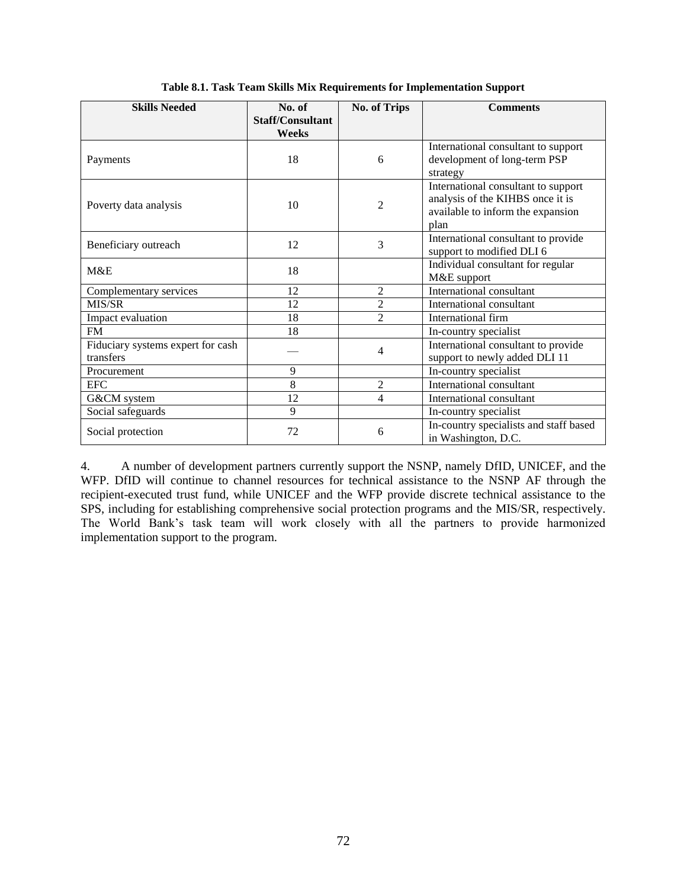**Table 8.1. Task Team Skills Mix Requirements for Implementation Support**

| Skills Needed | No. of Staff/Consultant Weeks | No. of Trips | Comments |
|---|---|---|---|
| Payments | 18 | 6 | International consultant to support development of long-term PSP strategy |
| Poverty data analysis | 10 | 2 | International consultant to support analysis of the KIHBS once it is available to inform the expansion plan |
| Beneficiary outreach | 12 | 3 | International consultant to provide support to modified DLI 6 |
| M&E | 18 | | Individual consultant for regular M&E support |
| Complementary services | 12 | 2 | International consultant |
| MIS/SR | 12 | 2 | International consultant |
| Impact evaluation | 18 | 2 | International firm |
| FM | 18 | | In-country specialist |
| Fiduciary systems expert for cash transfers | — | 4 | International consultant to provide support to newly added DLI 11 |
| Procurement | 9 | | In-country specialist |
| EFC | 8 | 2 | International consultant |
| G&CM system | 12 | 4 | International consultant |
| Social safeguards | 9 | | In-country specialist |
| Social protection | 72 | 6 | In-country specialists and staff based in Washington, D.C. |

4. A number of development partners currently support the NSNP, namely DfID, UNICEF, and the WFP. DfID will continue to channel resources for technical assistance to the NSNP AF through the recipient-executed trust fund, while UNICEF and the WFP provide discrete technical assistance to the SPS, including for establishing comprehensive social protection programs and the MIS/SR, respectively. The World Bank's task team will work closely with all the partners to provide harmonized implementation support to the program.